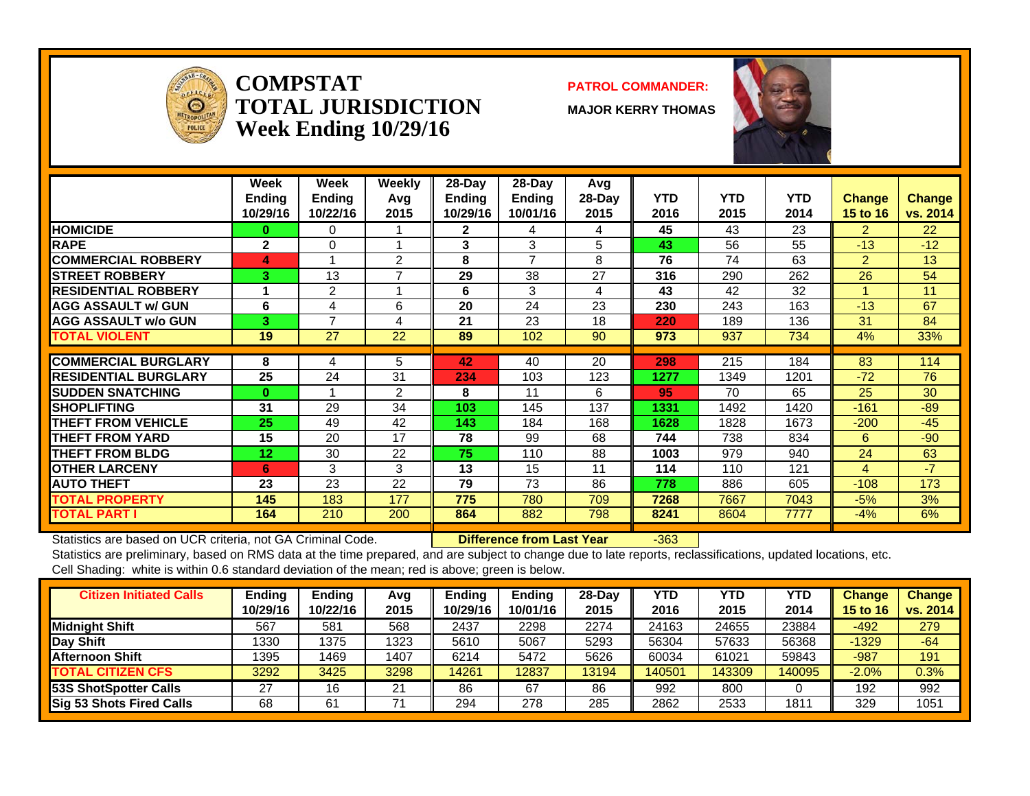# COMPSTAT TOTAL JURISDICTION
## Week Ending 10/29/16

**PATROL COMMANDER:**

**MAJOR KERRY THOMAS**

| | Week Ending 10/29/16 | Week Ending 10/22/16 | Weekly Avg 2015 | 28-Day Ending 10/29/16 | 28-Day Ending 10/01/16 | Avg 28-Day 2015 | YTD 2016 | YTD 2015 | YTD 2014 | Change 15 to 16 | Change vs. 2014 |
|---|---|---|---|---|---|---|---|---|---|---|---|
| HOMICIDE | 0 | 0 | 1 | 2 | 4 | 4 | 45 | 43 | 23 | 2 | 22 |
| RAPE | 2 | 0 | 1 | 3 | 3 | 5 | 43 | 56 | 55 | -13 | -12 |
| COMMERCIAL ROBBERY | 4 | 1 | 2 | 8 | 7 | 8 | 76 | 74 | 63 | 2 | 13 |
| STREET ROBBERY | 3 | 13 | 7 | 29 | 38 | 27 | 316 | 290 | 262 | 26 | 54 |
| RESIDENTIAL ROBBERY | 1 | 2 | 1 | 6 | 3 | 4 | 43 | 42 | 32 | 1 | 11 |
| AGG ASSAULT w/ GUN | 6 | 4 | 6 | 20 | 24 | 23 | 230 | 243 | 163 | -13 | 67 |
| AGG ASSAULT w/o GUN | 3 | 7 | 4 | 21 | 23 | 18 | 220 | 189 | 136 | 31 | 84 |
| TOTAL VIOLENT | 19 | 27 | 22 | 89 | 102 | 90 | 973 | 937 | 734 | 4% | 33% |
| COMMERCIAL BURGLARY | 8 | 4 | 5 | 42 | 40 | 20 | 298 | 215 | 184 | 83 | 114 |
| RESIDENTIAL BURGLARY | 25 | 24 | 31 | 234 | 103 | 123 | 1277 | 1349 | 1201 | -72 | 76 |
| SUDDEN SNATCHING | 0 | 1 | 2 | 8 | 11 | 6 | 95 | 70 | 65 | 25 | 30 |
| SHOPLIFTING | 31 | 29 | 34 | 103 | 145 | 137 | 1331 | 1492 | 1420 | -161 | -89 |
| THEFT FROM VEHICLE | 25 | 49 | 42 | 143 | 184 | 168 | 1628 | 1828 | 1673 | -200 | -45 |
| THEFT FROM YARD | 15 | 20 | 17 | 78 | 99 | 68 | 744 | 738 | 834 | 6 | -90 |
| THEFT FROM BLDG | 12 | 30 | 22 | 75 | 110 | 88 | 1003 | 979 | 940 | 24 | 63 |
| OTHER LARCENY | 6 | 3 | 3 | 13 | 15 | 11 | 114 | 110 | 121 | 4 | -7 |
| AUTO THEFT | 23 | 23 | 22 | 79 | 73 | 86 | 778 | 886 | 605 | -108 | 173 |
| TOTAL PROPERTY | 145 | 183 | 177 | 775 | 780 | 709 | 7268 | 7667 | 7043 | -5% | 3% |
| TOTAL PART I | 164 | 210 | 200 | 864 | 882 | 798 | 8241 | 8604 | 7777 | -4% | 6% |

Statistics are based on UCR criteria, not GA Criminal Code. **Difference from Last Year** -363

Statistics are preliminary, based on RMS data at the time prepared, and are subject to change due to late reports, reclassifications, updated locations, etc.

Cell Shading: white is within 0.6 standard deviation of the mean; red is above; green is below.

| Citizen Initiated Calls | Ending 10/29/16 | Ending 10/22/16 | Avg 2015 | Ending 10/29/16 | Ending 10/01/16 | 28-Day 2015 | YTD 2016 | YTD 2015 | YTD 2014 | Change 15 to 16 | Change vs. 2014 |
|---|---|---|---|---|---|---|---|---|---|---|---|
| Midnight Shift | 567 | 581 | 568 | 2437 | 2298 | 2274 | 24163 | 24655 | 23884 | -492 | 279 |
| Day Shift | 1330 | 1375 | 1323 | 5610 | 5067 | 5293 | 56304 | 57633 | 56368 | -1329 | -64 |
| Afternoon Shift | 1395 | 1469 | 1407 | 6214 | 5472 | 5626 | 60034 | 61021 | 59843 | -987 | 191 |
| TOTAL CITIZEN CFS | 3292 | 3425 | 3298 | 14261 | 12837 | 13194 | 140501 | 143309 | 140095 | -2.0% | 0.3% |
| 53S ShotSpotter Calls | 27 | 16 | 21 | 86 | 67 | 86 | 992 | 800 | 0 | 192 | 992 |
| Sig 53 Shots Fired Calls | 68 | 61 | 71 | 294 | 278 | 285 | 2862 | 2533 | 1811 | 329 | 1051 |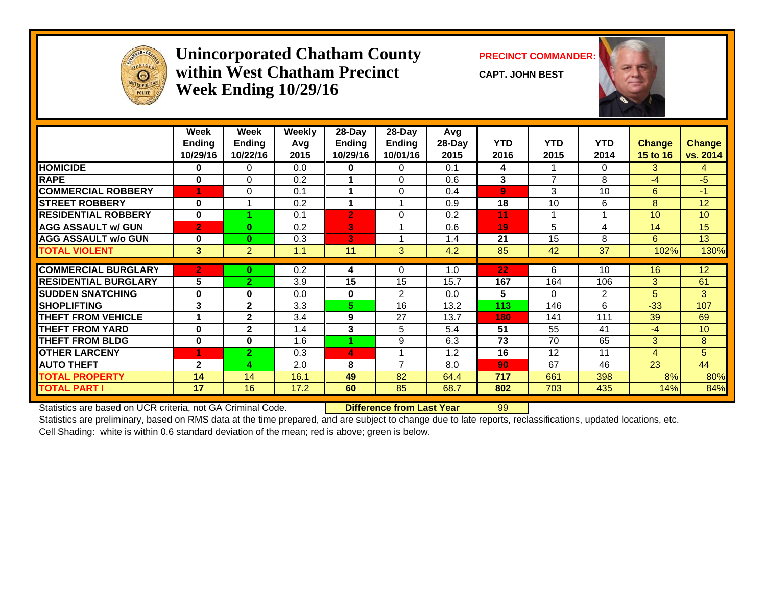# Unincorporated Chatham County within West Chatham Precinct Week Ending 10/29/16

**PRECINCT COMMANDER:**

**CAPT. JOHN BEST**

| | Week Ending 10/29/16 | Week Ending 10/22/16 | Weekly Avg 2015 | 28-Day Ending 10/29/16 | 28-Day Ending 10/01/16 | Avg 28-Day 2015 | YTD 2016 | YTD 2015 | YTD 2014 | Change 15 to 16 | Change vs. 2014 |
|---|---|---|---|---|---|---|---|---|---|---|---|
| HOMICIDE | 0 | 0 | 0.0 | 0 | 0 | 0.1 | 4 | 1 | 0 | 3 | 4 |
| RAPE | 0 | 0 | 0.2 | 1 | 0 | 0.6 | 3 | 7 | 8 | -4 | -5 |
| COMMERCIAL ROBBERY | 1 | 0 | 0.1 | 1 | 0 | 0.4 | 9 | 3 | 10 | 6 | -1 |
| STREET ROBBERY | 0 | 1 | 0.2 | 1 | 1 | 0.9 | 18 | 10 | 6 | 8 | 12 |
| RESIDENTIAL ROBBERY | 0 | 1 | 0.1 | 2 | 0 | 0.2 | 11 | 1 | 1 | 10 | 10 |
| AGG ASSAULT w/ GUN | 2 | 0 | 0.2 | 3 | 1 | 0.6 | 19 | 5 | 4 | 14 | 15 |
| AGG ASSAULT w/o GUN | 0 | 0 | 0.3 | 3 | 1 | 1.4 | 21 | 15 | 8 | 6 | 13 |
| TOTAL VIOLENT | 3 | 2 | 1.1 | 11 | 3 | 4.2 | 85 | 42 | 37 | 102% | 130% |
| COMMERCIAL BURGLARY | 2 | 0 | 0.2 | 4 | 0 | 1.0 | 22 | 6 | 10 | 16 | 12 |
| RESIDENTIAL BURGLARY | 5 | 2 | 3.9 | 15 | 15 | 15.7 | 167 | 164 | 106 | 3 | 61 |
| SUDDEN SNATCHING | 0 | 0 | 0.0 | 0 | 2 | 0.0 | 5 | 0 | 2 | 5 | 3 |
| SHOPLIFTING | 3 | 2 | 3.3 | 5 | 16 | 13.2 | 113 | 146 | 6 | -33 | 107 |
| THEFT FROM VEHICLE | 1 | 2 | 3.4 | 9 | 27 | 13.7 | 180 | 141 | 111 | 39 | 69 |
| THEFT FROM YARD | 0 | 2 | 1.4 | 3 | 5 | 5.4 | 51 | 55 | 41 | -4 | 10 |
| THEFT FROM BLDG | 0 | 0 | 1.6 | 1 | 9 | 6.3 | 73 | 70 | 65 | 3 | 8 |
| OTHER LARCENY | 1 | 2 | 0.3 | 4 | 1 | 1.2 | 16 | 12 | 11 | 4 | 5 |
| AUTO THEFT | 2 | 4 | 2.0 | 8 | 7 | 8.0 | 90 | 67 | 46 | 23 | 44 |
| TOTAL PROPERTY | 14 | 14 | 16.1 | 49 | 82 | 64.4 | 717 | 661 | 398 | 8% | 80% |
| TOTAL PART I | 17 | 16 | 17.2 | 60 | 85 | 68.7 | 802 | 703 | 435 | 14% | 84% |

Statistics are based on UCR criteria, not GA Criminal Code. **Difference from Last Year** 99

Statistics are preliminary, based on RMS data at the time prepared, and are subject to change due to late reports, reclassifications, updated locations, etc.

Cell Shading: white is within 0.6 standard deviation of the mean; red is above; green is below.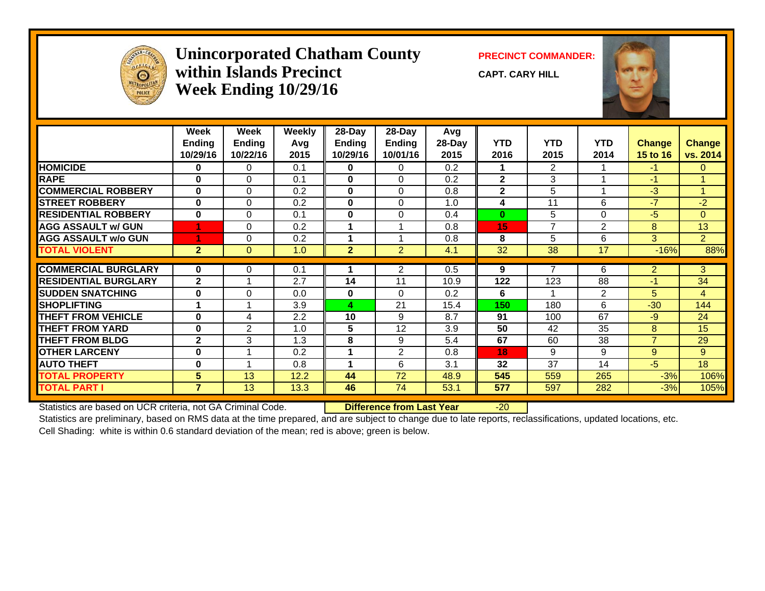# Unincorporated Chatham County within Islands Precinct Week Ending 10/29/16

**PRECINCT COMMANDER:**

**CAPT. CARY HILL**

| | Week Ending 10/29/16 | Week Ending 10/22/16 | Weekly Avg 2015 | 28-Day Ending 10/29/16 | 28-Day Ending 10/01/16 | Avg 28-Day 2015 | YTD 2016 | YTD 2015 | YTD 2014 | Change 15 to 16 | Change vs. 2014 |
|---|---|---|---|---|---|---|---|---|---|---|---|
| **HOMICIDE** | 0 | 0 | 0.1 | 0 | 0 | 0.2 | 1 | 2 | 1 | -1 | 0 |
| **RAPE** | 0 | 0 | 0.1 | 0 | 0 | 0.2 | 2 | 3 | 1 | -1 | 1 |
| **COMMERCIAL ROBBERY** | 0 | 0 | 0.2 | 0 | 0 | 0.8 | 2 | 5 | 1 | -3 | 1 |
| **STREET ROBBERY** | 0 | 0 | 0.2 | 0 | 0 | 1.0 | 4 | 11 | 6 | -7 | -2 |
| **RESIDENTIAL ROBBERY** | 0 | 0 | 0.1 | 0 | 0 | 0.4 | 0 | 5 | 0 | -5 | 0 |
| **AGG ASSAULT w/ GUN** | 1 | 0 | 0.2 | 1 | 1 | 0.8 | 15 | 7 | 2 | 8 | 13 |
| **AGG ASSAULT w/o GUN** | 1 | 0 | 0.2 | 1 | 1 | 0.8 | 8 | 5 | 6 | 3 | 2 |
| **TOTAL VIOLENT** | 2 | 0 | 1.0 | 2 | 2 | 4.1 | 32 | 38 | 17 | -16% | 88% |
| **COMMERCIAL BURGLARY** | 0 | 0 | 0.1 | 1 | 2 | 0.5 | 9 | 7 | 6 | 2 | 3 |
| **RESIDENTIAL BURGLARY** | 2 | 1 | 2.7 | 14 | 11 | 10.9 | 122 | 123 | 88 | -1 | 34 |
| **SUDDEN SNATCHING** | 0 | 0 | 0.0 | 0 | 0 | 0.2 | 6 | 1 | 2 | 5 | 4 |
| **SHOPLIFTING** | 1 | 1 | 3.9 | 4 | 21 | 15.4 | 150 | 180 | 6 | -30 | 144 |
| **THEFT FROM VEHICLE** | 0 | 4 | 2.2 | 10 | 9 | 8.7 | 91 | 100 | 67 | -9 | 24 |
| **THEFT FROM YARD** | 0 | 2 | 1.0 | 5 | 12 | 3.9 | 50 | 42 | 35 | 8 | 15 |
| **THEFT FROM BLDG** | 2 | 3 | 1.3 | 8 | 9 | 5.4 | 67 | 60 | 38 | 7 | 29 |
| **OTHER LARCENY** | 0 | 1 | 0.2 | 1 | 2 | 0.8 | 18 | 9 | 9 | 9 | 9 |
| **AUTO THEFT** | 0 | 1 | 0.8 | 1 | 6 | 3.1 | 32 | 37 | 14 | -5 | 18 |
| **TOTAL PROPERTY** | 5 | 13 | 12.2 | 44 | 72 | 48.9 | 545 | 559 | 265 | -3% | 106% |
| **TOTAL PART I** | 7 | 13 | 13.3 | 46 | 74 | 53.1 | 577 | 597 | 282 | -3% | 105% |

Statistics are based on UCR criteria, not GA Criminal Code. **Difference from Last Year** -20

Statistics are preliminary, based on RMS data at the time prepared, and are subject to change due to late reports, reclassifications, updated locations, etc.

Cell Shading: white is within 0.6 standard deviation of the mean; red is above; green is below.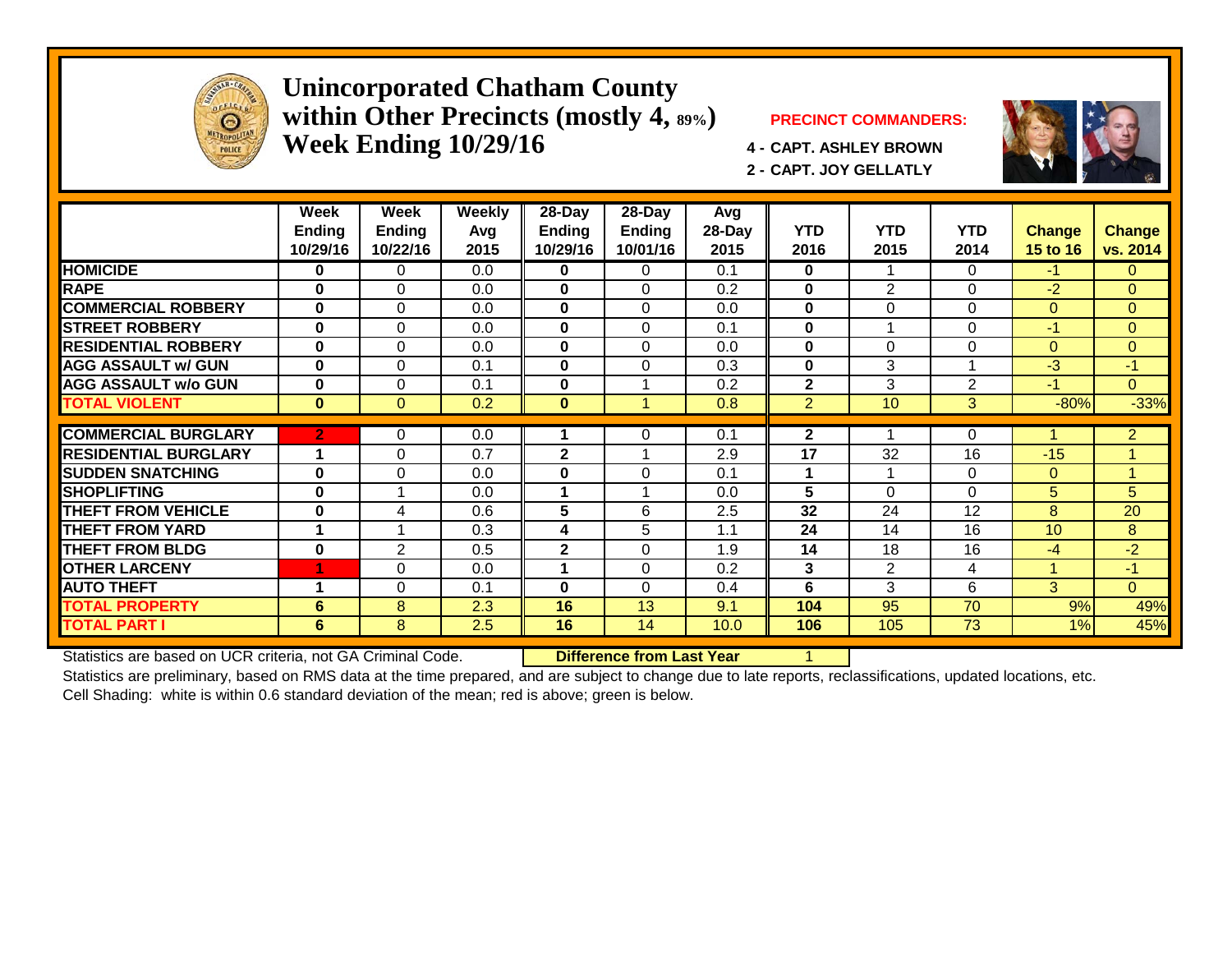# Unincorporated Chatham County within Other Precincts (mostly 4, 89%) Week Ending 10/29/16

**PRECINCT COMMANDERS:**

4 - CAPT. ASHLEY BROWN

2 - CAPT. JOY GELLATLY

| | Week Ending 10/29/16 | Week Ending 10/22/16 | Weekly Avg 2015 | 28-Day Ending 10/29/16 | 28-Day Ending 10/01/16 | Avg 28-Day 2015 | YTD 2016 | YTD 2015 | YTD 2014 | Change 15 to 16 | Change vs. 2014 |
|---|---|---|---|---|---|---|---|---|---|---|---|
| HOMICIDE | 0 | 0 | 0.0 | 0 | 0 | 0.1 | 0 | 1 | 0 | -1 | 0 |
| RAPE | 0 | 0 | 0.0 | 0 | 0 | 0.2 | 0 | 2 | 0 | -2 | 0 |
| COMMERCIAL ROBBERY | 0 | 0 | 0.0 | 0 | 0 | 0.0 | 0 | 0 | 0 | 0 | 0 |
| STREET ROBBERY | 0 | 0 | 0.0 | 0 | 0 | 0.1 | 0 | 1 | 0 | -1 | 0 |
| RESIDENTIAL ROBBERY | 0 | 0 | 0.0 | 0 | 0 | 0.0 | 0 | 0 | 0 | 0 | 0 |
| AGG ASSAULT w/ GUN | 0 | 0 | 0.1 | 0 | 0 | 0.3 | 0 | 3 | 1 | -3 | -1 |
| AGG ASSAULT w/o GUN | 0 | 0 | 0.1 | 0 | 1 | 0.2 | 2 | 3 | 2 | -1 | 0 |
| TOTAL VIOLENT | 0 | 0 | 0.2 | 0 | 1 | 0.8 | 2 | 10 | 3 | -80% | -33% |
| COMMERCIAL BURGLARY | 2 | 0 | 0.0 | 1 | 0 | 0.1 | 2 | 1 | 0 | 1 | 2 |
| RESIDENTIAL BURGLARY | 1 | 0 | 0.7 | 2 | 1 | 2.9 | 17 | 32 | 16 | -15 | 1 |
| SUDDEN SNATCHING | 0 | 0 | 0.0 | 0 | 0 | 0.1 | 1 | 1 | 0 | 0 | 1 |
| SHOPLIFTING | 0 | 1 | 0.0 | 1 | 1 | 0.0 | 5 | 0 | 0 | 5 | 5 |
| THEFT FROM VEHICLE | 0 | 4 | 0.6 | 5 | 6 | 2.5 | 32 | 24 | 12 | 8 | 20 |
| THEFT FROM YARD | 1 | 1 | 0.3 | 4 | 5 | 1.1 | 24 | 14 | 16 | 10 | 8 |
| THEFT FROM BLDG | 0 | 2 | 0.5 | 2 | 0 | 1.9 | 14 | 18 | 16 | -4 | -2 |
| OTHER LARCENY | 1 | 0 | 0.0 | 1 | 0 | 0.2 | 3 | 2 | 4 | 1 | -1 |
| AUTO THEFT | 1 | 0 | 0.1 | 0 | 0 | 0.4 | 6 | 3 | 6 | 3 | 0 |
| TOTAL PROPERTY | 6 | 8 | 2.3 | 16 | 13 | 9.1 | 104 | 95 | 70 | 9% | 49% |
| TOTAL PART I | 6 | 8 | 2.5 | 16 | 14 | 10.0 | 106 | 105 | 73 | 1% | 45% |

Statistics are based on UCR criteria, not GA Criminal Code. **Difference from Last Year** 1

Statistics are preliminary, based on RMS data at the time prepared, and are subject to change due to late reports, reclassifications, updated locations, etc.

Cell Shading: white is within 0.6 standard deviation of the mean; red is above; green is below.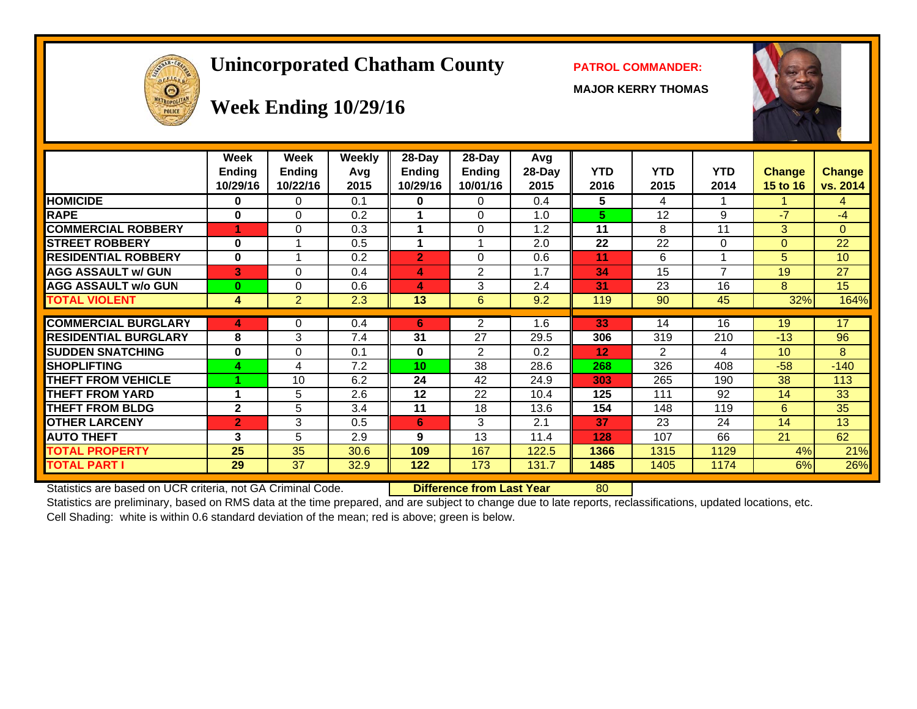# Unincorporated Chatham County

## Week Ending 10/29/16

**PATROL COMMANDER:**

**MAJOR KERRY THOMAS**

| | Week Ending 10/29/16 | Week Ending 10/22/16 | Weekly Avg 2015 | 28-Day Ending 10/29/16 | 28-Day Ending 10/01/16 | Avg 28-Day 2015 | YTD 2016 | YTD 2015 | YTD 2014 | Change 15 to 16 | Change vs. 2014 |
|---|---|---|---|---|---|---|---|---|---|---|---|
| HOMICIDE | 0 | 0 | 0.1 | 0 | 0 | 0.4 | 5 | 4 | 1 | 1 | 4 |
| RAPE | 0 | 0 | 0.2 | 1 | 0 | 1.0 | 5 | 12 | 9 | -7 | -4 |
| COMMERCIAL ROBBERY | 1 | 0 | 0.3 | 1 | 0 | 1.2 | 11 | 8 | 11 | 3 | 0 |
| STREET ROBBERY | 0 | 1 | 0.5 | 1 | 1 | 2.0 | 22 | 22 | 0 | 0 | 22 |
| RESIDENTIAL ROBBERY | 0 | 1 | 0.2 | 2 | 0 | 0.6 | 11 | 6 | 1 | 5 | 10 |
| AGG ASSAULT w/ GUN | 3 | 0 | 0.4 | 4 | 2 | 1.7 | 34 | 15 | 7 | 19 | 27 |
| AGG ASSAULT w/o GUN | 0 | 0 | 0.6 | 4 | 3 | 2.4 | 31 | 23 | 16 | 8 | 15 |
| TOTAL VIOLENT | 4 | 2 | 2.3 | 13 | 6 | 9.2 | 119 | 90 | 45 | 32% | 164% |
| COMMERCIAL BURGLARY | 4 | 0 | 0.4 | 6 | 2 | 1.6 | 33 | 14 | 16 | 19 | 17 |
| RESIDENTIAL BURGLARY | 8 | 3 | 7.4 | 31 | 27 | 29.5 | 306 | 319 | 210 | -13 | 96 |
| SUDDEN SNATCHING | 0 | 0 | 0.1 | 0 | 2 | 0.2 | 12 | 2 | 4 | 10 | 8 |
| SHOPLIFTING | 4 | 4 | 7.2 | 10 | 38 | 28.6 | 268 | 326 | 408 | -58 | -140 |
| THEFT FROM VEHICLE | 1 | 10 | 6.2 | 24 | 42 | 24.9 | 303 | 265 | 190 | 38 | 113 |
| THEFT FROM YARD | 1 | 5 | 2.6 | 12 | 22 | 10.4 | 125 | 111 | 92 | 14 | 33 |
| THEFT FROM BLDG | 2 | 5 | 3.4 | 11 | 18 | 13.6 | 154 | 148 | 119 | 6 | 35 |
| OTHER LARCENY | 2 | 3 | 0.5 | 6 | 3 | 2.1 | 37 | 23 | 24 | 14 | 13 |
| AUTO THEFT | 3 | 5 | 2.9 | 9 | 13 | 11.4 | 128 | 107 | 66 | 21 | 62 |
| TOTAL PROPERTY | 25 | 35 | 30.6 | 109 | 167 | 122.5 | 1366 | 1315 | 1129 | 4% | 21% |
| TOTAL PART I | 29 | 37 | 32.9 | 122 | 173 | 131.7 | 1485 | 1405 | 1174 | 6% | 26% |

Statistics are based on UCR criteria, not GA Criminal Code. **Difference from Last Year** 80

Statistics are preliminary, based on RMS data at the time prepared, and are subject to change due to late reports, reclassifications, updated locations, etc.

Cell Shading: white is within 0.6 standard deviation of the mean; red is above; green is below.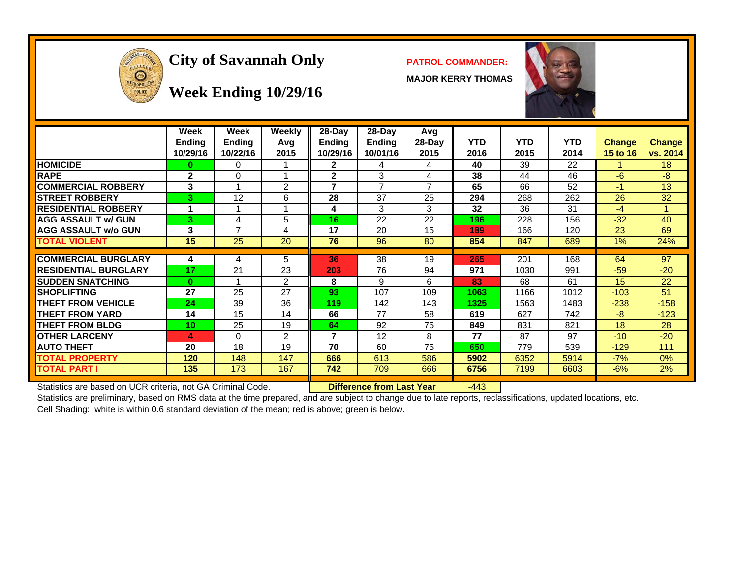# City of Savannah Only

## Week Ending 10/29/16

**PATROL COMMANDER:**

**MAJOR KERRY THOMAS**

| | Week Ending 10/29/16 | Week Ending 10/22/16 | Weekly Avg 2015 | 28-Day Ending 10/29/16 | 28-Day Ending 10/01/16 | Avg 28-Day 2015 | YTD 2016 | YTD 2015 | YTD 2014 | Change 15 to 16 | Change vs. 2014 |
|---|---|---|---|---|---|---|---|---|---|---|---|
| HOMICIDE | 0 | 0 | 1 | 2 | 4 | 4 | 40 | 39 | 22 | 1 | 18 |
| RAPE | 2 | 0 | 1 | 2 | 3 | 4 | 38 | 44 | 46 | -6 | -8 |
| COMMERCIAL ROBBERY | 3 | 1 | 2 | 7 | 7 | 7 | 65 | 66 | 52 | -1 | 13 |
| STREET ROBBERY | 3 | 12 | 6 | 28 | 37 | 25 | 294 | 268 | 262 | 26 | 32 |
| RESIDENTIAL ROBBERY | 1 | 1 | 1 | 4 | 3 | 3 | 32 | 36 | 31 | -4 | 1 |
| AGG ASSAULT w/ GUN | 3 | 4 | 5 | 16 | 22 | 22 | 196 | 228 | 156 | -32 | 40 |
| AGG ASSAULT w/o GUN | 3 | 7 | 4 | 17 | 20 | 15 | 189 | 166 | 120 | 23 | 69 |
| TOTAL VIOLENT | 15 | 25 | 20 | 76 | 96 | 80 | 854 | 847 | 689 | 1% | 24% |
| COMMERCIAL BURGLARY | 4 | 4 | 5 | 36 | 38 | 19 | 265 | 201 | 168 | 64 | 97 |
| RESIDENTIAL BURGLARY | 17 | 21 | 23 | 203 | 76 | 94 | 971 | 1030 | 991 | -59 | -20 |
| SUDDEN SNATCHING | 0 | 1 | 2 | 8 | 9 | 6 | 83 | 68 | 61 | 15 | 22 |
| SHOPLIFTING | 27 | 25 | 27 | 93 | 107 | 109 | 1063 | 1166 | 1012 | -103 | 51 |
| THEFT FROM VEHICLE | 24 | 39 | 36 | 119 | 142 | 143 | 1325 | 1563 | 1483 | -238 | -158 |
| THEFT FROM YARD | 14 | 15 | 14 | 66 | 77 | 58 | 619 | 627 | 742 | -8 | -123 |
| THEFT FROM BLDG | 10 | 25 | 19 | 64 | 92 | 75 | 849 | 831 | 821 | 18 | 28 |
| OTHER LARCENY | 4 | 0 | 2 | 7 | 12 | 8 | 77 | 87 | 97 | -10 | -20 |
| AUTO THEFT | 20 | 18 | 19 | 70 | 60 | 75 | 650 | 779 | 539 | -129 | 111 |
| TOTAL PROPERTY | 120 | 148 | 147 | 666 | 613 | 586 | 5902 | 6352 | 5914 | -7% | 0% |
| TOTAL PART I | 135 | 173 | 167 | 742 | 709 | 666 | 6756 | 7199 | 6603 | -6% | 2% |

**Difference from Last Year** -443

Statistics are based on UCR criteria, not GA Criminal Code.

Statistics are preliminary, based on RMS data at the time prepared, and are subject to change due to late reports, reclassifications, updated locations, etc.

Cell Shading: white is within 0.6 standard deviation of the mean; red is above; green is below.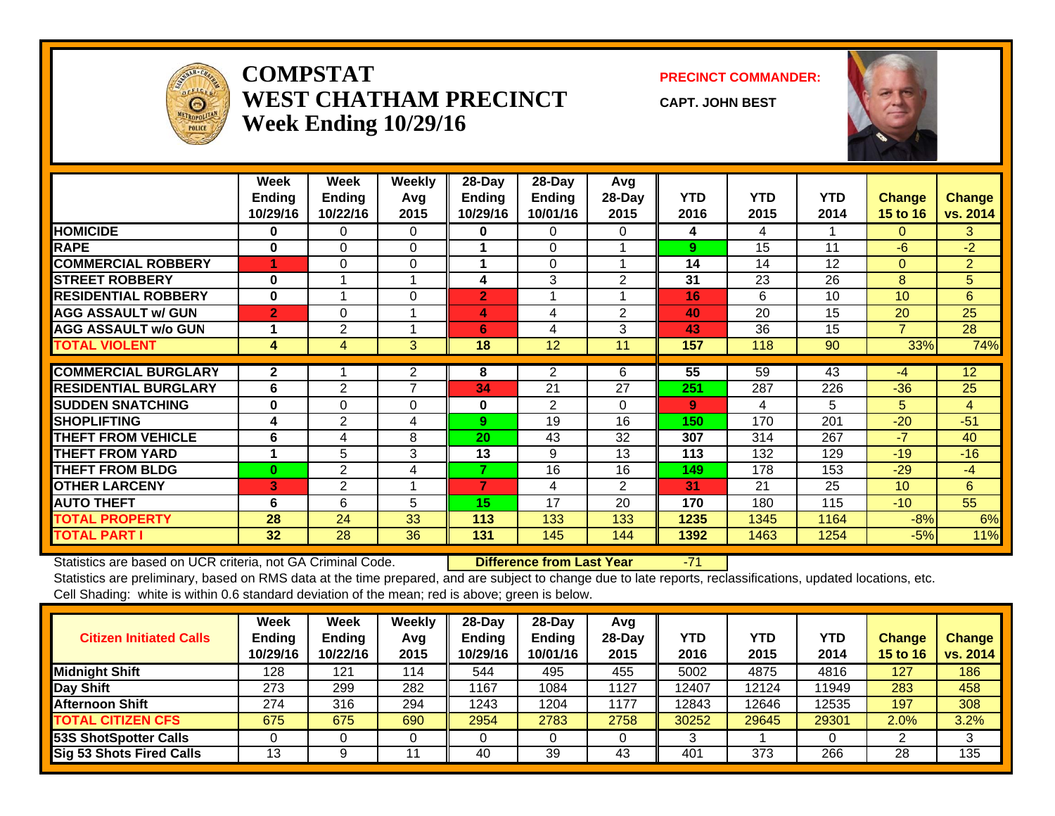# COMPSTAT
# WEST CHATHAM PRECINCT
# Week Ending 10/29/16

**PRECINCT COMMANDER:**

**CAPT. JOHN BEST**

| | Week Ending 10/29/16 | Week Ending 10/22/16 | Weekly Avg 2015 | 28-Day Ending 10/29/16 | 28-Day Ending 10/01/16 | Avg 28-Day 2015 | YTD 2016 | YTD 2015 | YTD 2014 | Change 15 to 16 | Change vs. 2014 |
|---|---|---|---|---|---|---|---|---|---|---|---|
| HOMICIDE | 0 | 0 | 0 | 0 | 0 | 0 | 4 | 4 | 1 | 0 | 3 |
| RAPE | 0 | 0 | 0 | 1 | 0 | 1 | 9 | 15 | 11 | -6 | -2 |
| COMMERCIAL ROBBERY | 1 | 0 | 0 | 1 | 0 | 1 | 14 | 14 | 12 | 0 | 2 |
| STREET ROBBERY | 0 | 1 | 1 | 4 | 3 | 2 | 31 | 23 | 26 | 8 | 5 |
| RESIDENTIAL ROBBERY | 0 | 1 | 0 | 2 | 1 | 1 | 16 | 6 | 10 | 10 | 6 |
| AGG ASSAULT w/ GUN | 2 | 0 | 1 | 4 | 4 | 2 | 40 | 20 | 15 | 20 | 25 |
| AGG ASSAULT w/o GUN | 1 | 2 | 1 | 6 | 4 | 3 | 43 | 36 | 15 | 7 | 28 |
| TOTAL VIOLENT | 4 | 4 | 3 | 18 | 12 | 11 | 157 | 118 | 90 | 33% | 74% |
| COMMERCIAL BURGLARY | 2 | 1 | 2 | 8 | 2 | 6 | 55 | 59 | 43 | -4 | 12 |
| RESIDENTIAL BURGLARY | 6 | 2 | 7 | 34 | 21 | 27 | 251 | 287 | 226 | -36 | 25 |
| SUDDEN SNATCHING | 0 | 0 | 0 | 0 | 2 | 0 | 9 | 4 | 5 | 5 | 4 |
| SHOPLIFTING | 4 | 2 | 4 | 9 | 19 | 16 | 150 | 170 | 201 | -20 | -51 |
| THEFT FROM VEHICLE | 6 | 4 | 8 | 20 | 43 | 32 | 307 | 314 | 267 | -7 | 40 |
| THEFT FROM YARD | 1 | 5 | 3 | 13 | 9 | 13 | 113 | 132 | 129 | -19 | -16 |
| THEFT FROM BLDG | 0 | 2 | 4 | 7 | 16 | 16 | 149 | 178 | 153 | -29 | -4 |
| OTHER LARCENY | 3 | 2 | 1 | 7 | 4 | 2 | 31 | 21 | 25 | 10 | 6 |
| AUTO THEFT | 6 | 6 | 5 | 15 | 17 | 20 | 170 | 180 | 115 | -10 | 55 |
| TOTAL PROPERTY | 28 | 24 | 33 | 113 | 133 | 133 | 1235 | 1345 | 1164 | -8% | 6% |
| TOTAL PART I | 32 | 28 | 36 | 131 | 145 | 144 | 1392 | 1463 | 1254 | -5% | 11% |

Statistics are based on UCR criteria, not GA Criminal Code. **Difference from Last Year** -71

Statistics are preliminary, based on RMS data at the time prepared, and are subject to change due to late reports, reclassifications, updated locations, etc.

Cell Shading: white is within 0.6 standard deviation of the mean; red is above; green is below.

| Citizen Initiated Calls | Week Ending 10/29/16 | Week Ending 10/22/16 | Weekly Avg 2015 | 28-Day Ending 10/29/16 | 28-Day Ending 10/01/16 | Avg 28-Day 2015 | YTD 2016 | YTD 2015 | YTD 2014 | Change 15 to 16 | Change vs. 2014 |
|---|---|---|---|---|---|---|---|---|---|---|---|
| Midnight Shift | 128 | 121 | 114 | 544 | 495 | 455 | 5002 | 4875 | 4816 | 127 | 186 |
| Day Shift | 273 | 299 | 282 | 1167 | 1084 | 1127 | 12407 | 12124 | 11949 | 283 | 458 |
| Afternoon Shift | 274 | 316 | 294 | 1243 | 1204 | 1177 | 12843 | 12646 | 12535 | 197 | 308 |
| TOTAL CITIZEN CFS | 675 | 675 | 690 | 2954 | 2783 | 2758 | 30252 | 29645 | 29301 | 2.0% | 3.2% |
| 53S ShotSpotter Calls | 0 | 0 | 0 | 0 | 0 | 0 | 3 | 1 | 0 | 2 | 3 |
| Sig 53 Shots Fired Calls | 13 | 9 | 11 | 40 | 39 | 43 | 401 | 373 | 266 | 28 | 135 |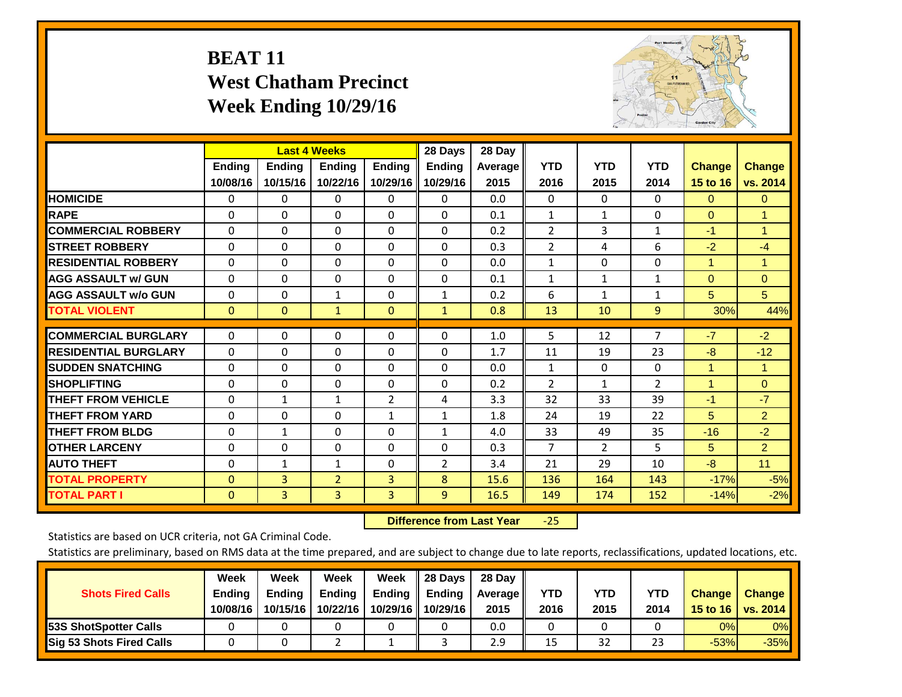# BEAT 11
# West Chatham Precinct
# Week Ending 10/29/16

| | Last 4 Weeks | | | | 28 Days | 28 Day | | | | | |
|---|---|---|---|---|---|---|---|---|---|---|---|
| | Ending 10/08/16 | Ending 10/15/16 | Ending 10/22/16 | Ending 10/29/16 | Ending 10/29/16 | Average 2015 | YTD 2016 | YTD 2015 | YTD 2014 | Change 15 to 16 | Change vs. 2014 |
| HOMICIDE | 0 | 0 | 0 | 0 | 0 | 0.0 | 0 | 0 | 0 | 0 | 0 |
| RAPE | 0 | 0 | 0 | 0 | 0 | 0.1 | 1 | 1 | 0 | 0 | 1 |
| COMMERCIAL ROBBERY | 0 | 0 | 0 | 0 | 0 | 0.2 | 2 | 3 | 1 | -1 | 1 |
| STREET ROBBERY | 0 | 0 | 0 | 0 | 0 | 0.3 | 2 | 4 | 6 | -2 | -4 |
| RESIDENTIAL ROBBERY | 0 | 0 | 0 | 0 | 0 | 0.0 | 1 | 0 | 0 | 1 | 1 |
| AGG ASSAULT w/ GUN | 0 | 0 | 0 | 0 | 0 | 0.1 | 1 | 1 | 1 | 0 | 0 |
| AGG ASSAULT w/o GUN | 0 | 0 | 1 | 0 | 1 | 0.2 | 6 | 1 | 1 | 5 | 5 |
| TOTAL VIOLENT | 0 | 0 | 1 | 0 | 1 | 0.8 | 13 | 10 | 9 | 30% | 44% |
| COMMERCIAL BURGLARY | 0 | 0 | 0 | 0 | 0 | 1.0 | 5 | 12 | 7 | -7 | -2 |
| RESIDENTIAL BURGLARY | 0 | 0 | 0 | 0 | 0 | 1.7 | 11 | 19 | 23 | -8 | -12 |
| SUDDEN SNATCHING | 0 | 0 | 0 | 0 | 0 | 0.0 | 1 | 0 | 0 | 1 | 1 |
| SHOPLIFTING | 0 | 0 | 0 | 0 | 0 | 0.2 | 2 | 1 | 2 | 1 | 0 |
| THEFT FROM VEHICLE | 0 | 1 | 1 | 2 | 4 | 3.3 | 32 | 33 | 39 | -1 | -7 |
| THEFT FROM YARD | 0 | 0 | 0 | 1 | 1 | 1.8 | 24 | 19 | 22 | 5 | 2 |
| THEFT FROM BLDG | 0 | 1 | 0 | 0 | 1 | 4.0 | 33 | 49 | 35 | -16 | -2 |
| OTHER LARCENY | 0 | 0 | 0 | 0 | 0 | 0.3 | 7 | 2 | 5 | 5 | 2 |
| AUTO THEFT | 0 | 1 | 1 | 0 | 2 | 3.4 | 21 | 29 | 10 | -8 | 11 |
| TOTAL PROPERTY | 0 | 3 | 2 | 3 | 8 | 15.6 | 136 | 164 | 143 | -17% | -5% |
| TOTAL PART I | 0 | 3 | 3 | 3 | 9 | 16.5 | 149 | 174 | 152 | -14% | -2% |

**Difference from Last Year** -25

Statistics are based on UCR criteria, not GA Criminal Code.

Statistics are preliminary, based on RMS data at the time prepared, and are subject to change due to late reports, reclassifications, updated locations, etc.

| Shots Fired Calls | Week Ending 10/08/16 | Week Ending 10/15/16 | Week Ending 10/22/16 | Week Ending 10/29/16 | 28 Days Ending 10/29/16 | 28 Day Average 2015 | YTD 2016 | YTD 2015 | YTD 2014 | Change 15 to 16 | Change vs. 2014 |
|---|---|---|---|---|---|---|---|---|---|---|---|
| 53S ShotSpotter Calls | 0 | 0 | 0 | 0 | 0 | 0.0 | 0 | 0 | 0 | 0% | 0% |
| Sig 53 Shots Fired Calls | 0 | 0 | 2 | 1 | 3 | 2.9 | 15 | 32 | 23 | -53% | -35% |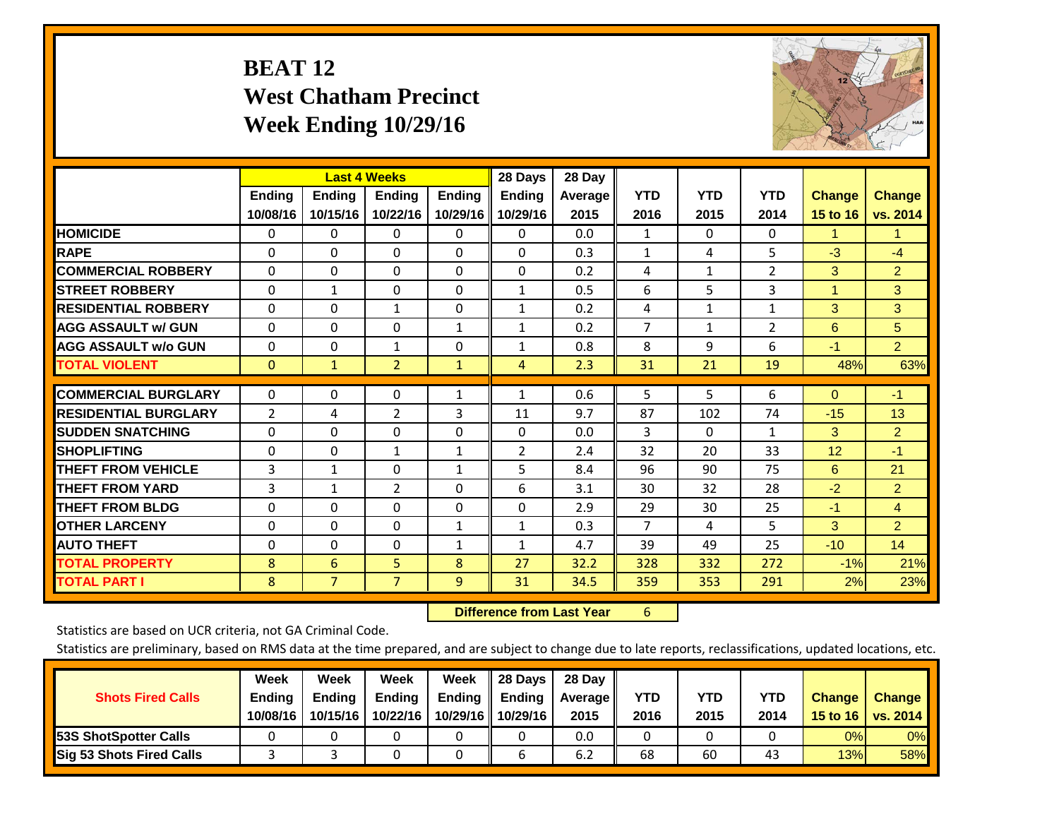# BEAT 12
## West Chatham Precinct
## Week Ending 10/29/16

| | Last 4 Weeks | | | | 28 Days | 28 Day | | | | | |
|---|---|---|---|---|---|---|---|---|---|---|---|
| | Ending 10/08/16 | Ending 10/15/16 | Ending 10/22/16 | Ending 10/29/16 | Ending 10/29/16 | Average 2015 | YTD 2016 | YTD 2015 | YTD 2014 | Change 15 to 16 | Change vs. 2014 |
| HOMICIDE | 0 | 0 | 0 | 0 | 0 | 0.0 | 1 | 0 | 0 | 1 | 1 |
| RAPE | 0 | 0 | 0 | 0 | 0 | 0.3 | 1 | 4 | 5 | -3 | -4 |
| COMMERCIAL ROBBERY | 0 | 0 | 0 | 0 | 0 | 0.2 | 4 | 1 | 2 | 3 | 2 |
| STREET ROBBERY | 0 | 1 | 0 | 0 | 1 | 0.5 | 6 | 5 | 3 | 1 | 3 |
| RESIDENTIAL ROBBERY | 0 | 0 | 1 | 0 | 1 | 0.2 | 4 | 1 | 1 | 3 | 3 |
| AGG ASSAULT w/ GUN | 0 | 0 | 0 | 1 | 1 | 0.2 | 7 | 1 | 2 | 6 | 5 |
| AGG ASSAULT w/o GUN | 0 | 0 | 1 | 0 | 1 | 0.8 | 8 | 9 | 6 | -1 | 2 |
| TOTAL VIOLENT | 0 | 1 | 2 | 1 | 4 | 2.3 | 31 | 21 | 19 | 48% | 63% |
| COMMERCIAL BURGLARY | 0 | 0 | 0 | 1 | 1 | 0.6 | 5 | 5 | 6 | 0 | -1 |
| RESIDENTIAL BURGLARY | 2 | 4 | 2 | 3 | 11 | 9.7 | 87 | 102 | 74 | -15 | 13 |
| SUDDEN SNATCHING | 0 | 0 | 0 | 0 | 0 | 0.0 | 3 | 0 | 1 | 3 | 2 |
| SHOPLIFTING | 0 | 0 | 1 | 1 | 2 | 2.4 | 32 | 20 | 33 | 12 | -1 |
| THEFT FROM VEHICLE | 3 | 1 | 0 | 1 | 5 | 8.4 | 96 | 90 | 75 | 6 | 21 |
| THEFT FROM YARD | 3 | 1 | 2 | 0 | 6 | 3.1 | 30 | 32 | 28 | -2 | 2 |
| THEFT FROM BLDG | 0 | 0 | 0 | 0 | 0 | 2.9 | 29 | 30 | 25 | -1 | 4 |
| OTHER LARCENY | 0 | 0 | 0 | 1 | 1 | 0.3 | 7 | 4 | 5 | 3 | 2 |
| AUTO THEFT | 0 | 0 | 0 | 1 | 1 | 4.7 | 39 | 49 | 25 | -10 | 14 |
| TOTAL PROPERTY | 8 | 6 | 5 | 8 | 27 | 32.2 | 328 | 332 | 272 | -1% | 21% |
| TOTAL PART I | 8 | 7 | 7 | 9 | 31 | 34.5 | 359 | 353 | 291 | 2% | 23% |

**Difference from Last Year** 6

Statistics are based on UCR criteria, not GA Criminal Code.

Statistics are preliminary, based on RMS data at the time prepared, and are subject to change due to late reports, reclassifications, updated locations, etc.

| Shots Fired Calls | Week Ending 10/08/16 | Week Ending 10/15/16 | Week Ending 10/22/16 | Week Ending 10/29/16 | 28 Days Ending 10/29/16 | 28 Day Average 2015 | YTD 2016 | YTD 2015 | YTD 2014 | Change 15 to 16 | Change vs. 2014 |
|---|---|---|---|---|---|---|---|---|---|---|---|
| 53S ShotSpotter Calls | 0 | 0 | 0 | 0 | 0 | 0.0 | 0 | 0 | 0 | 0% | 0% |
| Sig 53 Shots Fired Calls | 3 | 3 | 0 | 0 | 6 | 6.2 | 68 | 60 | 43 | 13% | 58% |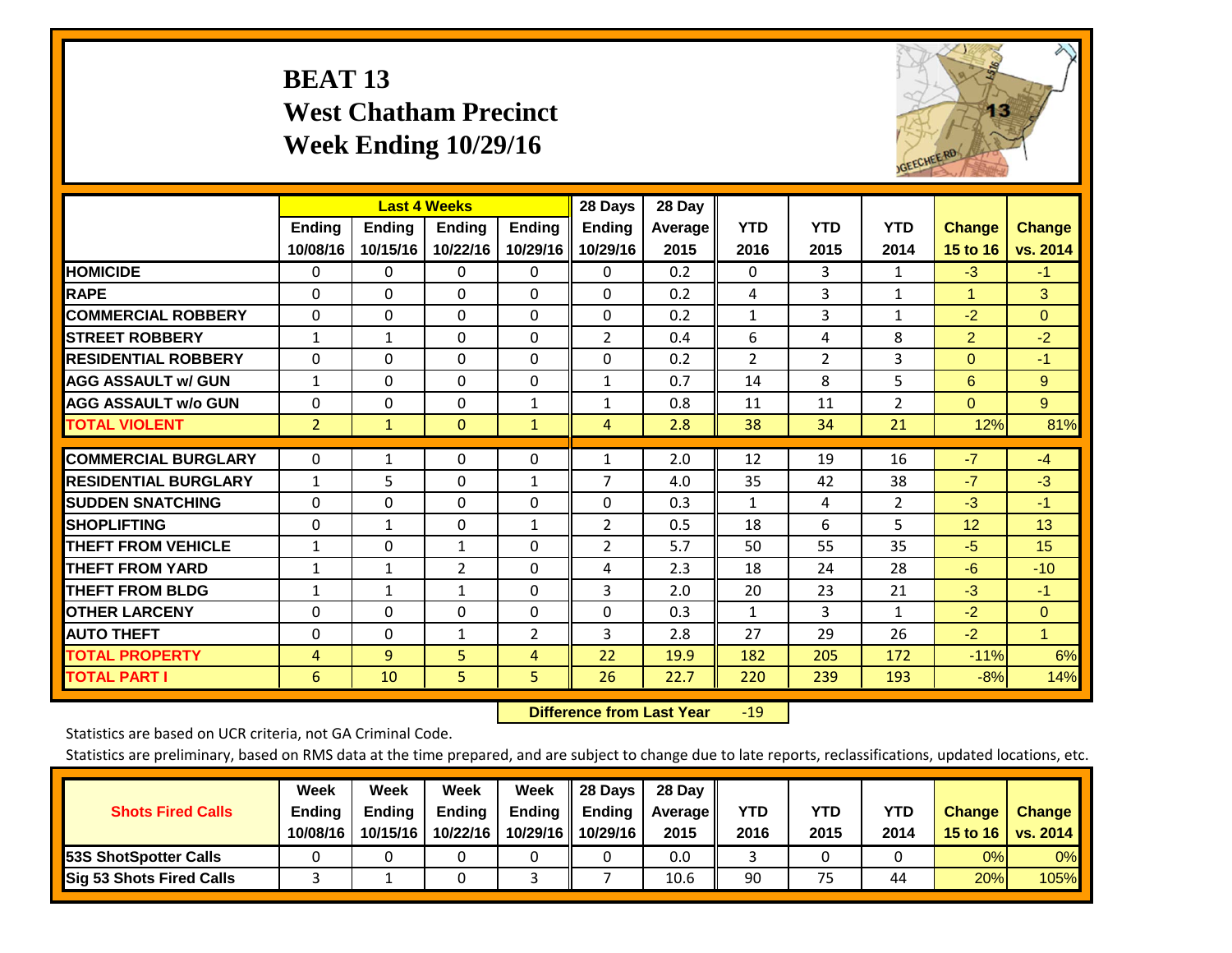# BEAT 13
## West Chatham Precinct
## Week Ending 10/29/16

| | Last 4 Weeks | | | | 28 Days | 28 Day | | | | | |
|---|---|---|---|---|---|---|---|---|---|---|---|
| | Ending 10/08/16 | Ending 10/15/16 | Ending 10/22/16 | Ending 10/29/16 | Ending 10/29/16 | Average 2015 | YTD 2016 | YTD 2015 | YTD 2014 | Change 15 to 16 | Change vs. 2014 |
| HOMICIDE | 0 | 0 | 0 | 0 | 0 | 0.2 | 0 | 3 | 1 | -3 | -1 |
| RAPE | 0 | 0 | 0 | 0 | 0 | 0.2 | 4 | 3 | 1 | 1 | 3 |
| COMMERCIAL ROBBERY | 0 | 0 | 0 | 0 | 0 | 0.2 | 1 | 3 | 1 | -2 | 0 |
| STREET ROBBERY | 1 | 1 | 0 | 0 | 2 | 0.4 | 6 | 4 | 8 | 2 | -2 |
| RESIDENTIAL ROBBERY | 0 | 0 | 0 | 0 | 0 | 0.2 | 2 | 2 | 3 | 0 | -1 |
| AGG ASSAULT w/ GUN | 1 | 0 | 0 | 0 | 1 | 0.7 | 14 | 8 | 5 | 6 | 9 |
| AGG ASSAULT w/o GUN | 0 | 0 | 0 | 1 | 1 | 0.8 | 11 | 11 | 2 | 0 | 9 |
| TOTAL VIOLENT | 2 | 1 | 0 | 1 | 4 | 2.8 | 38 | 34 | 21 | 12% | 81% |
| COMMERCIAL BURGLARY | 0 | 1 | 0 | 0 | 1 | 2.0 | 12 | 19 | 16 | -7 | -4 |
| RESIDENTIAL BURGLARY | 1 | 5 | 0 | 1 | 7 | 4.0 | 35 | 42 | 38 | -7 | -3 |
| SUDDEN SNATCHING | 0 | 0 | 0 | 0 | 0 | 0.3 | 1 | 4 | 2 | -3 | -1 |
| SHOPLIFTING | 0 | 1 | 0 | 1 | 2 | 0.5 | 18 | 6 | 5 | 12 | 13 |
| THEFT FROM VEHICLE | 1 | 0 | 1 | 0 | 2 | 5.7 | 50 | 55 | 35 | -5 | 15 |
| THEFT FROM YARD | 1 | 1 | 2 | 0 | 4 | 2.3 | 18 | 24 | 28 | -6 | -10 |
| THEFT FROM BLDG | 1 | 1 | 1 | 0 | 3 | 2.0 | 20 | 23 | 21 | -3 | -1 |
| OTHER LARCENY | 0 | 0 | 0 | 0 | 0 | 0.3 | 1 | 3 | 1 | -2 | 0 |
| AUTO THEFT | 0 | 0 | 1 | 2 | 3 | 2.8 | 27 | 29 | 26 | -2 | 1 |
| TOTAL PROPERTY | 4 | 9 | 5 | 4 | 22 | 19.9 | 182 | 205 | 172 | -11% | 6% |
| TOTAL PART I | 6 | 10 | 5 | 5 | 26 | 22.7 | 220 | 239 | 193 | -8% | 14% |

**Difference from Last Year** -19

Statistics are based on UCR criteria, not GA Criminal Code.

Statistics are preliminary, based on RMS data at the time prepared, and are subject to change due to late reports, reclassifications, updated locations, etc.

| Shots Fired Calls | Week Ending 10/08/16 | Week Ending 10/15/16 | Week Ending 10/22/16 | Week Ending 10/29/16 | 28 Days Ending 10/29/16 | 28 Day Average 2015 | YTD 2016 | YTD 2015 | YTD 2014 | Change 15 to 16 | Change vs. 2014 |
|---|---|---|---|---|---|---|---|---|---|---|---|
| 53S ShotSpotter Calls | 0 | 0 | 0 | 0 | 0 | 0.0 | 3 | 0 | 0 | 0% | 0% |
| Sig 53 Shots Fired Calls | 3 | 1 | 0 | 3 | 7 | 10.6 | 90 | 75 | 44 | 20% | 105% |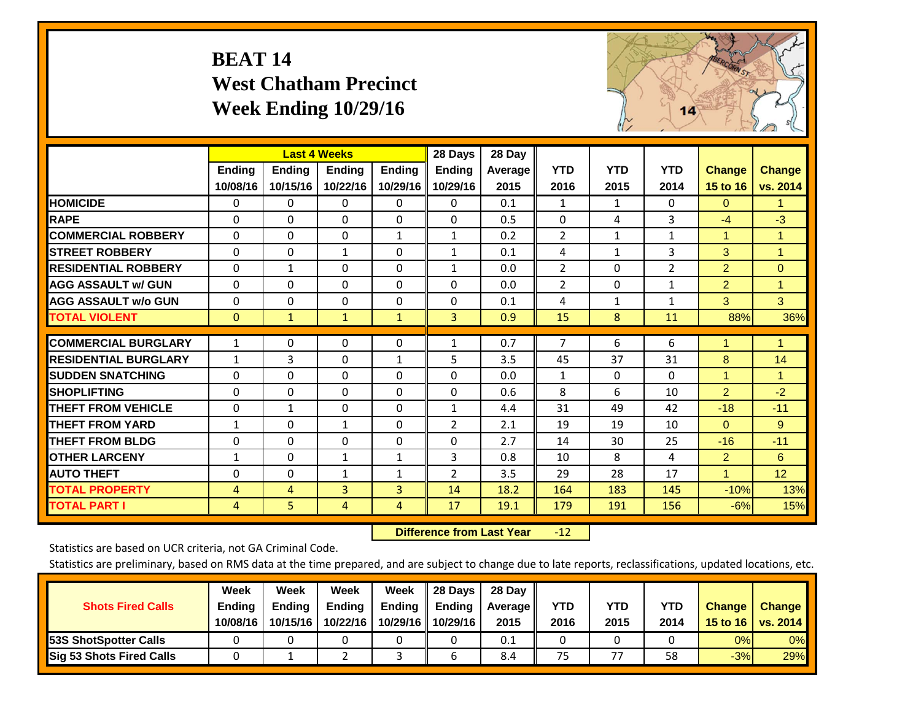# BEAT 14
## West Chatham Precinct
## Week Ending 10/29/16

| | Last 4 Weeks | | | | 28 Days | 28 Day | | | | | |
|---|---|---|---|---|---|---|---|---|---|---|---|
| | Ending 10/08/16 | Ending 10/15/16 | Ending 10/22/16 | Ending 10/29/16 | Ending 10/29/16 | Average 2015 | YTD 2016 | YTD 2015 | YTD 2014 | Change 15 to 16 | Change vs. 2014 |
| HOMICIDE | 0 | 0 | 0 | 0 | 0 | 0.1 | 1 | 1 | 0 | 0 | 1 |
| RAPE | 0 | 0 | 0 | 0 | 0 | 0.5 | 0 | 4 | 3 | -4 | -3 |
| COMMERCIAL ROBBERY | 0 | 0 | 0 | 1 | 1 | 0.2 | 2 | 1 | 1 | 1 | 1 |
| STREET ROBBERY | 0 | 0 | 1 | 0 | 1 | 0.1 | 4 | 1 | 3 | 3 | 1 |
| RESIDENTIAL ROBBERY | 0 | 1 | 0 | 0 | 1 | 0.0 | 2 | 0 | 2 | 2 | 0 |
| AGG ASSAULT w/ GUN | 0 | 0 | 0 | 0 | 0 | 0.0 | 2 | 0 | 1 | 2 | 1 |
| AGG ASSAULT w/o GUN | 0 | 0 | 0 | 0 | 0 | 0.1 | 4 | 1 | 1 | 3 | 3 |
| TOTAL VIOLENT | 0 | 1 | 1 | 1 | 3 | 0.9 | 15 | 8 | 11 | 88% | 36% |
| COMMERCIAL BURGLARY | 1 | 0 | 0 | 0 | 1 | 0.7 | 7 | 6 | 6 | 1 | 1 |
| RESIDENTIAL BURGLARY | 1 | 3 | 0 | 1 | 5 | 3.5 | 45 | 37 | 31 | 8 | 14 |
| SUDDEN SNATCHING | 0 | 0 | 0 | 0 | 0 | 0.0 | 1 | 0 | 0 | 1 | 1 |
| SHOPLIFTING | 0 | 0 | 0 | 0 | 0 | 0.6 | 8 | 6 | 10 | 2 | -2 |
| THEFT FROM VEHICLE | 0 | 1 | 0 | 0 | 1 | 4.4 | 31 | 49 | 42 | -18 | -11 |
| THEFT FROM YARD | 1 | 0 | 1 | 0 | 2 | 2.1 | 19 | 19 | 10 | 0 | 9 |
| THEFT FROM BLDG | 0 | 0 | 0 | 0 | 0 | 2.7 | 14 | 30 | 25 | -16 | -11 |
| OTHER LARCENY | 1 | 0 | 1 | 1 | 3 | 0.8 | 10 | 8 | 4 | 2 | 6 |
| AUTO THEFT | 0 | 0 | 1 | 1 | 2 | 3.5 | 29 | 28 | 17 | 1 | 12 |
| TOTAL PROPERTY | 4 | 4 | 3 | 3 | 14 | 18.2 | 164 | 183 | 145 | -10% | 13% |
| TOTAL PART I | 4 | 5 | 4 | 4 | 17 | 19.1 | 179 | 191 | 156 | -6% | 15% |

**Difference from Last Year** -12

Statistics are based on UCR criteria, not GA Criminal Code.

Statistics are preliminary, based on RMS data at the time prepared, and are subject to change due to late reports, reclassifications, updated locations, etc.

| Shots Fired Calls | Week Ending 10/08/16 | Week Ending 10/15/16 | Week Ending 10/22/16 | Week Ending 10/29/16 | 28 Days Ending 10/29/16 | 28 Day Average 2015 | YTD 2016 | YTD 2015 | YTD 2014 | Change 15 to 16 | Change vs. 2014 |
|---|---|---|---|---|---|---|---|---|---|---|---|
| 53S ShotSpotter Calls | 0 | 0 | 0 | 0 | 0 | 0.1 | 0 | 0 | 0 | 0% | 0% |
| Sig 53 Shots Fired Calls | 0 | 1 | 2 | 3 | 6 | 8.4 | 75 | 77 | 58 | -3% | 29% |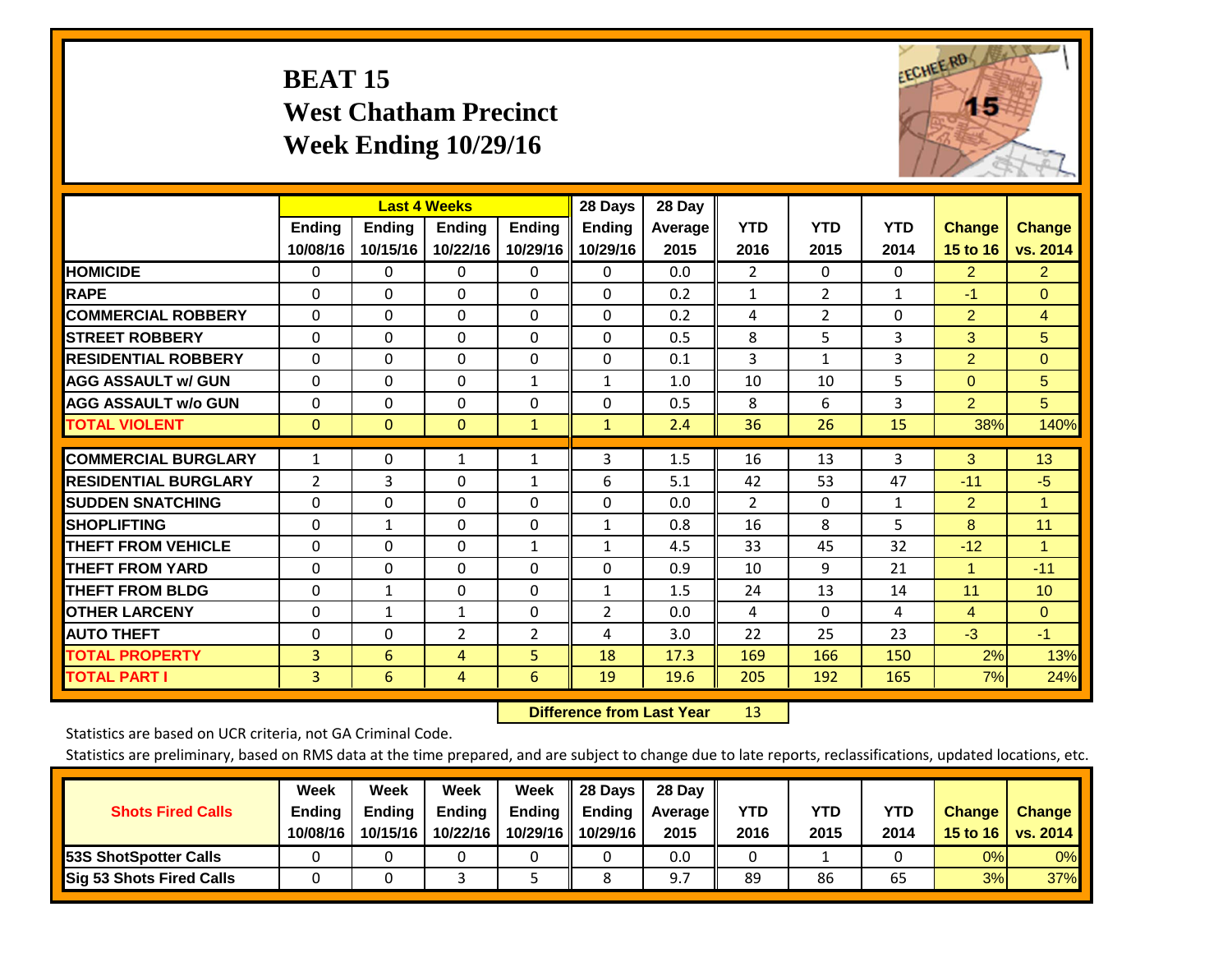# BEAT 15
# West Chatham Precinct
# Week Ending 10/29/16

| | Last 4 Weeks | | | | 28 Days | 28 Day | | | | | |
|---|---|---|---|---|---|---|---|---|---|---|---|
| | Ending 10/08/16 | Ending 10/15/16 | Ending 10/22/16 | Ending 10/29/16 | Ending 10/29/16 | Average 2015 | YTD 2016 | YTD 2015 | YTD 2014 | Change 15 to 16 | Change vs. 2014 |
| HOMICIDE | 0 | 0 | 0 | 0 | 0 | 0.0 | 2 | 0 | 0 | 2 | 2 |
| RAPE | 0 | 0 | 0 | 0 | 0 | 0.2 | 1 | 2 | 1 | -1 | 0 |
| COMMERCIAL ROBBERY | 0 | 0 | 0 | 0 | 0 | 0.2 | 4 | 2 | 0 | 2 | 4 |
| STREET ROBBERY | 0 | 0 | 0 | 0 | 0 | 0.5 | 8 | 5 | 3 | 3 | 5 |
| RESIDENTIAL ROBBERY | 0 | 0 | 0 | 0 | 0 | 0.1 | 3 | 1 | 3 | 2 | 0 |
| AGG ASSAULT w/ GUN | 0 | 0 | 0 | 1 | 1 | 1.0 | 10 | 10 | 5 | 0 | 5 |
| AGG ASSAULT w/o GUN | 0 | 0 | 0 | 0 | 0 | 0.5 | 8 | 6 | 3 | 2 | 5 |
| TOTAL VIOLENT | 0 | 0 | 0 | 1 | 1 | 2.4 | 36 | 26 | 15 | 38% | 140% |
| COMMERCIAL BURGLARY | 1 | 0 | 1 | 1 | 3 | 1.5 | 16 | 13 | 3 | 3 | 13 |
| RESIDENTIAL BURGLARY | 2 | 3 | 0 | 1 | 6 | 5.1 | 42 | 53 | 47 | -11 | -5 |
| SUDDEN SNATCHING | 0 | 0 | 0 | 0 | 0 | 0.0 | 2 | 0 | 1 | 2 | 1 |
| SHOPLIFTING | 0 | 1 | 0 | 0 | 1 | 0.8 | 16 | 8 | 5 | 8 | 11 |
| THEFT FROM VEHICLE | 0 | 0 | 0 | 1 | 1 | 4.5 | 33 | 45 | 32 | -12 | 1 |
| THEFT FROM YARD | 0 | 0 | 0 | 0 | 0 | 0.9 | 10 | 9 | 21 | 1 | -11 |
| THEFT FROM BLDG | 0 | 1 | 0 | 0 | 1 | 1.5 | 24 | 13 | 14 | 11 | 10 |
| OTHER LARCENY | 0 | 1 | 1 | 0 | 2 | 0.0 | 4 | 0 | 4 | 4 | 0 |
| AUTO THEFT | 0 | 0 | 2 | 2 | 4 | 3.0 | 22 | 25 | 23 | -3 | -1 |
| TOTAL PROPERTY | 3 | 6 | 4 | 5 | 18 | 17.3 | 169 | 166 | 150 | 2% | 13% |
| TOTAL PART I | 3 | 6 | 4 | 6 | 19 | 19.6 | 205 | 192 | 165 | 7% | 24% |

**Difference from Last Year** 13

Statistics are based on UCR criteria, not GA Criminal Code.

Statistics are preliminary, based on RMS data at the time prepared, and are subject to change due to late reports, reclassifications, updated locations, etc.

| Shots Fired Calls | Week Ending 10/08/16 | Week Ending 10/15/16 | Week Ending 10/22/16 | Week Ending 10/29/16 | 28 Days Ending 10/29/16 | 28 Day Average 2015 | YTD 2016 | YTD 2015 | YTD 2014 | Change 15 to 16 | Change vs. 2014 |
|---|---|---|---|---|---|---|---|---|---|---|---|
| 53S ShotSpotter Calls | 0 | 0 | 0 | 0 | 0 | 0.0 | 0 | 1 | 0 | 0% | 0% |
| Sig 53 Shots Fired Calls | 0 | 0 | 3 | 5 | 8 | 9.7 | 89 | 86 | 65 | 3% | 37% |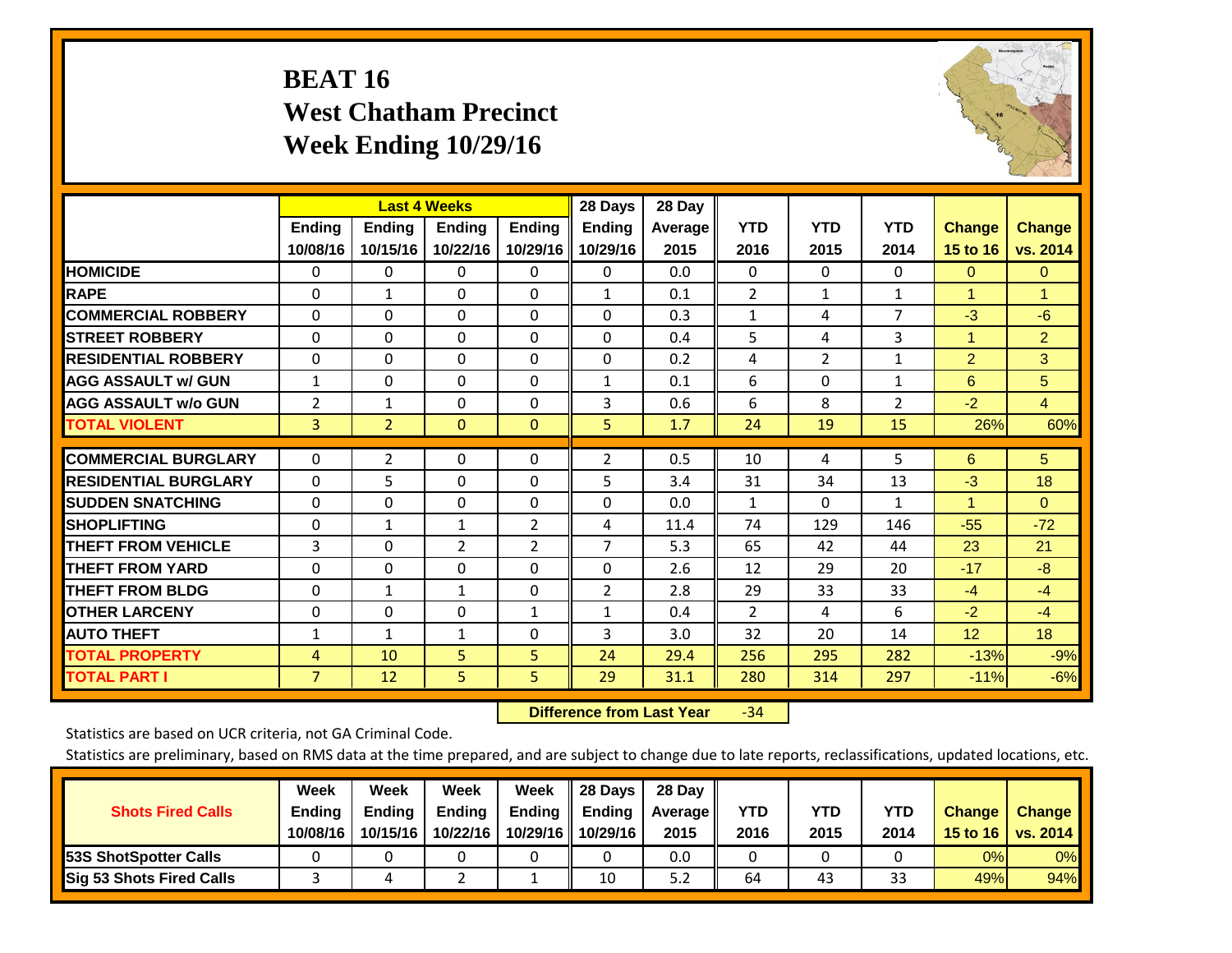# BEAT 16
## West Chatham Precinct
## Week Ending 10/29/16

| | Last 4 Weeks | | | | 28 Days | 28 Day | | | | | |
|---|---|---|---|---|---|---|---|---|---|---|---|
| | Ending 10/08/16 | Ending 10/15/16 | Ending 10/22/16 | Ending 10/29/16 | Ending 10/29/16 | Average 2015 | YTD 2016 | YTD 2015 | YTD 2014 | Change 15 to 16 | Change vs. 2014 |
| **HOMICIDE** | 0 | 0 | 0 | 0 | 0 | 0.0 | 0 | 0 | 0 | 0 | 0 |
| **RAPE** | 0 | 1 | 0 | 0 | 1 | 0.1 | 2 | 1 | 1 | 1 | 1 |
| **COMMERCIAL ROBBERY** | 0 | 0 | 0 | 0 | 0 | 0.3 | 1 | 4 | 7 | -3 | -6 |
| **STREET ROBBERY** | 0 | 0 | 0 | 0 | 0 | 0.4 | 5 | 4 | 3 | 1 | 2 |
| **RESIDENTIAL ROBBERY** | 0 | 0 | 0 | 0 | 0 | 0.2 | 4 | 2 | 1 | 2 | 3 |
| **AGG ASSAULT w/ GUN** | 1 | 0 | 0 | 0 | 1 | 0.1 | 6 | 0 | 1 | 6 | 5 |
| **AGG ASSAULT w/o GUN** | 2 | 1 | 0 | 0 | 3 | 0.6 | 6 | 8 | 2 | -2 | 4 |
| **TOTAL VIOLENT** | 3 | 2 | 0 | 0 | 5 | 1.7 | 24 | 19 | 15 | 26% | 60% |
| **COMMERCIAL BURGLARY** | 0 | 2 | 0 | 0 | 2 | 0.5 | 10 | 4 | 5 | 6 | 5 |
| **RESIDENTIAL BURGLARY** | 0 | 5 | 0 | 0 | 5 | 3.4 | 31 | 34 | 13 | -3 | 18 |
| **SUDDEN SNATCHING** | 0 | 0 | 0 | 0 | 0 | 0.0 | 1 | 0 | 1 | 1 | 0 |
| **SHOPLIFTING** | 0 | 1 | 1 | 2 | 4 | 11.4 | 74 | 129 | 146 | -55 | -72 |
| **THEFT FROM VEHICLE** | 3 | 0 | 2 | 2 | 7 | 5.3 | 65 | 42 | 44 | 23 | 21 |
| **THEFT FROM YARD** | 0 | 0 | 0 | 0 | 0 | 2.6 | 12 | 29 | 20 | -17 | -8 |
| **THEFT FROM BLDG** | 0 | 1 | 1 | 0 | 2 | 2.8 | 29 | 33 | 33 | -4 | -4 |
| **OTHER LARCENY** | 0 | 0 | 0 | 1 | 1 | 0.4 | 2 | 4 | 6 | -2 | -4 |
| **AUTO THEFT** | 1 | 1 | 1 | 0 | 3 | 3.0 | 32 | 20 | 14 | 12 | 18 |
| **TOTAL PROPERTY** | 4 | 10 | 5 | 5 | 24 | 29.4 | 256 | 295 | 282 | -13% | -9% |
| **TOTAL PART I** | 7 | 12 | 5 | 5 | 29 | 31.1 | 280 | 314 | 297 | -11% | -6% |

**Difference from Last Year** -34

Statistics are based on UCR criteria, not GA Criminal Code.

Statistics are preliminary, based on RMS data at the time prepared, and are subject to change due to late reports, reclassifications, updated locations, etc.

| Shots Fired Calls | Week Ending 10/08/16 | Week Ending 10/15/16 | Week Ending 10/22/16 | Week Ending 10/29/16 | 28 Days Ending 10/29/16 | 28 Day Average 2015 | YTD 2016 | YTD 2015 | YTD 2014 | Change 15 to 16 | Change vs. 2014 |
|---|---|---|---|---|---|---|---|---|---|---|---|
| **53S ShotSpotter Calls** | 0 | 0 | 0 | 0 | 0 | 0.0 | 0 | 0 | 0 | 0% | 0% |
| **Sig 53 Shots Fired Calls** | 3 | 4 | 2 | 1 | 10 | 5.2 | 64 | 43 | 33 | 49% | 94% |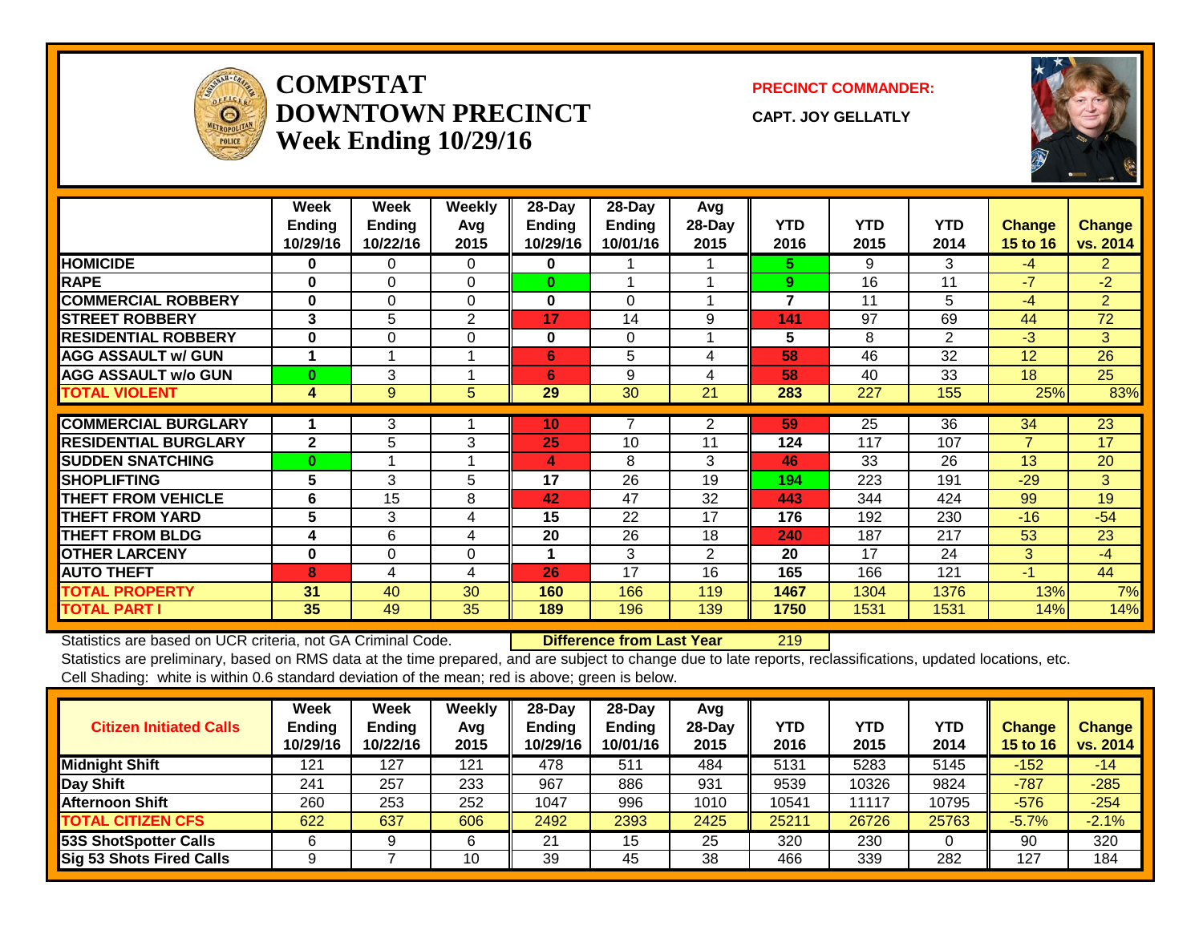# COMPSTAT
# DOWNTOWN PRECINCT
# Week Ending 10/29/16

**PRECINCT COMMANDER:**

**CAPT. JOY GELLATLY**

| | Week Ending 10/29/16 | Week Ending 10/22/16 | Weekly Avg 2015 | 28-Day Ending 10/29/16 | 28-Day Ending 10/01/16 | Avg 28-Day 2015 | YTD 2016 | YTD 2015 | YTD 2014 | Change 15 to 16 | Change vs. 2014 |
|---|---|---|---|---|---|---|---|---|---|---|---|
| **HOMICIDE** | 0 | 0 | 0 | 0 | 1 | 1 | 5 | 9 | 3 | -4 | 2 |
| **RAPE** | 0 | 0 | 0 | 0 | 1 | 1 | 9 | 16 | 11 | -7 | -2 |
| **COMMERCIAL ROBBERY** | 0 | 0 | 0 | 0 | 0 | 1 | 7 | 11 | 5 | -4 | 2 |
| **STREET ROBBERY** | 3 | 5 | 2 | 17 | 14 | 9 | 141 | 97 | 69 | 44 | 72 |
| **RESIDENTIAL ROBBERY** | 0 | 0 | 0 | 0 | 0 | 1 | 5 | 8 | 2 | -3 | 3 |
| **AGG ASSAULT w/ GUN** | 1 | 1 | 1 | 6 | 5 | 4 | 58 | 46 | 32 | 12 | 26 |
| **AGG ASSAULT w/o GUN** | 0 | 3 | 1 | 6 | 9 | 4 | 58 | 40 | 33 | 18 | 25 |
| **TOTAL VIOLENT** | 4 | 9 | 5 | 29 | 30 | 21 | 283 | 227 | 155 | 25% | 83% |
| **COMMERCIAL BURGLARY** | 1 | 3 | 1 | 10 | 7 | 2 | 59 | 25 | 36 | 34 | 23 |
| **RESIDENTIAL BURGLARY** | 2 | 5 | 3 | 25 | 10 | 11 | 124 | 117 | 107 | 7 | 17 |
| **SUDDEN SNATCHING** | 0 | 1 | 1 | 4 | 8 | 3 | 46 | 33 | 26 | 13 | 20 |
| **SHOPLIFTING** | 5 | 3 | 5 | 17 | 26 | 19 | 194 | 223 | 191 | -29 | 3 |
| **THEFT FROM VEHICLE** | 6 | 15 | 8 | 42 | 47 | 32 | 443 | 344 | 424 | 99 | 19 |
| **THEFT FROM YARD** | 5 | 3 | 4 | 15 | 22 | 17 | 176 | 192 | 230 | -16 | -54 |
| **THEFT FROM BLDG** | 4 | 6 | 4 | 20 | 26 | 18 | 240 | 187 | 217 | 53 | 23 |
| **OTHER LARCENY** | 0 | 0 | 0 | 1 | 3 | 2 | 20 | 17 | 24 | 3 | -4 |
| **AUTO THEFT** | 8 | 4 | 4 | 26 | 17 | 16 | 165 | 166 | 121 | -1 | 44 |
| **TOTAL PROPERTY** | 31 | 40 | 30 | 160 | 166 | 119 | 1467 | 1304 | 1376 | 13% | 7% |
| **TOTAL PART I** | 35 | 49 | 35 | 189 | 196 | 139 | 1750 | 1531 | 1531 | 14% | 14% |

Statistics are based on UCR criteria, not GA Criminal Code. **Difference from Last Year** 219

Statistics are preliminary, based on RMS data at the time prepared, and are subject to change due to late reports, reclassifications, updated locations, etc.

Cell Shading: white is within 0.6 standard deviation of the mean; red is above; green is below.

| Citizen Initiated Calls | Week Ending 10/29/16 | Week Ending 10/22/16 | Weekly Avg 2015 | 28-Day Ending 10/29/16 | 28-Day Ending 10/01/16 | Avg 28-Day 2015 | YTD 2016 | YTD 2015 | YTD 2014 | Change 15 to 16 | Change vs. 2014 |
|---|---|---|---|---|---|---|---|---|---|---|---|
| **Midnight Shift** | 121 | 127 | 121 | 478 | 511 | 484 | 5131 | 5283 | 5145 | -152 | -14 |
| **Day Shift** | 241 | 257 | 233 | 967 | 886 | 931 | 9539 | 10326 | 9824 | -787 | -285 |
| **Afternoon Shift** | 260 | 253 | 252 | 1047 | 996 | 1010 | 10541 | 11117 | 10795 | -576 | -254 |
| **TOTAL CITIZEN CFS** | 622 | 637 | 606 | 2492 | 2393 | 2425 | 25211 | 26726 | 25763 | -5.7% | -2.1% |
| **53S ShotSpotter Calls** | 6 | 9 | 6 | 21 | 15 | 25 | 320 | 230 | 0 | 90 | 320 |
| **Sig 53 Shots Fired Calls** | 9 | 7 | 10 | 39 | 45 | 38 | 466 | 339 | 282 | 127 | 184 |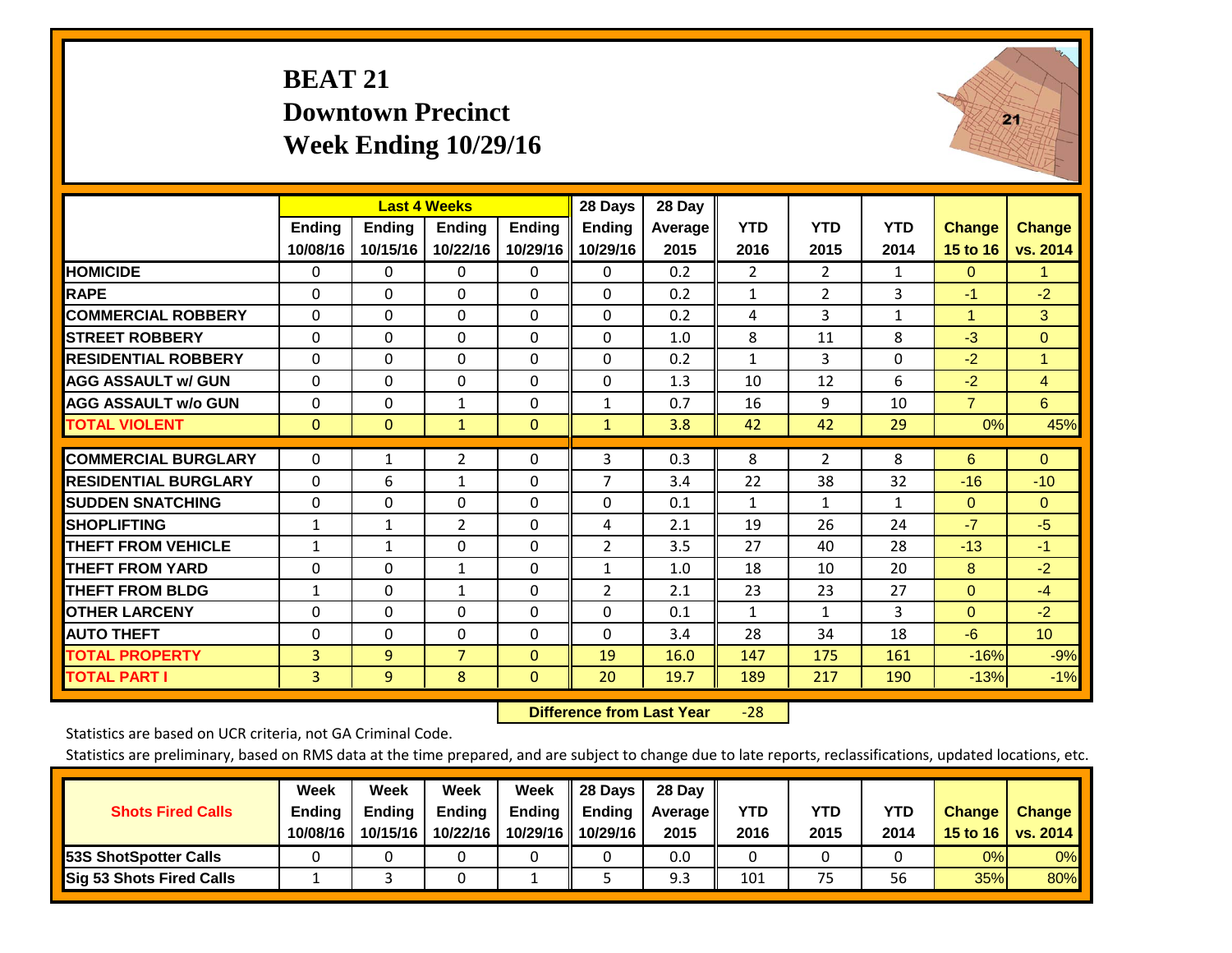# BEAT 21
## Downtown Precinct
## Week Ending 10/29/16

| | Last 4 Weeks | | | | 28 Days | 28 Day | | | | | |
|---|---|---|---|---|---|---|---|---|---|---|---|
| | Ending 10/08/16 | Ending 10/15/16 | Ending 10/22/16 | Ending 10/29/16 | Ending 10/29/16 | Average 2015 | YTD 2016 | YTD 2015 | YTD 2014 | Change 15 to 16 | Change vs. 2014 |
| HOMICIDE | 0 | 0 | 0 | 0 | 0 | 0.2 | 2 | 2 | 1 | 0 | 1 |
| RAPE | 0 | 0 | 0 | 0 | 0 | 0.2 | 1 | 2 | 3 | -1 | -2 |
| COMMERCIAL ROBBERY | 0 | 0 | 0 | 0 | 0 | 0.2 | 4 | 3 | 1 | 1 | 3 |
| STREET ROBBERY | 0 | 0 | 0 | 0 | 0 | 1.0 | 8 | 11 | 8 | -3 | 0 |
| RESIDENTIAL ROBBERY | 0 | 0 | 0 | 0 | 0 | 0.2 | 1 | 3 | 0 | -2 | 1 |
| AGG ASSAULT w/ GUN | 0 | 0 | 0 | 0 | 0 | 1.3 | 10 | 12 | 6 | -2 | 4 |
| AGG ASSAULT w/o GUN | 0 | 0 | 1 | 0 | 1 | 0.7 | 16 | 9 | 10 | 7 | 6 |
| TOTAL VIOLENT | 0 | 0 | 1 | 0 | 1 | 3.8 | 42 | 42 | 29 | 0% | 45% |
| COMMERCIAL BURGLARY | 0 | 1 | 2 | 0 | 3 | 0.3 | 8 | 2 | 8 | 6 | 0 |
| RESIDENTIAL BURGLARY | 0 | 6 | 1 | 0 | 7 | 3.4 | 22 | 38 | 32 | -16 | -10 |
| SUDDEN SNATCHING | 0 | 0 | 0 | 0 | 0 | 0.1 | 1 | 1 | 1 | 0 | 0 |
| SHOPLIFTING | 1 | 1 | 2 | 0 | 4 | 2.1 | 19 | 26 | 24 | -7 | -5 |
| THEFT FROM VEHICLE | 1 | 1 | 0 | 0 | 2 | 3.5 | 27 | 40 | 28 | -13 | -1 |
| THEFT FROM YARD | 0 | 0 | 1 | 0 | 1 | 1.0 | 18 | 10 | 20 | 8 | -2 |
| THEFT FROM BLDG | 1 | 0 | 1 | 0 | 2 | 2.1 | 23 | 23 | 27 | 0 | -4 |
| OTHER LARCENY | 0 | 0 | 0 | 0 | 0 | 0.1 | 1 | 1 | 3 | 0 | -2 |
| AUTO THEFT | 0 | 0 | 0 | 0 | 0 | 3.4 | 28 | 34 | 18 | -6 | 10 |
| TOTAL PROPERTY | 3 | 9 | 7 | 0 | 19 | 16.0 | 147 | 175 | 161 | -16% | -9% |
| TOTAL PART I | 3 | 9 | 8 | 0 | 20 | 19.7 | 189 | 217 | 190 | -13% | -1% |

**Difference from Last Year** -28

Statistics are based on UCR criteria, not GA Criminal Code.

Statistics are preliminary, based on RMS data at the time prepared, and are subject to change due to late reports, reclassifications, updated locations, etc.

| Shots Fired Calls | Week Ending 10/08/16 | Week Ending 10/15/16 | Week Ending 10/22/16 | Week Ending 10/29/16 | 28 Days Ending 10/29/16 | 28 Day Average 2015 | YTD 2016 | YTD 2015 | YTD 2014 | Change 15 to 16 | Change vs. 2014 |
|---|---|---|---|---|---|---|---|---|---|---|---|
| 53S ShotSpotter Calls | 0 | 0 | 0 | 0 | 0 | 0.0 | 0 | 0 | 0 | 0% | 0% |
| Sig 53 Shots Fired Calls | 1 | 3 | 0 | 1 | 5 | 9.3 | 101 | 75 | 56 | 35% | 80% |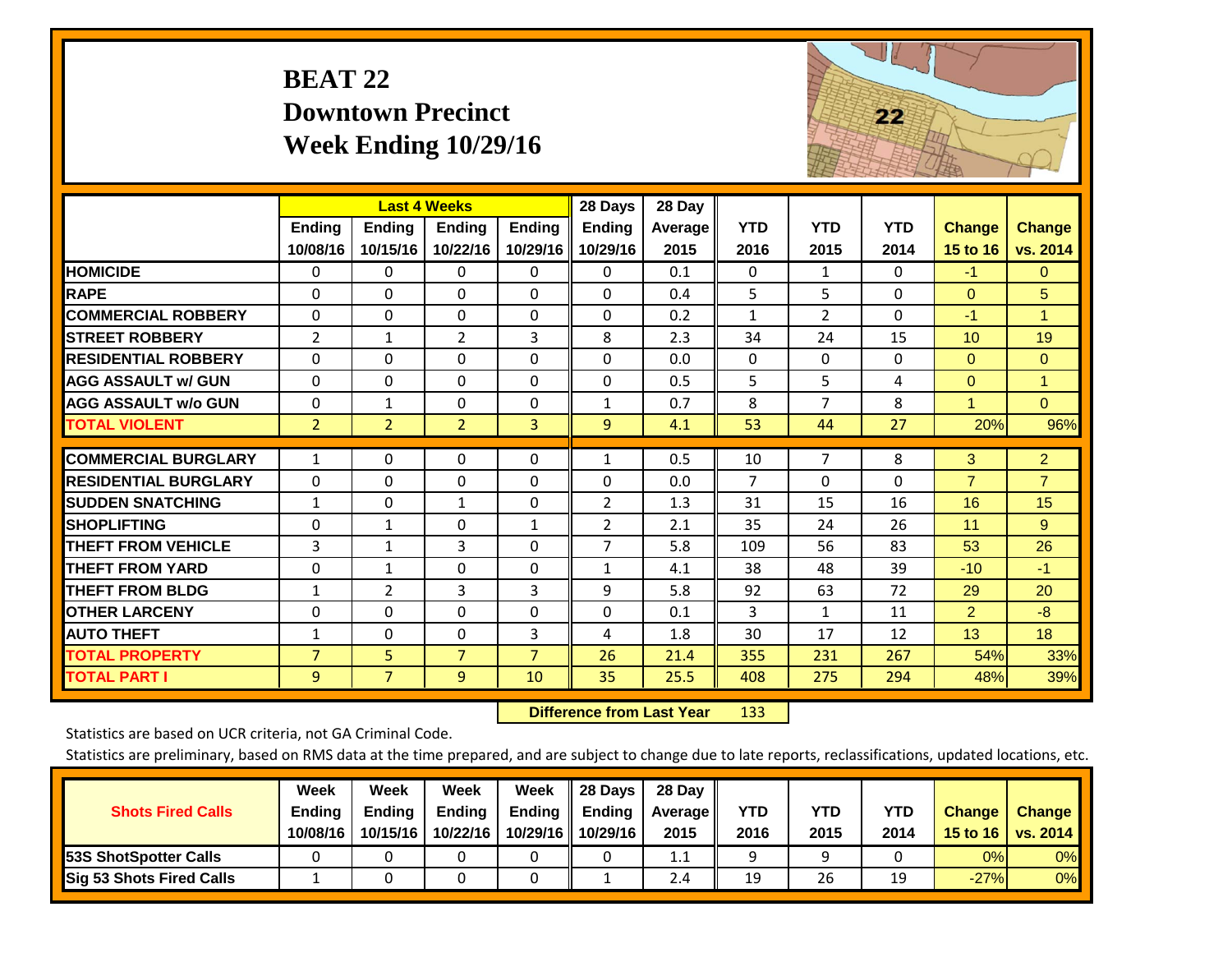# BEAT 22
## Downtown Precinct
## Week Ending 10/29/16

| | Last 4 Weeks | | | | 28 Days | 28 Day | | | | | |
|---|---|---|---|---|---|---|---|---|---|---|---|
| | Ending 10/08/16 | Ending 10/15/16 | Ending 10/22/16 | Ending 10/29/16 | Ending 10/29/16 | Average 2015 | YTD 2016 | YTD 2015 | YTD 2014 | Change 15 to 16 | Change vs. 2014 |
| HOMICIDE | 0 | 0 | 0 | 0 | 0 | 0.1 | 0 | 1 | 0 | -1 | 0 |
| RAPE | 0 | 0 | 0 | 0 | 0 | 0.4 | 5 | 5 | 0 | 0 | 5 |
| COMMERCIAL ROBBERY | 0 | 0 | 0 | 0 | 0 | 0.2 | 1 | 2 | 0 | -1 | 1 |
| STREET ROBBERY | 2 | 1 | 2 | 3 | 8 | 2.3 | 34 | 24 | 15 | 10 | 19 |
| RESIDENTIAL ROBBERY | 0 | 0 | 0 | 0 | 0 | 0.0 | 0 | 0 | 0 | 0 | 0 |
| AGG ASSAULT w/ GUN | 0 | 0 | 0 | 0 | 0 | 0.5 | 5 | 5 | 4 | 0 | 1 |
| AGG ASSAULT w/o GUN | 0 | 1 | 0 | 0 | 1 | 0.7 | 8 | 7 | 8 | 1 | 0 |
| TOTAL VIOLENT | 2 | 2 | 2 | 3 | 9 | 4.1 | 53 | 44 | 27 | 20% | 96% |
| COMMERCIAL BURGLARY | 1 | 0 | 0 | 0 | 1 | 0.5 | 10 | 7 | 8 | 3 | 2 |
| RESIDENTIAL BURGLARY | 0 | 0 | 0 | 0 | 0 | 0.0 | 7 | 0 | 0 | 7 | 7 |
| SUDDEN SNATCHING | 1 | 0 | 1 | 0 | 2 | 1.3 | 31 | 15 | 16 | 16 | 15 |
| SHOPLIFTING | 0 | 1 | 0 | 1 | 2 | 2.1 | 35 | 24 | 26 | 11 | 9 |
| THEFT FROM VEHICLE | 3 | 1 | 3 | 0 | 7 | 5.8 | 109 | 56 | 83 | 53 | 26 |
| THEFT FROM YARD | 0 | 1 | 0 | 0 | 1 | 4.1 | 38 | 48 | 39 | -10 | -1 |
| THEFT FROM BLDG | 1 | 2 | 3 | 3 | 9 | 5.8 | 92 | 63 | 72 | 29 | 20 |
| OTHER LARCENY | 0 | 0 | 0 | 0 | 0 | 0.1 | 3 | 1 | 11 | 2 | -8 |
| AUTO THEFT | 1 | 0 | 0 | 3 | 4 | 1.8 | 30 | 17 | 12 | 13 | 18 |
| TOTAL PROPERTY | 7 | 5 | 7 | 7 | 26 | 21.4 | 355 | 231 | 267 | 54% | 33% |
| TOTAL PART I | 9 | 7 | 9 | 10 | 35 | 25.5 | 408 | 275 | 294 | 48% | 39% |

**Difference from Last Year** 133

Statistics are based on UCR criteria, not GA Criminal Code.

Statistics are preliminary, based on RMS data at the time prepared, and are subject to change due to late reports, reclassifications, updated locations, etc.

| Shots Fired Calls | Week Ending 10/08/16 | Week Ending 10/15/16 | Week Ending 10/22/16 | Week Ending 10/29/16 | 28 Days Ending 10/29/16 | 28 Day Average 2015 | YTD 2016 | YTD 2015 | YTD 2014 | Change 15 to 16 | Change vs. 2014 |
|---|---|---|---|---|---|---|---|---|---|---|---|
| 53S ShotSpotter Calls | 0 | 0 | 0 | 0 | 0 | 1.1 | 9 | 9 | 0 | 0% | 0% |
| Sig 53 Shots Fired Calls | 1 | 0 | 0 | 0 | 1 | 2.4 | 19 | 26 | 19 | -27% | 0% |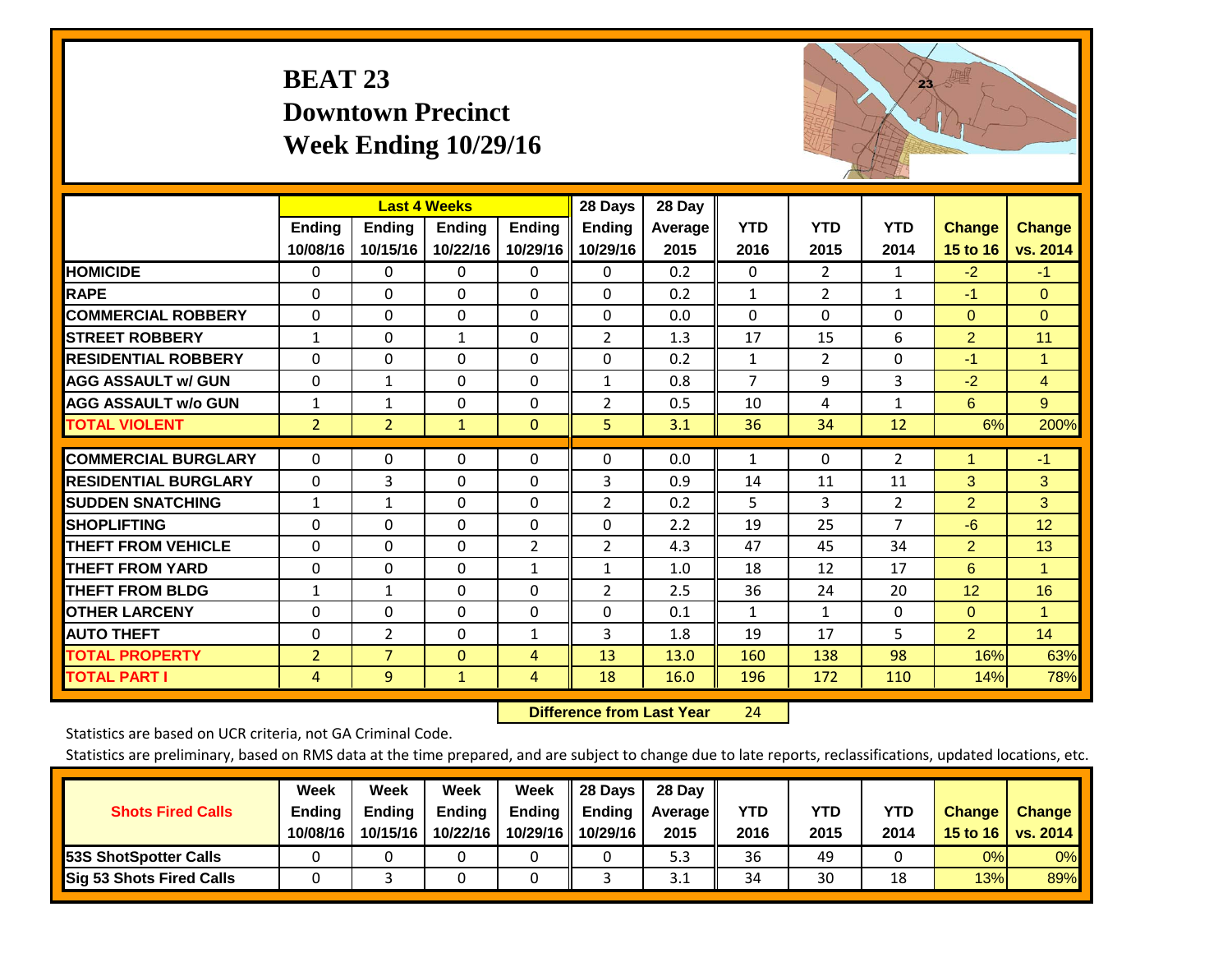# BEAT 23
## Downtown Precinct
## Week Ending 10/29/16

| | Last 4 Weeks | | | | 28 Days | 28 Day | | | | | |
|---|---|---|---|---|---|---|---|---|---|---|---|
| | Ending 10/08/16 | Ending 10/15/16 | Ending 10/22/16 | Ending 10/29/16 | Ending 10/29/16 | Average 2015 | YTD 2016 | YTD 2015 | YTD 2014 | Change 15 to 16 | Change vs. 2014 |
| HOMICIDE | 0 | 0 | 0 | 0 | 0 | 0.2 | 0 | 2 | 1 | -2 | -1 |
| RAPE | 0 | 0 | 0 | 0 | 0 | 0.2 | 1 | 2 | 1 | -1 | 0 |
| COMMERCIAL ROBBERY | 0 | 0 | 0 | 0 | 0 | 0.0 | 0 | 0 | 0 | 0 | 0 |
| STREET ROBBERY | 1 | 0 | 1 | 0 | 2 | 1.3 | 17 | 15 | 6 | 2 | 11 |
| RESIDENTIAL ROBBERY | 0 | 0 | 0 | 0 | 0 | 0.2 | 1 | 2 | 0 | -1 | 1 |
| AGG ASSAULT w/ GUN | 0 | 1 | 0 | 0 | 1 | 0.8 | 7 | 9 | 3 | -2 | 4 |
| AGG ASSAULT w/o GUN | 1 | 1 | 0 | 0 | 2 | 0.5 | 10 | 4 | 1 | 6 | 9 |
| TOTAL VIOLENT | 2 | 2 | 1 | 0 | 5 | 3.1 | 36 | 34 | 12 | 6% | 200% |
| COMMERCIAL BURGLARY | 0 | 0 | 0 | 0 | 0 | 0.0 | 1 | 0 | 2 | 1 | -1 |
| RESIDENTIAL BURGLARY | 0 | 3 | 0 | 0 | 3 | 0.9 | 14 | 11 | 11 | 3 | 3 |
| SUDDEN SNATCHING | 1 | 1 | 0 | 0 | 2 | 0.2 | 5 | 3 | 2 | 2 | 3 |
| SHOPLIFTING | 0 | 0 | 0 | 0 | 0 | 2.2 | 19 | 25 | 7 | -6 | 12 |
| THEFT FROM VEHICLE | 0 | 0 | 0 | 2 | 2 | 4.3 | 47 | 45 | 34 | 2 | 13 |
| THEFT FROM YARD | 0 | 0 | 0 | 1 | 1 | 1.0 | 18 | 12 | 17 | 6 | 1 |
| THEFT FROM BLDG | 1 | 1 | 0 | 0 | 2 | 2.5 | 36 | 24 | 20 | 12 | 16 |
| OTHER LARCENY | 0 | 0 | 0 | 0 | 0 | 0.1 | 1 | 1 | 0 | 0 | 1 |
| AUTO THEFT | 0 | 2 | 0 | 1 | 3 | 1.8 | 19 | 17 | 5 | 2 | 14 |
| TOTAL PROPERTY | 2 | 7 | 0 | 4 | 13 | 13.0 | 160 | 138 | 98 | 16% | 63% |
| TOTAL PART I | 4 | 9 | 1 | 4 | 18 | 16.0 | 196 | 172 | 110 | 14% | 78% |

**Difference from Last Year** 24

Statistics are based on UCR criteria, not GA Criminal Code.

Statistics are preliminary, based on RMS data at the time prepared, and are subject to change due to late reports, reclassifications, updated locations, etc.

| Shots Fired Calls | Week Ending 10/08/16 | Week Ending 10/15/16 | Week Ending 10/22/16 | Week Ending 10/29/16 | 28 Days Ending 10/29/16 | 28 Day Average 2015 | YTD 2016 | YTD 2015 | YTD 2014 | Change 15 to 16 | Change vs. 2014 |
|---|---|---|---|---|---|---|---|---|---|---|---|
| 53S ShotSpotter Calls | 0 | 0 | 0 | 0 | 0 | 5.3 | 36 | 49 | 0 | 0% | 0% |
| Sig 53 Shots Fired Calls | 0 | 3 | 0 | 0 | 3 | 3.1 | 34 | 30 | 18 | 13% | 89% |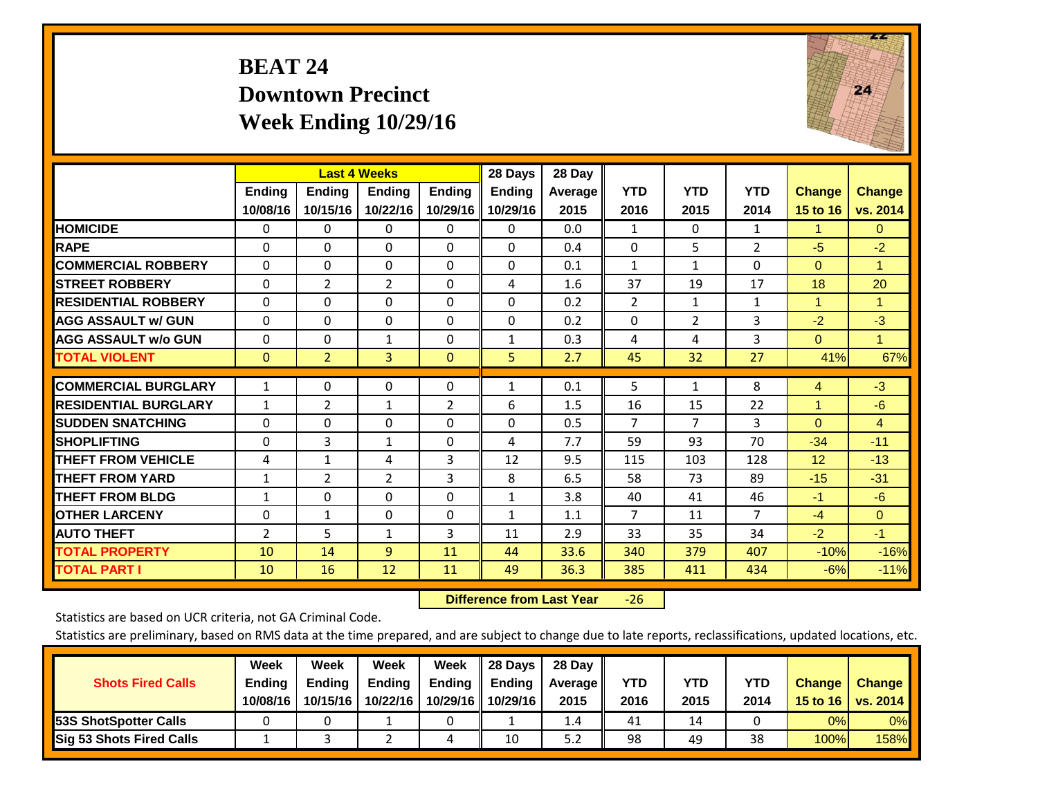# BEAT 24
## Downtown Precinct
## Week Ending 10/29/16

| | Last 4 Weeks | | | | 28 Days | 28 Day | | | | | |
|---|---|---|---|---|---|---|---|---|---|---|---|
| | Ending 10/08/16 | Ending 10/15/16 | Ending 10/22/16 | Ending 10/29/16 | Ending 10/29/16 | Average 2015 | YTD 2016 | YTD 2015 | YTD 2014 | Change 15 to 16 | Change vs. 2014 |
| HOMICIDE | 0 | 0 | 0 | 0 | 0 | 0.0 | 1 | 0 | 1 | 1 | 0 |
| RAPE | 0 | 0 | 0 | 0 | 0 | 0.4 | 0 | 5 | 2 | -5 | -2 |
| COMMERCIAL ROBBERY | 0 | 0 | 0 | 0 | 0 | 0.1 | 1 | 1 | 0 | 0 | 1 |
| STREET ROBBERY | 0 | 2 | 2 | 0 | 4 | 1.6 | 37 | 19 | 17 | 18 | 20 |
| RESIDENTIAL ROBBERY | 0 | 0 | 0 | 0 | 0 | 0.2 | 2 | 1 | 1 | 1 | 1 |
| AGG ASSAULT w/ GUN | 0 | 0 | 0 | 0 | 0 | 0.2 | 0 | 2 | 3 | -2 | -3 |
| AGG ASSAULT w/o GUN | 0 | 0 | 1 | 0 | 1 | 0.3 | 4 | 4 | 3 | 0 | 1 |
| TOTAL VIOLENT | 0 | 2 | 3 | 0 | 5 | 2.7 | 45 | 32 | 27 | 41% | 67% |
| COMMERCIAL BURGLARY | 1 | 0 | 0 | 0 | 1 | 0.1 | 5 | 1 | 8 | 4 | -3 |
| RESIDENTIAL BURGLARY | 1 | 2 | 1 | 2 | 6 | 1.5 | 16 | 15 | 22 | 1 | -6 |
| SUDDEN SNATCHING | 0 | 0 | 0 | 0 | 0 | 0.5 | 7 | 7 | 3 | 0 | 4 |
| SHOPLIFTING | 0 | 3 | 1 | 0 | 4 | 7.7 | 59 | 93 | 70 | -34 | -11 |
| THEFT FROM VEHICLE | 4 | 1 | 4 | 3 | 12 | 9.5 | 115 | 103 | 128 | 12 | -13 |
| THEFT FROM YARD | 1 | 2 | 2 | 3 | 8 | 6.5 | 58 | 73 | 89 | -15 | -31 |
| THEFT FROM BLDG | 1 | 0 | 0 | 0 | 1 | 3.8 | 40 | 41 | 46 | -1 | -6 |
| OTHER LARCENY | 0 | 1 | 0 | 0 | 1 | 1.1 | 7 | 11 | 7 | -4 | 0 |
| AUTO THEFT | 2 | 5 | 1 | 3 | 11 | 2.9 | 33 | 35 | 34 | -2 | -1 |
| TOTAL PROPERTY | 10 | 14 | 9 | 11 | 44 | 33.6 | 340 | 379 | 407 | -10% | -16% |
| TOTAL PART I | 10 | 16 | 12 | 11 | 49 | 36.3 | 385 | 411 | 434 | -6% | -11% |

**Difference from Last Year** -26

Statistics are based on UCR criteria, not GA Criminal Code.

Statistics are preliminary, based on RMS data at the time prepared, and are subject to change due to late reports, reclassifications, updated locations, etc.

| Shots Fired Calls | Week Ending 10/08/16 | Week Ending 10/15/16 | Week Ending 10/22/16 | Week Ending 10/29/16 | 28 Days Ending 10/29/16 | 28 Day Average 2015 | YTD 2016 | YTD 2015 | YTD 2014 | Change 15 to 16 | Change vs. 2014 |
|---|---|---|---|---|---|---|---|---|---|---|---|
| 53S ShotSpotter Calls | 0 | 0 | 1 | 0 | 1 | 1.4 | 41 | 14 | 0 | 0% | 0% |
| Sig 53 Shots Fired Calls | 1 | 3 | 2 | 4 | 10 | 5.2 | 98 | 49 | 38 | 100% | 158% |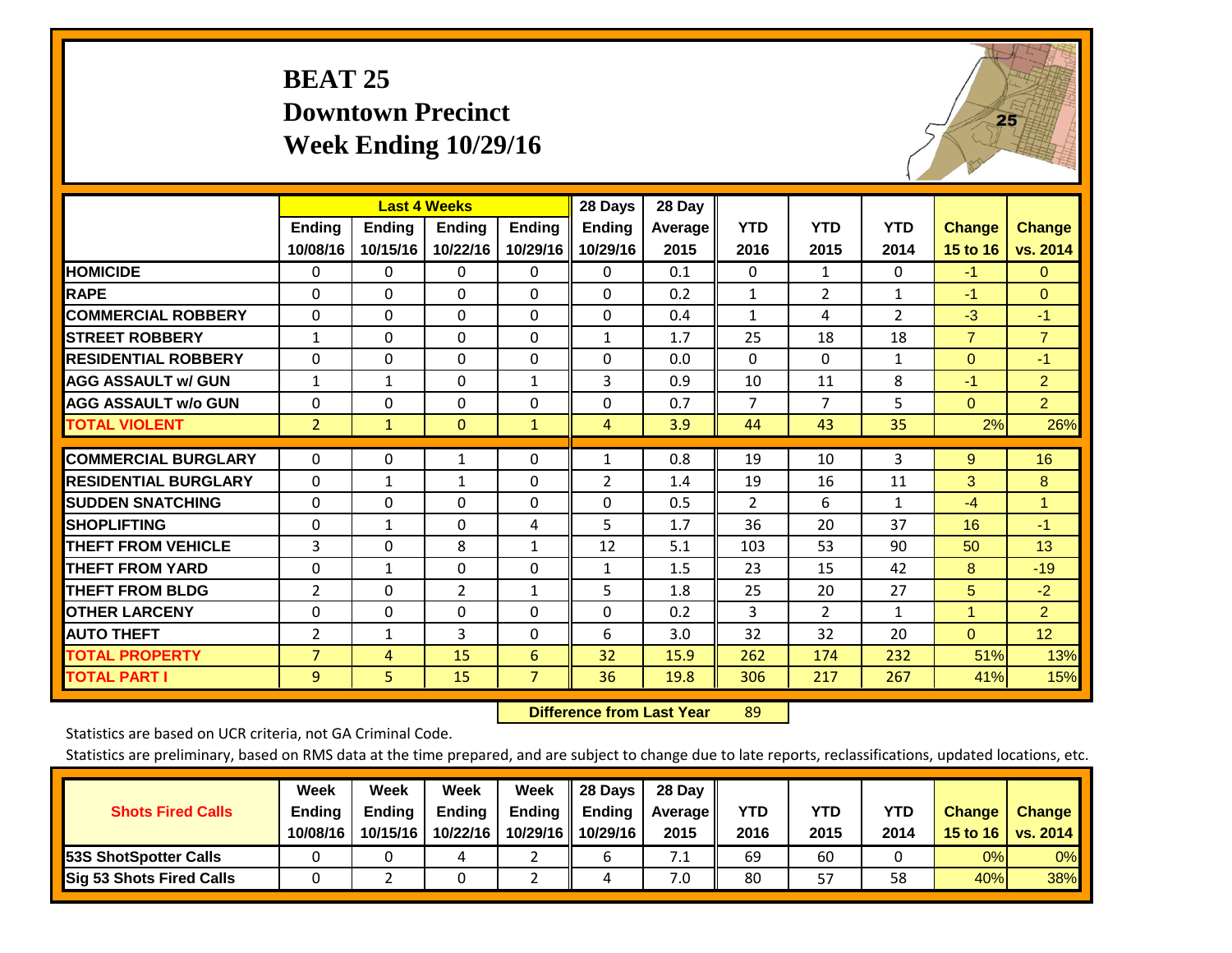# BEAT 25
## Downtown Precinct
## Week Ending 10/29/16

| | Last 4 Weeks | | | | 28 Days | 28 Day | | | | | |
|---|---|---|---|---|---|---|---|---|---|---|---|
| | Ending 10/08/16 | Ending 10/15/16 | Ending 10/22/16 | Ending 10/29/16 | Ending 10/29/16 | Average 2015 | YTD 2016 | YTD 2015 | YTD 2014 | Change 15 to 16 | Change vs. 2014 |
| HOMICIDE | 0 | 0 | 0 | 0 | 0 | 0.1 | 0 | 1 | 0 | -1 | 0 |
| RAPE | 0 | 0 | 0 | 0 | 0 | 0.2 | 1 | 2 | 1 | -1 | 0 |
| COMMERCIAL ROBBERY | 0 | 0 | 0 | 0 | 0 | 0.4 | 1 | 4 | 2 | -3 | -1 |
| STREET ROBBERY | 1 | 0 | 0 | 0 | 1 | 1.7 | 25 | 18 | 18 | 7 | 7 |
| RESIDENTIAL ROBBERY | 0 | 0 | 0 | 0 | 0 | 0.0 | 0 | 0 | 1 | 0 | -1 |
| AGG ASSAULT w/ GUN | 1 | 1 | 0 | 1 | 3 | 0.9 | 10 | 11 | 8 | -1 | 2 |
| AGG ASSAULT w/o GUN | 0 | 0 | 0 | 0 | 0 | 0.7 | 7 | 7 | 5 | 0 | 2 |
| TOTAL VIOLENT | 2 | 1 | 0 | 1 | 4 | 3.9 | 44 | 43 | 35 | 2% | 26% |
| COMMERCIAL BURGLARY | 0 | 0 | 1 | 0 | 1 | 0.8 | 19 | 10 | 3 | 9 | 16 |
| RESIDENTIAL BURGLARY | 0 | 1 | 1 | 0 | 2 | 1.4 | 19 | 16 | 11 | 3 | 8 |
| SUDDEN SNATCHING | 0 | 0 | 0 | 0 | 0 | 0.5 | 2 | 6 | 1 | -4 | 1 |
| SHOPLIFTING | 0 | 1 | 0 | 4 | 5 | 1.7 | 36 | 20 | 37 | 16 | -1 |
| THEFT FROM VEHICLE | 3 | 0 | 8 | 1 | 12 | 5.1 | 103 | 53 | 90 | 50 | 13 |
| THEFT FROM YARD | 0 | 1 | 0 | 0 | 1 | 1.5 | 23 | 15 | 42 | 8 | -19 |
| THEFT FROM BLDG | 2 | 0 | 2 | 1 | 5 | 1.8 | 25 | 20 | 27 | 5 | -2 |
| OTHER LARCENY | 0 | 0 | 0 | 0 | 0 | 0.2 | 3 | 2 | 1 | 1 | 2 |
| AUTO THEFT | 2 | 1 | 3 | 0 | 6 | 3.0 | 32 | 32 | 20 | 0 | 12 |
| TOTAL PROPERTY | 7 | 4 | 15 | 6 | 32 | 15.9 | 262 | 174 | 232 | 51% | 13% |
| TOTAL PART I | 9 | 5 | 15 | 7 | 36 | 19.8 | 306 | 217 | 267 | 41% | 15% |

**Difference from Last Year** 89

Statistics are based on UCR criteria, not GA Criminal Code.

Statistics are preliminary, based on RMS data at the time prepared, and are subject to change due to late reports, reclassifications, updated locations, etc.

| Shots Fired Calls | Week Ending 10/08/16 | Week Ending 10/15/16 | Week Ending 10/22/16 | Week Ending 10/29/16 | 28 Days Ending 10/29/16 | 28 Day Average 2015 | YTD 2016 | YTD 2015 | YTD 2014 | Change 15 to 16 | Change vs. 2014 |
|---|---|---|---|---|---|---|---|---|---|---|---|
| 53S ShotSpotter Calls | 0 | 0 | 4 | 2 | 6 | 7.1 | 69 | 60 | 0 | 0% | 0% |
| Sig 53 Shots Fired Calls | 0 | 2 | 0 | 2 | 4 | 7.0 | 80 | 57 | 58 | 40% | 38% |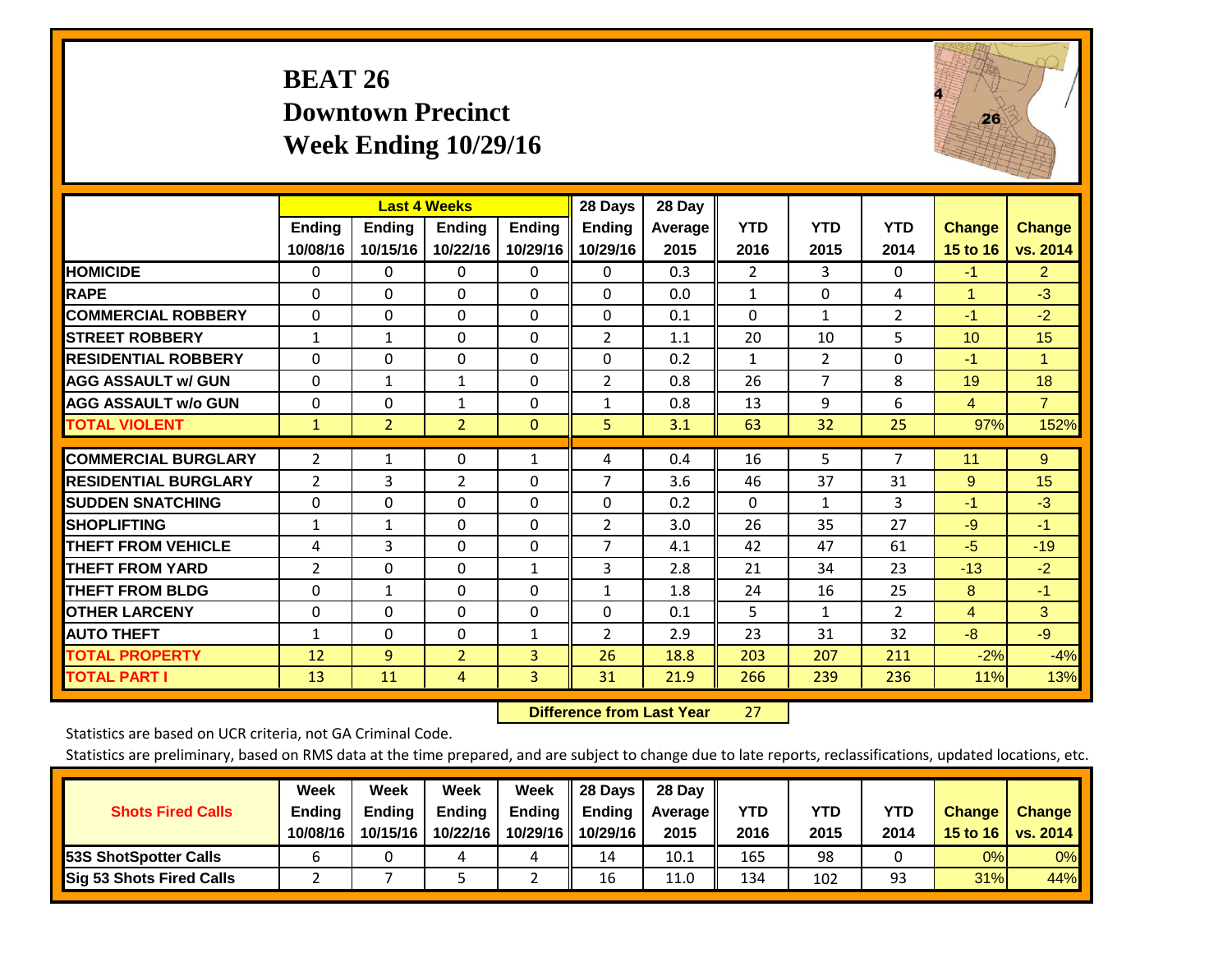# BEAT 26
## Downtown Precinct
## Week Ending 10/29/16

| | Last 4 Weeks | | | | 28 Days | 28 Day | | | | | |
|---|---|---|---|---|---|---|---|---|---|---|---|
| | Ending 10/08/16 | Ending 10/15/16 | Ending 10/22/16 | Ending 10/29/16 | Ending 10/29/16 | Average 2015 | YTD 2016 | YTD 2015 | YTD 2014 | Change 15 to 16 | Change vs. 2014 |
| HOMICIDE | 0 | 0 | 0 | 0 | 0 | 0.3 | 2 | 3 | 0 | -1 | 2 |
| RAPE | 0 | 0 | 0 | 0 | 0 | 0.0 | 1 | 0 | 4 | 1 | -3 |
| COMMERCIAL ROBBERY | 0 | 0 | 0 | 0 | 0 | 0.1 | 0 | 1 | 2 | -1 | -2 |
| STREET ROBBERY | 1 | 1 | 0 | 0 | 2 | 1.1 | 20 | 10 | 5 | 10 | 15 |
| RESIDENTIAL ROBBERY | 0 | 0 | 0 | 0 | 0 | 0.2 | 1 | 2 | 0 | -1 | 1 |
| AGG ASSAULT w/ GUN | 0 | 1 | 1 | 0 | 2 | 0.8 | 26 | 7 | 8 | 19 | 18 |
| AGG ASSAULT w/o GUN | 0 | 0 | 1 | 0 | 1 | 0.8 | 13 | 9 | 6 | 4 | 7 |
| TOTAL VIOLENT | 1 | 2 | 2 | 0 | 5 | 3.1 | 63 | 32 | 25 | 97% | 152% |
| COMMERCIAL BURGLARY | 2 | 1 | 0 | 1 | 4 | 0.4 | 16 | 5 | 7 | 11 | 9 |
| RESIDENTIAL BURGLARY | 2 | 3 | 2 | 0 | 7 | 3.6 | 46 | 37 | 31 | 9 | 15 |
| SUDDEN SNATCHING | 0 | 0 | 0 | 0 | 0 | 0.2 | 0 | 1 | 3 | -1 | -3 |
| SHOPLIFTING | 1 | 1 | 0 | 0 | 2 | 3.0 | 26 | 35 | 27 | -9 | -1 |
| THEFT FROM VEHICLE | 4 | 3 | 0 | 0 | 7 | 4.1 | 42 | 47 | 61 | -5 | -19 |
| THEFT FROM YARD | 2 | 0 | 0 | 1 | 3 | 2.8 | 21 | 34 | 23 | -13 | -2 |
| THEFT FROM BLDG | 0 | 1 | 0 | 0 | 1 | 1.8 | 24 | 16 | 25 | 8 | -1 |
| OTHER LARCENY | 0 | 0 | 0 | 0 | 0 | 0.1 | 5 | 1 | 2 | 4 | 3 |
| AUTO THEFT | 1 | 0 | 0 | 1 | 2 | 2.9 | 23 | 31 | 32 | -8 | -9 |
| TOTAL PROPERTY | 12 | 9 | 2 | 3 | 26 | 18.8 | 203 | 207 | 211 | -2% | -4% |
| TOTAL PART I | 13 | 11 | 4 | 3 | 31 | 21.9 | 266 | 239 | 236 | 11% | 13% |

**Difference from Last Year** 27

Statistics are based on UCR criteria, not GA Criminal Code.

Statistics are preliminary, based on RMS data at the time prepared, and are subject to change due to late reports, reclassifications, updated locations, etc.

| Shots Fired Calls | Week Ending 10/08/16 | Week Ending 10/15/16 | Week Ending 10/22/16 | Week Ending 10/29/16 | 28 Days Ending 10/29/16 | 28 Day Average 2015 | YTD 2016 | YTD 2015 | YTD 2014 | Change 15 to 16 | Change vs. 2014 |
|---|---|---|---|---|---|---|---|---|---|---|---|
| 53S ShotSpotter Calls | 6 | 0 | 4 | 4 | 14 | 10.1 | 165 | 98 | 0 | 0% | 0% |
| Sig 53 Shots Fired Calls | 2 | 7 | 5 | 2 | 16 | 11.0 | 134 | 102 | 93 | 31% | 44% |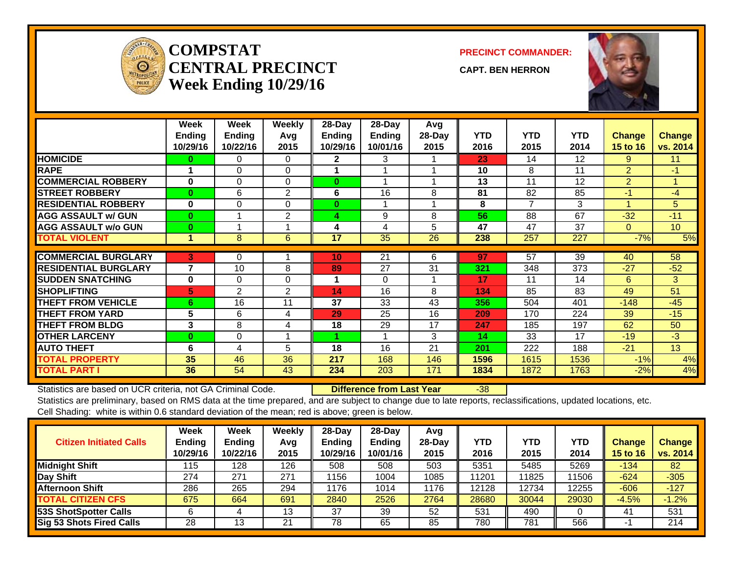# COMPSTAT CENTRAL PRECINCT Week Ending 10/29/16

**PRECINCT COMMANDER:**

**CAPT. BEN HERRON**

| | Week Ending 10/29/16 | Week Ending 10/22/16 | Weekly Avg 2015 | 28-Day Ending 10/29/16 | 28-Day Ending 10/01/16 | Avg 28-Day 2015 | YTD 2016 | YTD 2015 | YTD 2014 | Change 15 to 16 | Change vs. 2014 |
|---|---|---|---|---|---|---|---|---|---|---|---|
| HOMICIDE | 0 | 0 | 0 | 2 | 3 | 1 | 23 | 14 | 12 | 9 | 11 |
| RAPE | 1 | 0 | 0 | 1 | 1 | 1 | 10 | 8 | 11 | 2 | -1 |
| COMMERCIAL ROBBERY | 0 | 0 | 0 | 0 | 1 | 1 | 13 | 11 | 12 | 2 | 1 |
| STREET ROBBERY | 0 | 6 | 2 | 6 | 16 | 8 | 81 | 82 | 85 | -1 | -4 |
| RESIDENTIAL ROBBERY | 0 | 0 | 0 | 0 | 1 | 1 | 8 | 7 | 3 | 1 | 5 |
| AGG ASSAULT w/ GUN | 0 | 1 | 2 | 4 | 9 | 8 | 56 | 88 | 67 | -32 | -11 |
| AGG ASSAULT w/o GUN | 0 | 1 | 1 | 4 | 4 | 5 | 47 | 47 | 37 | 0 | 10 |
| TOTAL VIOLENT | 1 | 8 | 6 | 17 | 35 | 26 | 238 | 257 | 227 | -7% | 5% |
| COMMERCIAL BURGLARY | 3 | 0 | 1 | 10 | 21 | 6 | 97 | 57 | 39 | 40 | 58 |
| RESIDENTIAL BURGLARY | 7 | 10 | 8 | 89 | 27 | 31 | 321 | 348 | 373 | -27 | -52 |
| SUDDEN SNATCHING | 0 | 0 | 0 | 1 | 0 | 1 | 17 | 11 | 14 | 6 | 3 |
| SHOPLIFTING | 5 | 2 | 2 | 14 | 16 | 8 | 134 | 85 | 83 | 49 | 51 |
| THEFT FROM VEHICLE | 6 | 16 | 11 | 37 | 33 | 43 | 356 | 504 | 401 | -148 | -45 |
| THEFT FROM YARD | 5 | 6 | 4 | 29 | 25 | 16 | 209 | 170 | 224 | 39 | -15 |
| THEFT FROM BLDG | 3 | 8 | 4 | 18 | 29 | 17 | 247 | 185 | 197 | 62 | 50 |
| OTHER LARCENY | 0 | 0 | 1 | 1 | 1 | 3 | 14 | 33 | 17 | -19 | -3 |
| AUTO THEFT | 6 | 4 | 5 | 18 | 16 | 21 | 201 | 222 | 188 | -21 | 13 |
| TOTAL PROPERTY | 35 | 46 | 36 | 217 | 168 | 146 | 1596 | 1615 | 1536 | -1% | 4% |
| TOTAL PART I | 36 | 54 | 43 | 234 | 203 | 171 | 1834 | 1872 | 1763 | -2% | 4% |

Statistics are based on UCR criteria, not GA Criminal Code. **Difference from Last Year** -38

Statistics are preliminary, based on RMS data at the time prepared, and are subject to change due to late reports, reclassifications, updated locations, etc.

Cell Shading: white is within 0.6 standard deviation of the mean; red is above; green is below.

| Citizen Initiated Calls | Week Ending 10/29/16 | Week Ending 10/22/16 | Weekly Avg 2015 | 28-Day Ending 10/29/16 | 28-Day Ending 10/01/16 | Avg 28-Day 2015 | YTD 2016 | YTD 2015 | YTD 2014 | Change 15 to 16 | Change vs. 2014 |
|---|---|---|---|---|---|---|---|---|---|---|---|
| Midnight Shift | 115 | 128 | 126 | 508 | 508 | 503 | 5351 | 5485 | 5269 | -134 | 82 |
| Day Shift | 274 | 271 | 271 | 1156 | 1004 | 1085 | 11201 | 11825 | 11506 | -624 | -305 |
| Afternoon Shift | 286 | 265 | 294 | 1176 | 1014 | 1176 | 12128 | 12734 | 12255 | -606 | -127 |
| TOTAL CITIZEN CFS | 675 | 664 | 691 | 2840 | 2526 | 2764 | 28680 | 30044 | 29030 | -4.5% | -1.2% |
| 53S ShotSpotter Calls | 6 | 4 | 13 | 37 | 39 | 52 | 531 | 490 | 0 | 41 | 531 |
| Sig 53 Shots Fired Calls | 28 | 13 | 21 | 78 | 65 | 85 | 780 | 781 | 566 | -1 | 214 |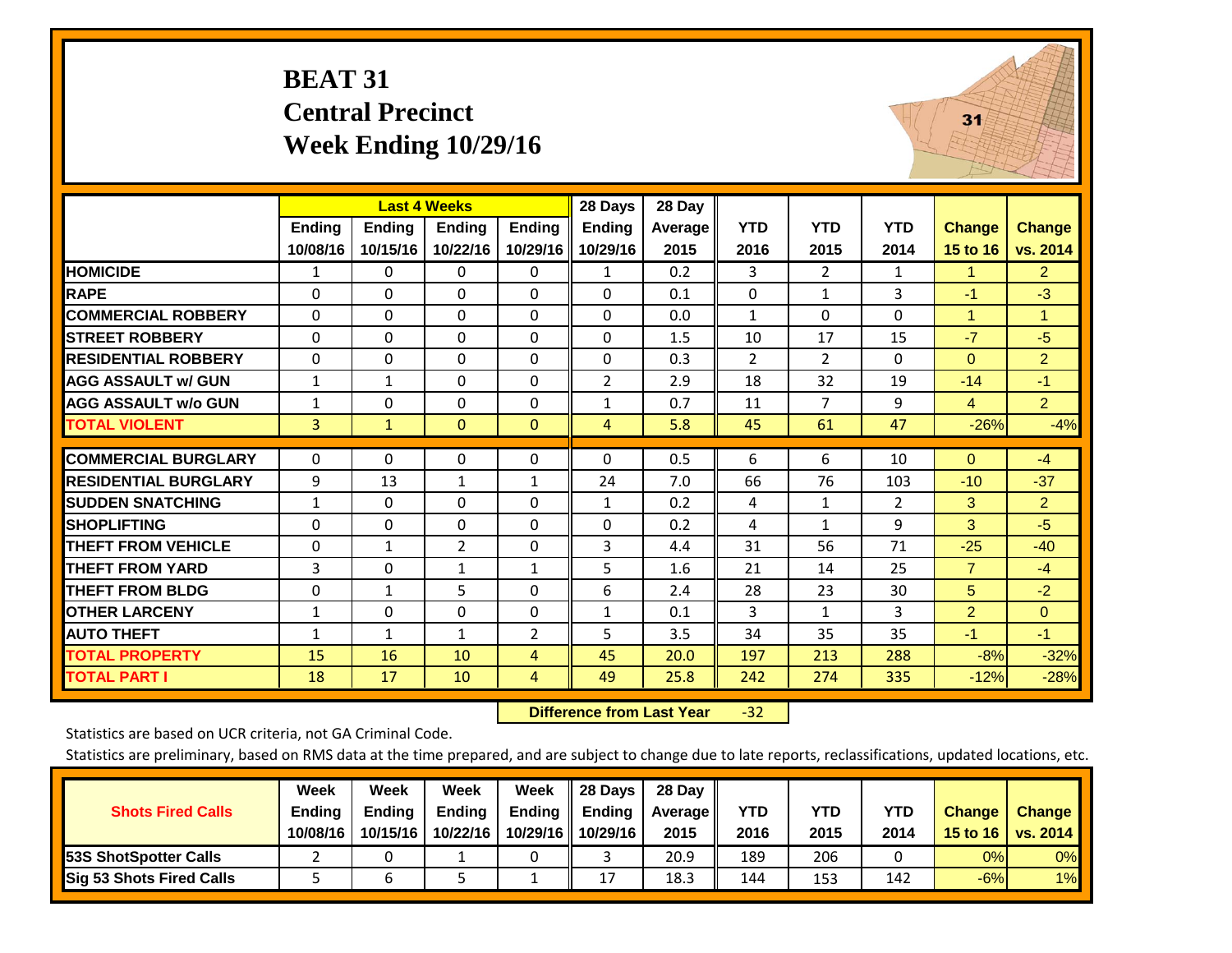# BEAT 31
## Central Precinct
## Week Ending 10/29/16

| | Last 4 Weeks | | | | 28 Days | 28 Day | | | | | |
|---|---|---|---|---|---|---|---|---|---|---|---|
| | Ending 10/08/16 | Ending 10/15/16 | Ending 10/22/16 | Ending 10/29/16 | Ending 10/29/16 | Average 2015 | YTD 2016 | YTD 2015 | YTD 2014 | Change 15 to 16 | Change vs. 2014 |
| HOMICIDE | 1 | 0 | 0 | 0 | 1 | 0.2 | 3 | 2 | 1 | 1 | 2 |
| RAPE | 0 | 0 | 0 | 0 | 0 | 0.1 | 0 | 1 | 3 | -1 | -3 |
| COMMERCIAL ROBBERY | 0 | 0 | 0 | 0 | 0 | 0.0 | 1 | 0 | 0 | 1 | 1 |
| STREET ROBBERY | 0 | 0 | 0 | 0 | 0 | 1.5 | 10 | 17 | 15 | -7 | -5 |
| RESIDENTIAL ROBBERY | 0 | 0 | 0 | 0 | 0 | 0.3 | 2 | 2 | 0 | 0 | 2 |
| AGG ASSAULT w/ GUN | 1 | 1 | 0 | 0 | 2 | 2.9 | 18 | 32 | 19 | -14 | -1 |
| AGG ASSAULT w/o GUN | 1 | 0 | 0 | 0 | 1 | 0.7 | 11 | 7 | 9 | 4 | 2 |
| TOTAL VIOLENT | 3 | 1 | 0 | 0 | 4 | 5.8 | 45 | 61 | 47 | -26% | -4% |
| COMMERCIAL BURGLARY | 0 | 0 | 0 | 0 | 0 | 0.5 | 6 | 6 | 10 | 0 | -4 |
| RESIDENTIAL BURGLARY | 9 | 13 | 1 | 1 | 24 | 7.0 | 66 | 76 | 103 | -10 | -37 |
| SUDDEN SNATCHING | 1 | 0 | 0 | 0 | 1 | 0.2 | 4 | 1 | 2 | 3 | 2 |
| SHOPLIFTING | 0 | 0 | 0 | 0 | 0 | 0.2 | 4 | 1 | 9 | 3 | -5 |
| THEFT FROM VEHICLE | 0 | 1 | 2 | 0 | 3 | 4.4 | 31 | 56 | 71 | -25 | -40 |
| THEFT FROM YARD | 3 | 0 | 1 | 1 | 5 | 1.6 | 21 | 14 | 25 | 7 | -4 |
| THEFT FROM BLDG | 0 | 1 | 5 | 0 | 6 | 2.4 | 28 | 23 | 30 | 5 | -2 |
| OTHER LARCENY | 1 | 0 | 0 | 0 | 1 | 0.1 | 3 | 1 | 3 | 2 | 0 |
| AUTO THEFT | 1 | 1 | 1 | 2 | 5 | 3.5 | 34 | 35 | 35 | -1 | -1 |
| TOTAL PROPERTY | 15 | 16 | 10 | 4 | 45 | 20.0 | 197 | 213 | 288 | -8% | -32% |
| TOTAL PART I | 18 | 17 | 10 | 4 | 49 | 25.8 | 242 | 274 | 335 | -12% | -28% |

**Difference from Last Year** -32

Statistics are based on UCR criteria, not GA Criminal Code.

Statistics are preliminary, based on RMS data at the time prepared, and are subject to change due to late reports, reclassifications, updated locations, etc.

| Shots Fired Calls | Week Ending 10/08/16 | Week Ending 10/15/16 | Week Ending 10/22/16 | Week Ending 10/29/16 | 28 Days Ending 10/29/16 | 28 Day Average 2015 | YTD 2016 | YTD 2015 | YTD 2014 | Change 15 to 16 | Change vs. 2014 |
|---|---|---|---|---|---|---|---|---|---|---|---|
| 53S ShotSpotter Calls | 2 | 0 | 1 | 0 | 3 | 20.9 | 189 | 206 | 0 | 0% | 0% |
| Sig 53 Shots Fired Calls | 5 | 6 | 5 | 1 | 17 | 18.3 | 144 | 153 | 142 | -6% | 1% |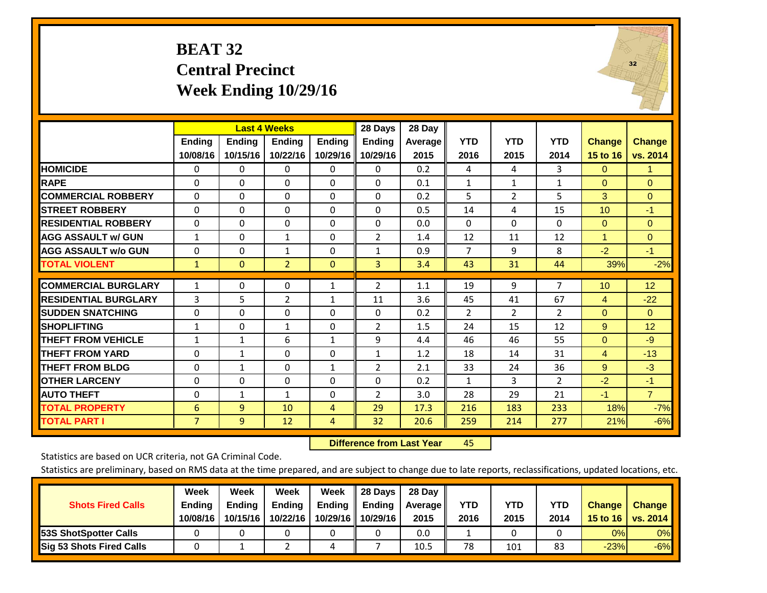# BEAT 32
## Central Precinct
## Week Ending 10/29/16

| | Last 4 Weeks | | | | 28 Days | 28 Day | | | | | |
|---|---|---|---|---|---|---|---|---|---|---|---|
| | Ending 10/08/16 | Ending 10/15/16 | Ending 10/22/16 | Ending 10/29/16 | Ending 10/29/16 | Average 2015 | YTD 2016 | YTD 2015 | YTD 2014 | Change 15 to 16 | Change vs. 2014 |
| HOMICIDE | 0 | 0 | 0 | 0 | 0 | 0.2 | 4 | 4 | 3 | 0 | 1 |
| RAPE | 0 | 0 | 0 | 0 | 0 | 0.1 | 1 | 1 | 1 | 0 | 0 |
| COMMERCIAL ROBBERY | 0 | 0 | 0 | 0 | 0 | 0.2 | 5 | 2 | 5 | 3 | 0 |
| STREET ROBBERY | 0 | 0 | 0 | 0 | 0 | 0.5 | 14 | 4 | 15 | 10 | -1 |
| RESIDENTIAL ROBBERY | 0 | 0 | 0 | 0 | 0 | 0.0 | 0 | 0 | 0 | 0 | 0 |
| AGG ASSAULT w/ GUN | 1 | 0 | 1 | 0 | 2 | 1.4 | 12 | 11 | 12 | 1 | 0 |
| AGG ASSAULT w/o GUN | 0 | 0 | 1 | 0 | 1 | 0.9 | 7 | 9 | 8 | -2 | -1 |
| TOTAL VIOLENT | 1 | 0 | 2 | 0 | 3 | 3.4 | 43 | 31 | 44 | 39% | -2% |
| COMMERCIAL BURGLARY | 1 | 0 | 0 | 1 | 2 | 1.1 | 19 | 9 | 7 | 10 | 12 |
| RESIDENTIAL BURGLARY | 3 | 5 | 2 | 1 | 11 | 3.6 | 45 | 41 | 67 | 4 | -22 |
| SUDDEN SNATCHING | 0 | 0 | 0 | 0 | 0 | 0.2 | 2 | 2 | 2 | 0 | 0 |
| SHOPLIFTING | 1 | 0 | 1 | 0 | 2 | 1.5 | 24 | 15 | 12 | 9 | 12 |
| THEFT FROM VEHICLE | 1 | 1 | 6 | 1 | 9 | 4.4 | 46 | 46 | 55 | 0 | -9 |
| THEFT FROM YARD | 0 | 1 | 0 | 0 | 1 | 1.2 | 18 | 14 | 31 | 4 | -13 |
| THEFT FROM BLDG | 0 | 1 | 0 | 1 | 2 | 2.1 | 33 | 24 | 36 | 9 | -3 |
| OTHER LARCENY | 0 | 0 | 0 | 0 | 0 | 0.2 | 1 | 3 | 2 | -2 | -1 |
| AUTO THEFT | 0 | 1 | 1 | 0 | 2 | 3.0 | 28 | 29 | 21 | -1 | 7 |
| TOTAL PROPERTY | 6 | 9 | 10 | 4 | 29 | 17.3 | 216 | 183 | 233 | 18% | -7% |
| TOTAL PART I | 7 | 9 | 12 | 4 | 32 | 20.6 | 259 | 214 | 277 | 21% | -6% |

**Difference from Last Year** 45

Statistics are based on UCR criteria, not GA Criminal Code.

Statistics are preliminary, based on RMS data at the time prepared, and are subject to change due to late reports, reclassifications, updated locations, etc.

| Shots Fired Calls | Week Ending 10/08/16 | Week Ending 10/15/16 | Week Ending 10/22/16 | Week Ending 10/29/16 | 28 Days Ending 10/29/16 | 28 Day Average 2015 | YTD 2016 | YTD 2015 | YTD 2014 | Change 15 to 16 | Change vs. 2014 |
|---|---|---|---|---|---|---|---|---|---|---|---|
| 53S ShotSpotter Calls | 0 | 0 | 0 | 0 | 0 | 0.0 | 1 | 0 | 0 | 0% | 0% |
| Sig 53 Shots Fired Calls | 0 | 1 | 2 | 4 | 7 | 10.5 | 78 | 101 | 83 | -23% | -6% |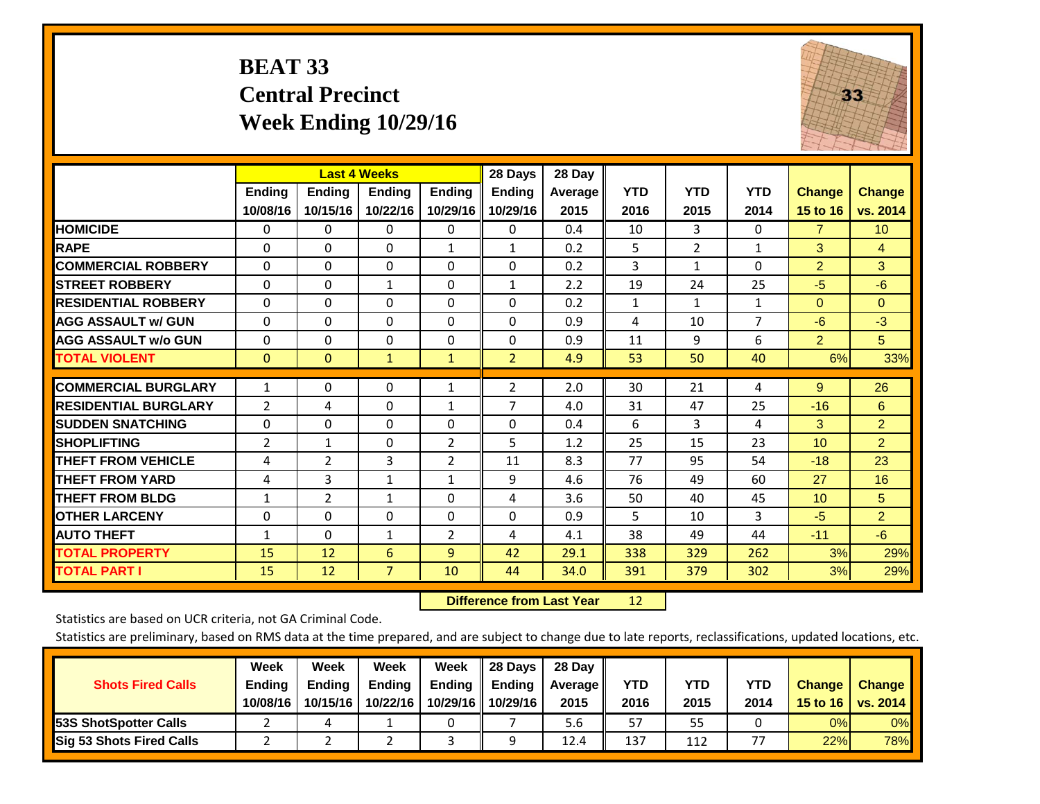# BEAT 33
## Central Precinct
## Week Ending 10/29/16

| | Last 4 Weeks | | | | 28 Days | 28 Day | | | | | |
|---|---|---|---|---|---|---|---|---|---|---|---|
| | Ending 10/08/16 | Ending 10/15/16 | Ending 10/22/16 | Ending 10/29/16 | Ending 10/29/16 | Average 2015 | YTD 2016 | YTD 2015 | YTD 2014 | Change 15 to 16 | Change vs. 2014 |
| HOMICIDE | 0 | 0 | 0 | 0 | 0 | 0.4 | 10 | 3 | 0 | 7 | 10 |
| RAPE | 0 | 0 | 0 | 1 | 1 | 0.2 | 5 | 2 | 1 | 3 | 4 |
| COMMERCIAL ROBBERY | 0 | 0 | 0 | 0 | 0 | 0.2 | 3 | 1 | 0 | 2 | 3 |
| STREET ROBBERY | 0 | 0 | 1 | 0 | 1 | 2.2 | 19 | 24 | 25 | -5 | -6 |
| RESIDENTIAL ROBBERY | 0 | 0 | 0 | 0 | 0 | 0.2 | 1 | 1 | 1 | 0 | 0 |
| AGG ASSAULT w/ GUN | 0 | 0 | 0 | 0 | 0 | 0.9 | 4 | 10 | 7 | -6 | -3 |
| AGG ASSAULT w/o GUN | 0 | 0 | 0 | 0 | 0 | 0.9 | 11 | 9 | 6 | 2 | 5 |
| TOTAL VIOLENT | 0 | 0 | 1 | 1 | 2 | 4.9 | 53 | 50 | 40 | 6% | 33% |
| COMMERCIAL BURGLARY | 1 | 0 | 0 | 1 | 2 | 2.0 | 30 | 21 | 4 | 9 | 26 |
| RESIDENTIAL BURGLARY | 2 | 4 | 0 | 1 | 7 | 4.0 | 31 | 47 | 25 | -16 | 6 |
| SUDDEN SNATCHING | 0 | 0 | 0 | 0 | 0 | 0.4 | 6 | 3 | 4 | 3 | 2 |
| SHOPLIFTING | 2 | 1 | 0 | 2 | 5 | 1.2 | 25 | 15 | 23 | 10 | 2 |
| THEFT FROM VEHICLE | 4 | 2 | 3 | 2 | 11 | 8.3 | 77 | 95 | 54 | -18 | 23 |
| THEFT FROM YARD | 4 | 3 | 1 | 1 | 9 | 4.6 | 76 | 49 | 60 | 27 | 16 |
| THEFT FROM BLDG | 1 | 2 | 1 | 0 | 4 | 3.6 | 50 | 40 | 45 | 10 | 5 |
| OTHER LARCENY | 0 | 0 | 0 | 0 | 0 | 0.9 | 5 | 10 | 3 | -5 | 2 |
| AUTO THEFT | 1 | 0 | 1 | 2 | 4 | 4.1 | 38 | 49 | 44 | -11 | -6 |
| TOTAL PROPERTY | 15 | 12 | 6 | 9 | 42 | 29.1 | 338 | 329 | 262 | 3% | 29% |
| TOTAL PART I | 15 | 12 | 7 | 10 | 44 | 34.0 | 391 | 379 | 302 | 3% | 29% |

**Difference from Last Year** 12

Statistics are based on UCR criteria, not GA Criminal Code.

Statistics are preliminary, based on RMS data at the time prepared, and are subject to change due to late reports, reclassifications, updated locations, etc.

| Shots Fired Calls | Week Ending 10/08/16 | Week Ending 10/15/16 | Week Ending 10/22/16 | Week Ending 10/29/16 | 28 Days Ending 10/29/16 | 28 Day Average 2015 | YTD 2016 | YTD 2015 | YTD 2014 | Change 15 to 16 | Change vs. 2014 |
|---|---|---|---|---|---|---|---|---|---|---|---|
| 53S ShotSpotter Calls | 2 | 4 | 1 | 0 | 7 | 5.6 | 57 | 55 | 0 | 0% | 0% |
| Sig 53 Shots Fired Calls | 2 | 2 | 2 | 3 | 9 | 12.4 | 137 | 112 | 77 | 22% | 78% |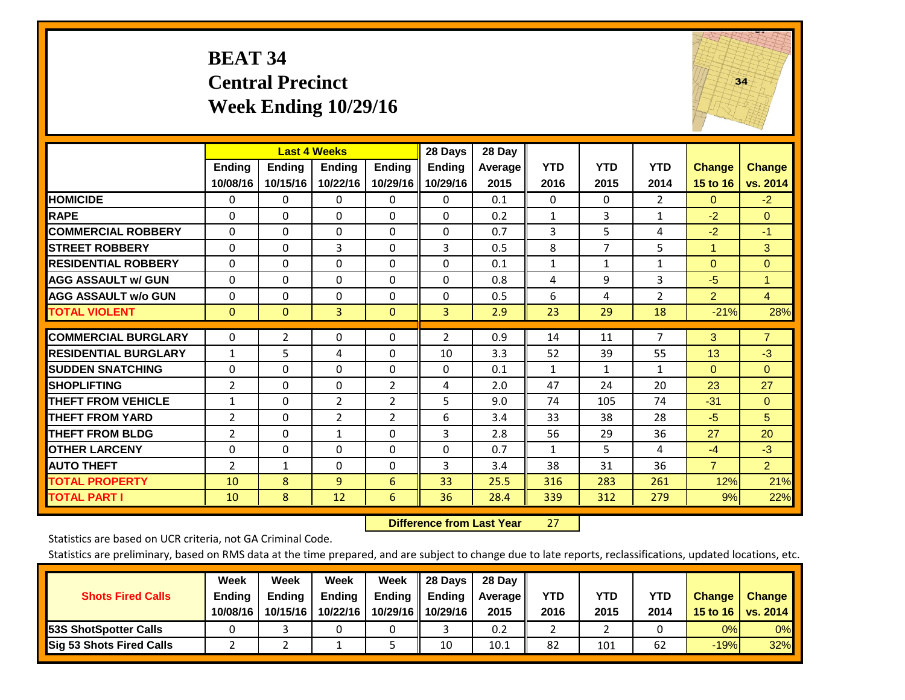# BEAT 34
## Central Precinct
## Week Ending 10/29/16

| | Last 4 Weeks | | | | 28 Days | 28 Day | | | | | |
|---|---|---|---|---|---|---|---|---|---|---|---|
| | Ending 10/08/16 | Ending 10/15/16 | Ending 10/22/16 | Ending 10/29/16 | Ending 10/29/16 | Average 2015 | YTD 2016 | YTD 2015 | YTD 2014 | Change 15 to 16 | Change vs. 2014 |
| HOMICIDE | 0 | 0 | 0 | 0 | 0 | 0.1 | 0 | 0 | 2 | 0 | -2 |
| RAPE | 0 | 0 | 0 | 0 | 0 | 0.2 | 1 | 3 | 1 | -2 | 0 |
| COMMERCIAL ROBBERY | 0 | 0 | 0 | 0 | 0 | 0.7 | 3 | 5 | 4 | -2 | -1 |
| STREET ROBBERY | 0 | 0 | 3 | 0 | 3 | 0.5 | 8 | 7 | 5 | 1 | 3 |
| RESIDENTIAL ROBBERY | 0 | 0 | 0 | 0 | 0 | 0.1 | 1 | 1 | 1 | 0 | 0 |
| AGG ASSAULT w/ GUN | 0 | 0 | 0 | 0 | 0 | 0.8 | 4 | 9 | 3 | -5 | 1 |
| AGG ASSAULT w/o GUN | 0 | 0 | 0 | 0 | 0 | 0.5 | 6 | 4 | 2 | 2 | 4 |
| TOTAL VIOLENT | 0 | 0 | 3 | 0 | 3 | 2.9 | 23 | 29 | 18 | -21% | 28% |
| COMMERCIAL BURGLARY | 0 | 2 | 0 | 0 | 2 | 0.9 | 14 | 11 | 7 | 3 | 7 |
| RESIDENTIAL BURGLARY | 1 | 5 | 4 | 0 | 10 | 3.3 | 52 | 39 | 55 | 13 | -3 |
| SUDDEN SNATCHING | 0 | 0 | 0 | 0 | 0 | 0.1 | 1 | 1 | 1 | 0 | 0 |
| SHOPLIFTING | 2 | 0 | 0 | 2 | 4 | 2.0 | 47 | 24 | 20 | 23 | 27 |
| THEFT FROM VEHICLE | 1 | 0 | 2 | 2 | 5 | 9.0 | 74 | 105 | 74 | -31 | 0 |
| THEFT FROM YARD | 2 | 0 | 2 | 2 | 6 | 3.4 | 33 | 38 | 28 | -5 | 5 |
| THEFT FROM BLDG | 2 | 0 | 1 | 0 | 3 | 2.8 | 56 | 29 | 36 | 27 | 20 |
| OTHER LARCENY | 0 | 0 | 0 | 0 | 0 | 0.7 | 1 | 5 | 4 | -4 | -3 |
| AUTO THEFT | 2 | 1 | 0 | 0 | 3 | 3.4 | 38 | 31 | 36 | 7 | 2 |
| TOTAL PROPERTY | 10 | 8 | 9 | 6 | 33 | 25.5 | 316 | 283 | 261 | 12% | 21% |
| TOTAL PART I | 10 | 8 | 12 | 6 | 36 | 28.4 | 339 | 312 | 279 | 9% | 22% |

**Difference from Last Year** 27

Statistics are based on UCR criteria, not GA Criminal Code.

Statistics are preliminary, based on RMS data at the time prepared, and are subject to change due to late reports, reclassifications, updated locations, etc.

| Shots Fired Calls | Week Ending 10/08/16 | Week Ending 10/15/16 | Week Ending 10/22/16 | Week Ending 10/29/16 | 28 Days Ending 10/29/16 | 28 Day Average 2015 | YTD 2016 | YTD 2015 | YTD 2014 | Change 15 to 16 | Change vs. 2014 |
|---|---|---|---|---|---|---|---|---|---|---|---|
| 53S ShotSpotter Calls | 0 | 3 | 0 | 0 | 3 | 0.2 | 2 | 2 | 0 | 0% | 0% |
| Sig 53 Shots Fired Calls | 2 | 2 | 1 | 5 | 10 | 10.1 | 82 | 101 | 62 | -19% | 32% |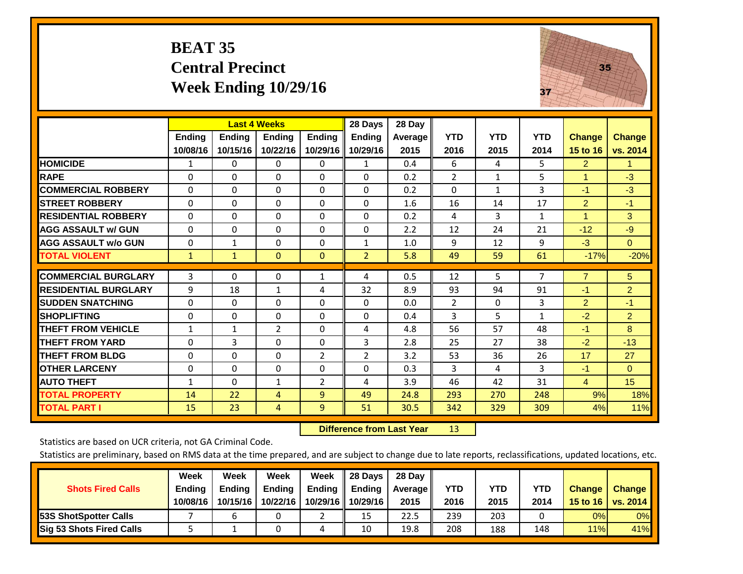# BEAT 35
## Central Precinct
## Week Ending 10/29/16

| | Last 4 Weeks | | | | 28 Days | 28 Day | | | | | |
|---|---|---|---|---|---|---|---|---|---|---|---|
| | Ending 10/08/16 | Ending 10/15/16 | Ending 10/22/16 | Ending 10/29/16 | Ending 10/29/16 | Average 2015 | YTD 2016 | YTD 2015 | YTD 2014 | Change 15 to 16 | Change vs. 2014 |
| HOMICIDE | 1 | 0 | 0 | 0 | 1 | 0.4 | 6 | 4 | 5 | 2 | 1 |
| RAPE | 0 | 0 | 0 | 0 | 0 | 0.2 | 2 | 1 | 5 | 1 | -3 |
| COMMERCIAL ROBBERY | 0 | 0 | 0 | 0 | 0 | 0.2 | 0 | 1 | 3 | -1 | -3 |
| STREET ROBBERY | 0 | 0 | 0 | 0 | 0 | 1.6 | 16 | 14 | 17 | 2 | -1 |
| RESIDENTIAL ROBBERY | 0 | 0 | 0 | 0 | 0 | 0.2 | 4 | 3 | 1 | 1 | 3 |
| AGG ASSAULT w/ GUN | 0 | 0 | 0 | 0 | 0 | 2.2 | 12 | 24 | 21 | -12 | -9 |
| AGG ASSAULT w/o GUN | 0 | 1 | 0 | 0 | 1 | 1.0 | 9 | 12 | 9 | -3 | 0 |
| TOTAL VIOLENT | 1 | 1 | 0 | 0 | 2 | 5.8 | 49 | 59 | 61 | -17% | -20% |
| COMMERCIAL BURGLARY | 3 | 0 | 0 | 1 | 4 | 0.5 | 12 | 5 | 7 | 7 | 5 |
| RESIDENTIAL BURGLARY | 9 | 18 | 1 | 4 | 32 | 8.9 | 93 | 94 | 91 | -1 | 2 |
| SUDDEN SNATCHING | 0 | 0 | 0 | 0 | 0 | 0.0 | 2 | 0 | 3 | 2 | -1 |
| SHOPLIFTING | 0 | 0 | 0 | 0 | 0 | 0.4 | 3 | 5 | 1 | -2 | 2 |
| THEFT FROM VEHICLE | 1 | 1 | 2 | 0 | 4 | 4.8 | 56 | 57 | 48 | -1 | 8 |
| THEFT FROM YARD | 0 | 3 | 0 | 0 | 3 | 2.8 | 25 | 27 | 38 | -2 | -13 |
| THEFT FROM BLDG | 0 | 0 | 0 | 2 | 2 | 3.2 | 53 | 36 | 26 | 17 | 27 |
| OTHER LARCENY | 0 | 0 | 0 | 0 | 0 | 0.3 | 3 | 4 | 3 | -1 | 0 |
| AUTO THEFT | 1 | 0 | 1 | 2 | 4 | 3.9 | 46 | 42 | 31 | 4 | 15 |
| TOTAL PROPERTY | 14 | 22 | 4 | 9 | 49 | 24.8 | 293 | 270 | 248 | 9% | 18% |
| TOTAL PART I | 15 | 23 | 4 | 9 | 51 | 30.5 | 342 | 329 | 309 | 4% | 11% |

**Difference from Last Year** 13

Statistics are based on UCR criteria, not GA Criminal Code.

Statistics are preliminary, based on RMS data at the time prepared, and are subject to change due to late reports, reclassifications, updated locations, etc.

| Shots Fired Calls | Week Ending 10/08/16 | Week Ending 10/15/16 | Week Ending 10/22/16 | Week Ending 10/29/16 | 28 Days Ending 10/29/16 | 28 Day Average 2015 | YTD 2016 | YTD 2015 | YTD 2014 | Change 15 to 16 | Change vs. 2014 |
|---|---|---|---|---|---|---|---|---|---|---|---|
| 53S ShotSpotter Calls | 7 | 6 | 0 | 2 | 15 | 22.5 | 239 | 203 | 0 | 0% | 0% |
| Sig 53 Shots Fired Calls | 5 | 1 | 0 | 4 | 10 | 19.8 | 208 | 188 | 148 | 11% | 41% |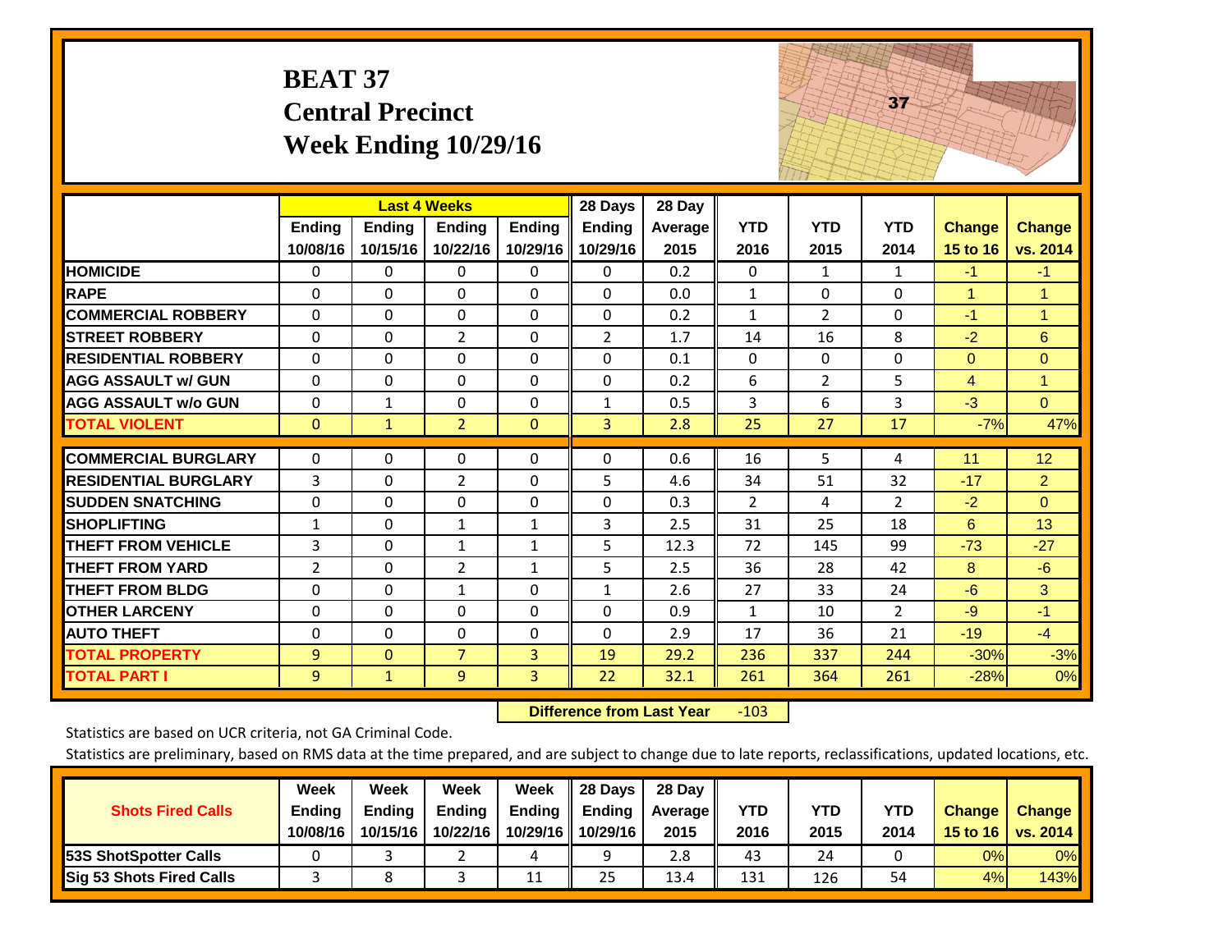# BEAT 37
## Central Precinct
## Week Ending 10/29/16

| | Last 4 Weeks | | | | 28 Days | 28 Day | | | | | |
|---|---|---|---|---|---|---|---|---|---|---|---|
| | Ending 10/08/16 | Ending 10/15/16 | Ending 10/22/16 | Ending 10/29/16 | Ending 10/29/16 | Average 2015 | YTD 2016 | YTD 2015 | YTD 2014 | Change 15 to 16 | Change vs. 2014 |
| **HOMICIDE** | 0 | 0 | 0 | 0 | 0 | 0.2 | 0 | 1 | 1 | -1 | -1 |
| **RAPE** | 0 | 0 | 0 | 0 | 0 | 0.0 | 1 | 0 | 0 | 1 | 1 |
| **COMMERCIAL ROBBERY** | 0 | 0 | 0 | 0 | 0 | 0.2 | 1 | 2 | 0 | -1 | 1 |
| **STREET ROBBERY** | 0 | 0 | 2 | 0 | 2 | 1.7 | 14 | 16 | 8 | -2 | 6 |
| **RESIDENTIAL ROBBERY** | 0 | 0 | 0 | 0 | 0 | 0.1 | 0 | 0 | 0 | 0 | 0 |
| **AGG ASSAULT w/ GUN** | 0 | 0 | 0 | 0 | 0 | 0.2 | 6 | 2 | 5 | 4 | 1 |
| **AGG ASSAULT w/o GUN** | 0 | 1 | 0 | 0 | 1 | 0.5 | 3 | 6 | 3 | -3 | 0 |
| **TOTAL VIOLENT** | 0 | 1 | 2 | 0 | 3 | 2.8 | 25 | 27 | 17 | -7% | 47% |
| **COMMERCIAL BURGLARY** | 0 | 0 | 0 | 0 | 0 | 0.6 | 16 | 5 | 4 | 11 | 12 |
| **RESIDENTIAL BURGLARY** | 3 | 0 | 2 | 0 | 5 | 4.6 | 34 | 51 | 32 | -17 | 2 |
| **SUDDEN SNATCHING** | 0 | 0 | 0 | 0 | 0 | 0.3 | 2 | 4 | 2 | -2 | 0 |
| **SHOPLIFTING** | 1 | 0 | 1 | 1 | 3 | 2.5 | 31 | 25 | 18 | 6 | 13 |
| **THEFT FROM VEHICLE** | 3 | 0 | 1 | 1 | 5 | 12.3 | 72 | 145 | 99 | -73 | -27 |
| **THEFT FROM YARD** | 2 | 0 | 2 | 1 | 5 | 2.5 | 36 | 28 | 42 | 8 | -6 |
| **THEFT FROM BLDG** | 0 | 0 | 1 | 0 | 1 | 2.6 | 27 | 33 | 24 | -6 | 3 |
| **OTHER LARCENY** | 0 | 0 | 0 | 0 | 0 | 0.9 | 1 | 10 | 2 | -9 | -1 |
| **AUTO THEFT** | 0 | 0 | 0 | 0 | 0 | 2.9 | 17 | 36 | 21 | -19 | -4 |
| **TOTAL PROPERTY** | 9 | 0 | 7 | 3 | 19 | 29.2 | 236 | 337 | 244 | -30% | -3% |
| **TOTAL PART I** | 9 | 1 | 9 | 3 | 22 | 32.1 | 261 | 364 | 261 | -28% | 0% |

**Difference from Last Year** -103

Statistics are based on UCR criteria, not GA Criminal Code.

Statistics are preliminary, based on RMS data at the time prepared, and are subject to change due to late reports, reclassifications, updated locations, etc.

| Shots Fired Calls | Week Ending 10/08/16 | Week Ending 10/15/16 | Week Ending 10/22/16 | Week Ending 10/29/16 | 28 Days Ending 10/29/16 | 28 Day Average 2015 | YTD 2016 | YTD 2015 | YTD 2014 | Change 15 to 16 | Change vs. 2014 |
|---|---|---|---|---|---|---|---|---|---|---|---|
| **53S ShotSpotter Calls** | 0 | 3 | 2 | 4 | 9 | 2.8 | 43 | 24 | 0 | 0% | 0% |
| **Sig 53 Shots Fired Calls** | 3 | 8 | 3 | 11 | 25 | 13.4 | 131 | 126 | 54 | 4% | 143% |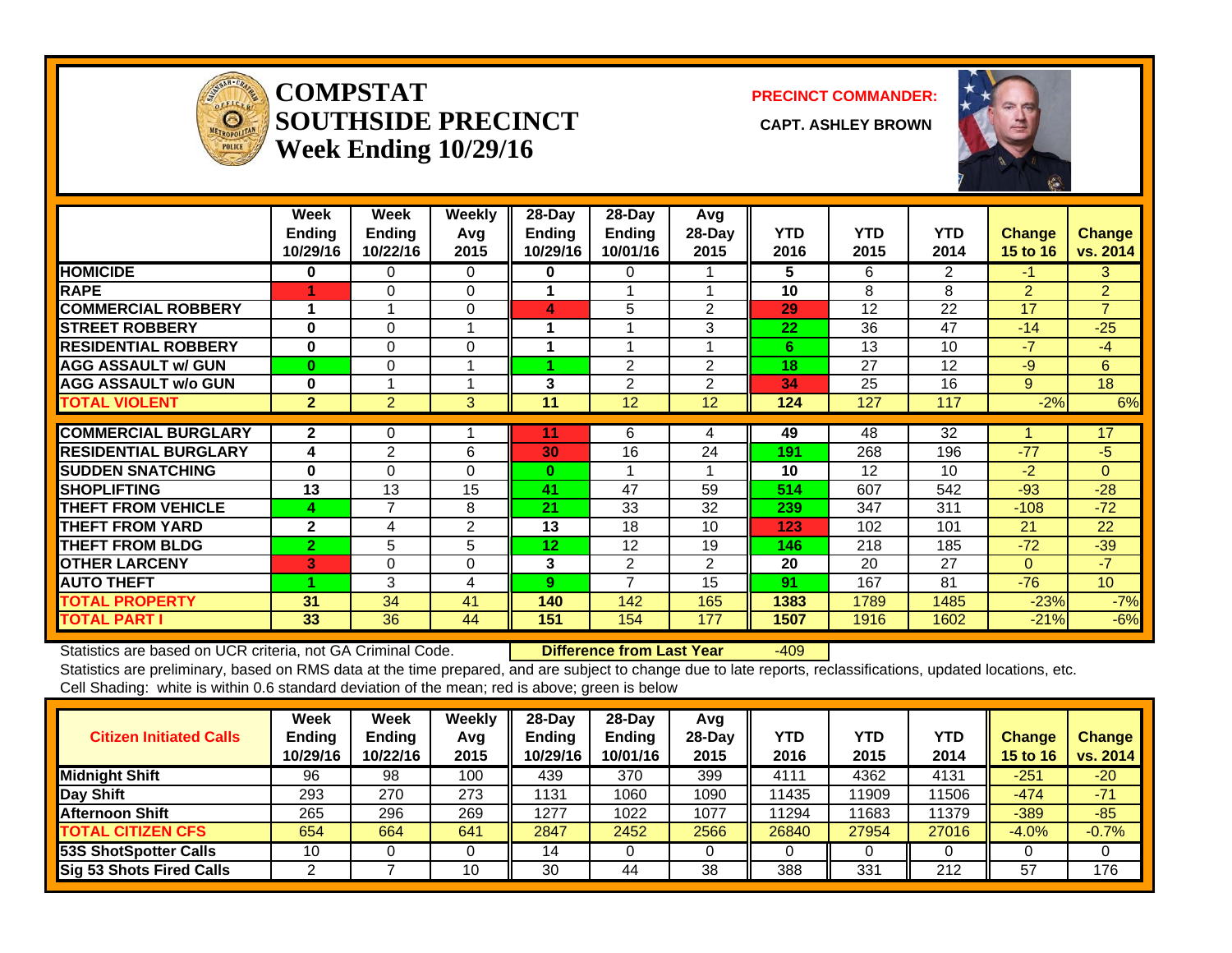# COMPSTAT SOUTHSIDE PRECINCT
## Week Ending 10/29/16

**PRECINCT COMMANDER:**

**CAPT. ASHLEY BROWN**

| | Week Ending 10/29/16 | Week Ending 10/22/16 | Weekly Avg 2015 | 28-Day Ending 10/29/16 | 28-Day Ending 10/01/16 | Avg 28-Day 2015 | YTD 2016 | YTD 2015 | YTD 2014 | Change 15 to 16 | Change vs. 2014 |
|---|---|---|---|---|---|---|---|---|---|---|---|
| HOMICIDE | 0 | 0 | 0 | 0 | 0 | 1 | 5 | 6 | 2 | -1 | 3 |
| RAPE | 1 | 0 | 0 | 1 | 1 | 1 | 10 | 8 | 8 | 2 | 2 |
| COMMERCIAL ROBBERY | 1 | 1 | 0 | 4 | 5 | 2 | 29 | 12 | 22 | 17 | 7 |
| STREET ROBBERY | 0 | 0 | 1 | 1 | 1 | 3 | 22 | 36 | 47 | -14 | -25 |
| RESIDENTIAL ROBBERY | 0 | 0 | 0 | 1 | 1 | 1 | 6 | 13 | 10 | -7 | -4 |
| AGG ASSAULT w/ GUN | 0 | 0 | 1 | 1 | 2 | 2 | 18 | 27 | 12 | -9 | 6 |
| AGG ASSAULT w/o GUN | 0 | 1 | 1 | 3 | 2 | 2 | 34 | 25 | 16 | 9 | 18 |
| TOTAL VIOLENT | 2 | 2 | 3 | 11 | 12 | 12 | 124 | 127 | 117 | -2% | 6% |
| COMMERCIAL BURGLARY | 2 | 0 | 1 | 11 | 6 | 4 | 49 | 48 | 32 | 1 | 17 |
| RESIDENTIAL BURGLARY | 4 | 2 | 6 | 30 | 16 | 24 | 191 | 268 | 196 | -77 | -5 |
| SUDDEN SNATCHING | 0 | 0 | 0 | 0 | 1 | 1 | 10 | 12 | 10 | -2 | 0 |
| SHOPLIFTING | 13 | 13 | 15 | 41 | 47 | 59 | 514 | 607 | 542 | -93 | -28 |
| THEFT FROM VEHICLE | 4 | 7 | 8 | 21 | 33 | 32 | 239 | 347 | 311 | -108 | -72 |
| THEFT FROM YARD | 2 | 4 | 2 | 13 | 18 | 10 | 123 | 102 | 101 | 21 | 22 |
| THEFT FROM BLDG | 2 | 5 | 5 | 12 | 12 | 19 | 146 | 218 | 185 | -72 | -39 |
| OTHER LARCENY | 3 | 0 | 0 | 3 | 2 | 2 | 20 | 20 | 27 | 0 | -7 |
| AUTO THEFT | 1 | 3 | 4 | 9 | 7 | 15 | 91 | 167 | 81 | -76 | 10 |
| TOTAL PROPERTY | 31 | 34 | 41 | 140 | 142 | 165 | 1383 | 1789 | 1485 | -23% | -7% |
| TOTAL PART I | 33 | 36 | 44 | 151 | 154 | 177 | 1507 | 1916 | 1602 | -21% | -6% |

Statistics are based on UCR criteria, not GA Criminal Code. **Difference from Last Year** -409

Statistics are preliminary, based on RMS data at the time prepared, and are subject to change due to late reports, reclassifications, updated locations, etc.

Cell Shading: white is within 0.6 standard deviation of the mean; red is above; green is below

| Citizen Initiated Calls | Week Ending 10/29/16 | Week Ending 10/22/16 | Weekly Avg 2015 | 28-Day Ending 10/29/16 | 28-Day Ending 10/01/16 | Avg 28-Day 2015 | YTD 2016 | YTD 2015 | YTD 2014 | Change 15 to 16 | Change vs. 2014 |
|---|---|---|---|---|---|---|---|---|---|---|---|
| Midnight Shift | 96 | 98 | 100 | 439 | 370 | 399 | 4111 | 4362 | 4131 | -251 | -20 |
| Day Shift | 293 | 270 | 273 | 1131 | 1060 | 1090 | 11435 | 11909 | 11506 | -474 | -71 |
| Afternoon Shift | 265 | 296 | 269 | 1277 | 1022 | 1077 | 11294 | 11683 | 11379 | -389 | -85 |
| TOTAL CITIZEN CFS | 654 | 664 | 641 | 2847 | 2452 | 2566 | 26840 | 27954 | 27016 | -4.0% | -0.7% |
| 53S ShotSpotter Calls | 10 | 0 | 0 | 14 | 0 | 0 | 0 | 0 | 0 | 0 | 0 |
| Sig 53 Shots Fired Calls | 2 | 7 | 10 | 30 | 44 | 38 | 388 | 331 | 212 | 57 | 176 |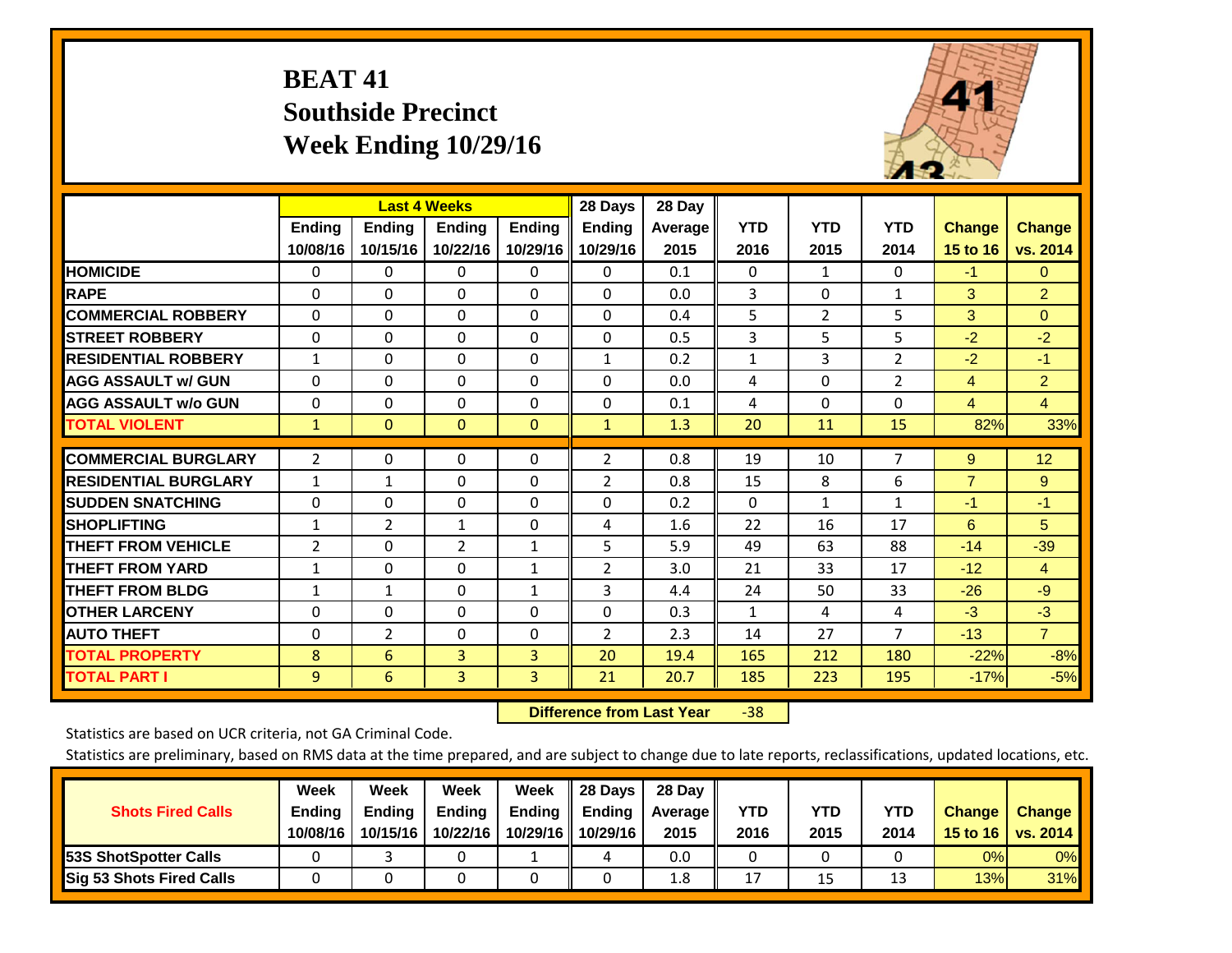# BEAT 41
# Southside Precinct
# Week Ending 10/29/16

| | Last 4 Weeks | | | | 28 Days | 28 Day | | | | | |
|---|---|---|---|---|---|---|---|---|---|---|---|
| | Ending 10/08/16 | Ending 10/15/16 | Ending 10/22/16 | Ending 10/29/16 | Ending 10/29/16 | Average 2015 | YTD 2016 | YTD 2015 | YTD 2014 | Change 15 to 16 | Change vs. 2014 |
| HOMICIDE | 0 | 0 | 0 | 0 | 0 | 0.1 | 0 | 1 | 0 | -1 | 0 |
| RAPE | 0 | 0 | 0 | 0 | 0 | 0.0 | 3 | 0 | 1 | 3 | 2 |
| COMMERCIAL ROBBERY | 0 | 0 | 0 | 0 | 0 | 0.4 | 5 | 2 | 5 | 3 | 0 |
| STREET ROBBERY | 0 | 0 | 0 | 0 | 0 | 0.5 | 3 | 5 | 5 | -2 | -2 |
| RESIDENTIAL ROBBERY | 1 | 0 | 0 | 0 | 1 | 0.2 | 1 | 3 | 2 | -2 | -1 |
| AGG ASSAULT w/ GUN | 0 | 0 | 0 | 0 | 0 | 0.0 | 4 | 0 | 2 | 4 | 2 |
| AGG ASSAULT w/o GUN | 0 | 0 | 0 | 0 | 0 | 0.1 | 4 | 0 | 0 | 4 | 4 |
| TOTAL VIOLENT | 1 | 0 | 0 | 0 | 1 | 1.3 | 20 | 11 | 15 | 82% | 33% |
| COMMERCIAL BURGLARY | 2 | 0 | 0 | 0 | 2 | 0.8 | 19 | 10 | 7 | 9 | 12 |
| RESIDENTIAL BURGLARY | 1 | 1 | 0 | 0 | 2 | 0.8 | 15 | 8 | 6 | 7 | 9 |
| SUDDEN SNATCHING | 0 | 0 | 0 | 0 | 0 | 0.2 | 0 | 1 | 1 | -1 | -1 |
| SHOPLIFTING | 1 | 2 | 1 | 0 | 4 | 1.6 | 22 | 16 | 17 | 6 | 5 |
| THEFT FROM VEHICLE | 2 | 0 | 2 | 1 | 5 | 5.9 | 49 | 63 | 88 | -14 | -39 |
| THEFT FROM YARD | 1 | 0 | 0 | 1 | 2 | 3.0 | 21 | 33 | 17 | -12 | 4 |
| THEFT FROM BLDG | 1 | 1 | 0 | 1 | 3 | 4.4 | 24 | 50 | 33 | -26 | -9 |
| OTHER LARCENY | 0 | 0 | 0 | 0 | 0 | 0.3 | 1 | 4 | 4 | -3 | -3 |
| AUTO THEFT | 0 | 2 | 0 | 0 | 2 | 2.3 | 14 | 27 | 7 | -13 | 7 |
| TOTAL PROPERTY | 8 | 6 | 3 | 3 | 20 | 19.4 | 165 | 212 | 180 | -22% | -8% |
| TOTAL PART I | 9 | 6 | 3 | 3 | 21 | 20.7 | 185 | 223 | 195 | -17% | -5% |

**Difference from Last Year** -38

Statistics are based on UCR criteria, not GA Criminal Code.

Statistics are preliminary, based on RMS data at the time prepared, and are subject to change due to late reports, reclassifications, updated locations, etc.

| Shots Fired Calls | Week Ending 10/08/16 | Week Ending 10/15/16 | Week Ending 10/22/16 | Week Ending 10/29/16 | 28 Days Ending 10/29/16 | 28 Day Average 2015 | YTD 2016 | YTD 2015 | YTD 2014 | Change 15 to 16 | Change vs. 2014 |
|---|---|---|---|---|---|---|---|---|---|---|---|
| 53S ShotSpotter Calls | 0 | 3 | 0 | 1 | 4 | 0.0 | 0 | 0 | 0 | 0% | 0% |
| Sig 53 Shots Fired Calls | 0 | 0 | 0 | 0 | 0 | 1.8 | 17 | 15 | 13 | 13% | 31% |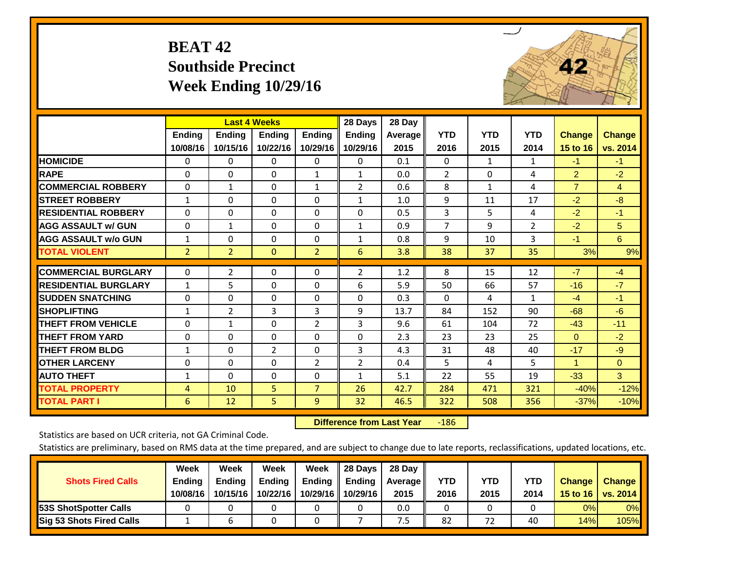# BEAT 42
## Southside Precinct
## Week Ending 10/29/16

| | Last 4 Weeks | | | | 28 Days | 28 Day | | | | | |
|---|---|---|---|---|---|---|---|---|---|---|---|
| | Ending 10/08/16 | Ending 10/15/16 | Ending 10/22/16 | Ending 10/29/16 | Ending 10/29/16 | Average 2015 | YTD 2016 | YTD 2015 | YTD 2014 | Change 15 to 16 | Change vs. 2014 |
| HOMICIDE | 0 | 0 | 0 | 0 | 0 | 0.1 | 0 | 1 | 1 | -1 | -1 |
| RAPE | 0 | 0 | 0 | 1 | 1 | 0.0 | 2 | 0 | 4 | 2 | -2 |
| COMMERCIAL ROBBERY | 0 | 1 | 0 | 1 | 2 | 0.6 | 8 | 1 | 4 | 7 | 4 |
| STREET ROBBERY | 1 | 0 | 0 | 0 | 1 | 1.0 | 9 | 11 | 17 | -2 | -8 |
| RESIDENTIAL ROBBERY | 0 | 0 | 0 | 0 | 0 | 0.5 | 3 | 5 | 4 | -2 | -1 |
| AGG ASSAULT w/ GUN | 0 | 1 | 0 | 0 | 1 | 0.9 | 7 | 9 | 2 | -2 | 5 |
| AGG ASSAULT w/o GUN | 1 | 0 | 0 | 0 | 1 | 0.8 | 9 | 10 | 3 | -1 | 6 |
| TOTAL VIOLENT | 2 | 2 | 0 | 2 | 6 | 3.8 | 38 | 37 | 35 | 3% | 9% |
| COMMERCIAL BURGLARY | 0 | 2 | 0 | 0 | 2 | 1.2 | 8 | 15 | 12 | -7 | -4 |
| RESIDENTIAL BURGLARY | 1 | 5 | 0 | 0 | 6 | 5.9 | 50 | 66 | 57 | -16 | -7 |
| SUDDEN SNATCHING | 0 | 0 | 0 | 0 | 0 | 0.3 | 0 | 4 | 1 | -4 | -1 |
| SHOPLIFTING | 1 | 2 | 3 | 3 | 9 | 13.7 | 84 | 152 | 90 | -68 | -6 |
| THEFT FROM VEHICLE | 0 | 1 | 0 | 2 | 3 | 9.6 | 61 | 104 | 72 | -43 | -11 |
| THEFT FROM YARD | 0 | 0 | 0 | 0 | 0 | 2.3 | 23 | 23 | 25 | 0 | -2 |
| THEFT FROM BLDG | 1 | 0 | 2 | 0 | 3 | 4.3 | 31 | 48 | 40 | -17 | -9 |
| OTHER LARCENY | 0 | 0 | 0 | 2 | 2 | 0.4 | 5 | 4 | 5 | 1 | 0 |
| AUTO THEFT | 1 | 0 | 0 | 0 | 1 | 5.1 | 22 | 55 | 19 | -33 | 3 |
| TOTAL PROPERTY | 4 | 10 | 5 | 7 | 26 | 42.7 | 284 | 471 | 321 | -40% | -12% |
| TOTAL PART I | 6 | 12 | 5 | 9 | 32 | 46.5 | 322 | 508 | 356 | -37% | -10% |

**Difference from Last Year** -186

Statistics are based on UCR criteria, not GA Criminal Code.

Statistics are preliminary, based on RMS data at the time prepared, and are subject to change due to late reports, reclassifications, updated locations, etc.

| Shots Fired Calls | Week Ending 10/08/16 | Week Ending 10/15/16 | Week Ending 10/22/16 | Week Ending 10/29/16 | 28 Days Ending 10/29/16 | 28 Day Average 2015 | YTD 2016 | YTD 2015 | YTD 2014 | Change 15 to 16 | Change vs. 2014 |
|---|---|---|---|---|---|---|---|---|---|---|---|
| 53S ShotSpotter Calls | 0 | 0 | 0 | 0 | 0 | 0.0 | 0 | 0 | 0 | 0% | 0% |
| Sig 53 Shots Fired Calls | 1 | 6 | 0 | 0 | 7 | 7.5 | 82 | 72 | 40 | 14% | 105% |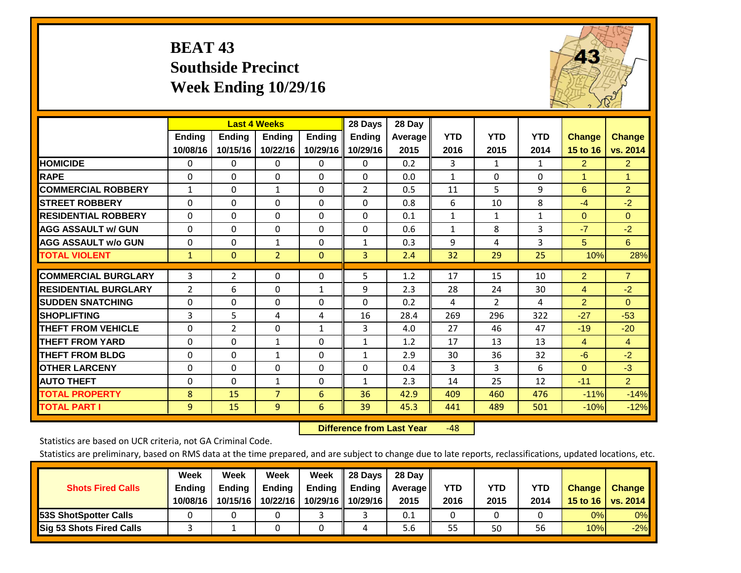# BEAT 43
## Southside Precinct
## Week Ending 10/29/16

| | Last 4 Weeks | | | | 28 Days | 28 Day | | | | | |
|---|---|---|---|---|---|---|---|---|---|---|---|
| | Ending 10/08/16 | Ending 10/15/16 | Ending 10/22/16 | Ending 10/29/16 | Ending 10/29/16 | Average 2015 | YTD 2016 | YTD 2015 | YTD 2014 | Change 15 to 16 | Change vs. 2014 |
| HOMICIDE | 0 | 0 | 0 | 0 | 0 | 0.2 | 3 | 1 | 1 | 2 | 2 |
| RAPE | 0 | 0 | 0 | 0 | 0 | 0.0 | 1 | 0 | 0 | 1 | 1 |
| COMMERCIAL ROBBERY | 1 | 0 | 1 | 0 | 2 | 0.5 | 11 | 5 | 9 | 6 | 2 |
| STREET ROBBERY | 0 | 0 | 0 | 0 | 0 | 0.8 | 6 | 10 | 8 | -4 | -2 |
| RESIDENTIAL ROBBERY | 0 | 0 | 0 | 0 | 0 | 0.1 | 1 | 1 | 1 | 0 | 0 |
| AGG ASSAULT w/ GUN | 0 | 0 | 0 | 0 | 0 | 0.6 | 1 | 8 | 3 | -7 | -2 |
| AGG ASSAULT w/o GUN | 0 | 0 | 1 | 0 | 1 | 0.3 | 9 | 4 | 3 | 5 | 6 |
| TOTAL VIOLENT | 1 | 0 | 2 | 0 | 3 | 2.4 | 32 | 29 | 25 | 10% | 28% |
| COMMERCIAL BURGLARY | 3 | 2 | 0 | 0 | 5 | 1.2 | 17 | 15 | 10 | 2 | 7 |
| RESIDENTIAL BURGLARY | 2 | 6 | 0 | 1 | 9 | 2.3 | 28 | 24 | 30 | 4 | -2 |
| SUDDEN SNATCHING | 0 | 0 | 0 | 0 | 0 | 0.2 | 4 | 2 | 4 | 2 | 0 |
| SHOPLIFTING | 3 | 5 | 4 | 4 | 16 | 28.4 | 269 | 296 | 322 | -27 | -53 |
| THEFT FROM VEHICLE | 0 | 2 | 0 | 1 | 3 | 4.0 | 27 | 46 | 47 | -19 | -20 |
| THEFT FROM YARD | 0 | 0 | 1 | 0 | 1 | 1.2 | 17 | 13 | 13 | 4 | 4 |
| THEFT FROM BLDG | 0 | 0 | 1 | 0 | 1 | 2.9 | 30 | 36 | 32 | -6 | -2 |
| OTHER LARCENY | 0 | 0 | 0 | 0 | 0 | 0.4 | 3 | 3 | 6 | 0 | -3 |
| AUTO THEFT | 0 | 0 | 1 | 0 | 1 | 2.3 | 14 | 25 | 12 | -11 | 2 |
| TOTAL PROPERTY | 8 | 15 | 7 | 6 | 36 | 42.9 | 409 | 460 | 476 | -11% | -14% |
| TOTAL PART I | 9 | 15 | 9 | 6 | 39 | 45.3 | 441 | 489 | 501 | -10% | -12% |

**Difference from Last Year** -48

Statistics are based on UCR criteria, not GA Criminal Code.

Statistics are preliminary, based on RMS data at the time prepared, and are subject to change due to late reports, reclassifications, updated locations, etc.

| Shots Fired Calls | Week Ending 10/08/16 | Week Ending 10/15/16 | Week Ending 10/22/16 | Week Ending 10/29/16 | 28 Days Ending 10/29/16 | 28 Day Average 2015 | YTD 2016 | YTD 2015 | YTD 2014 | Change 15 to 16 | Change vs. 2014 |
|---|---|---|---|---|---|---|---|---|---|---|---|
| 53S ShotSpotter Calls | 0 | 0 | 0 | 3 | 3 | 0.1 | 0 | 0 | 0 | 0% | 0% |
| Sig 53 Shots Fired Calls | 3 | 1 | 0 | 0 | 4 | 5.6 | 55 | 50 | 56 | 10% | -2% |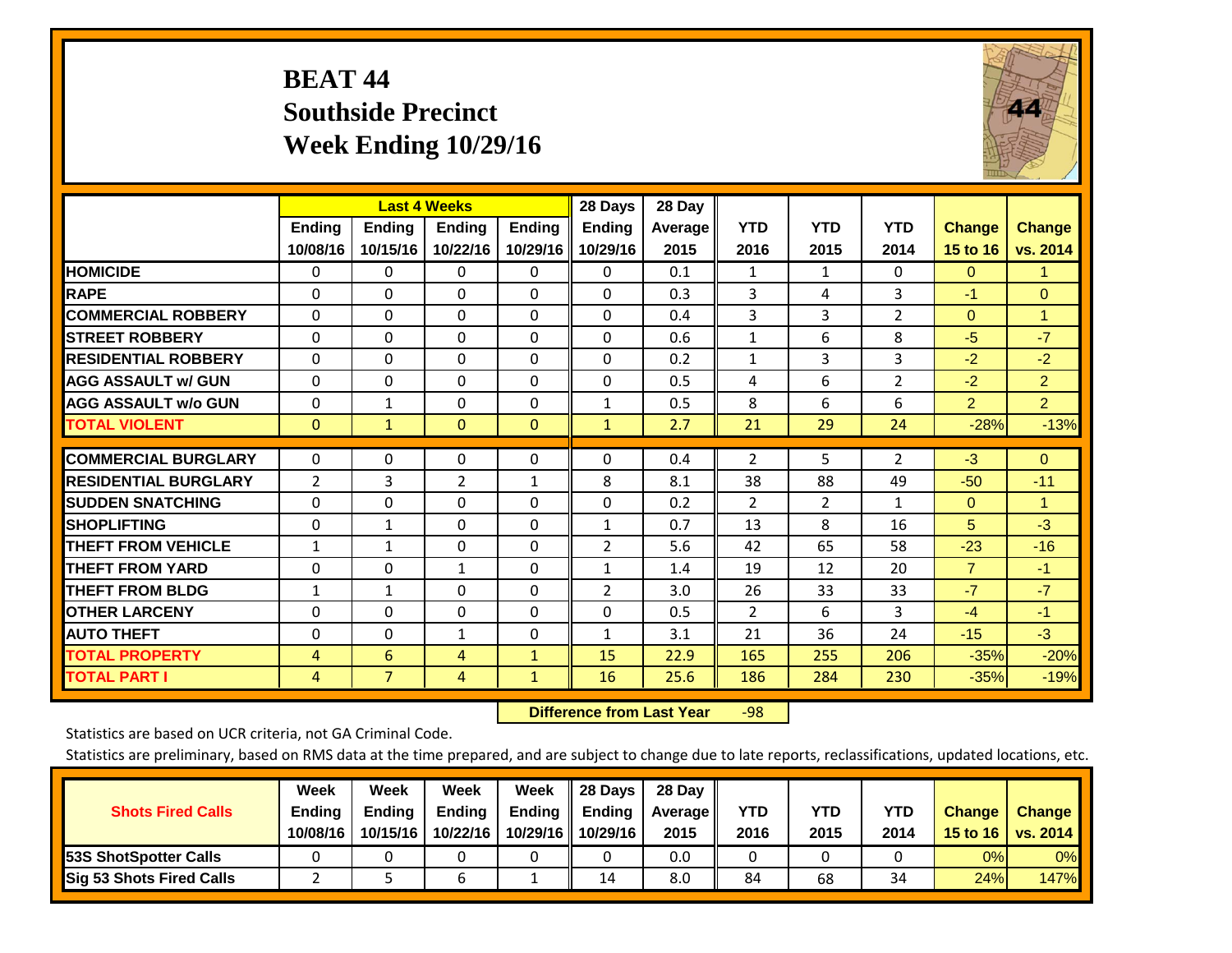# BEAT 44
## Southside Precinct
## Week Ending 10/29/16

| | Last 4 Weeks | | | | 28 Days | 28 Day | | | | | |
|---|---|---|---|---|---|---|---|---|---|---|---|
| | Ending 10/08/16 | Ending 10/15/16 | Ending 10/22/16 | Ending 10/29/16 | Ending 10/29/16 | Average 2015 | YTD 2016 | YTD 2015 | YTD 2014 | Change 15 to 16 | Change vs. 2014 |
| HOMICIDE | 0 | 0 | 0 | 0 | 0 | 0.1 | 1 | 1 | 0 | 0 | 1 |
| RAPE | 0 | 0 | 0 | 0 | 0 | 0.3 | 3 | 4 | 3 | -1 | 0 |
| COMMERCIAL ROBBERY | 0 | 0 | 0 | 0 | 0 | 0.4 | 3 | 3 | 2 | 0 | 1 |
| STREET ROBBERY | 0 | 0 | 0 | 0 | 0 | 0.6 | 1 | 6 | 8 | -5 | -7 |
| RESIDENTIAL ROBBERY | 0 | 0 | 0 | 0 | 0 | 0.2 | 1 | 3 | 3 | -2 | -2 |
| AGG ASSAULT w/ GUN | 0 | 0 | 0 | 0 | 0 | 0.5 | 4 | 6 | 2 | -2 | 2 |
| AGG ASSAULT w/o GUN | 0 | 1 | 0 | 0 | 1 | 0.5 | 8 | 6 | 6 | 2 | 2 |
| TOTAL VIOLENT | 0 | 1 | 0 | 0 | 1 | 2.7 | 21 | 29 | 24 | -28% | -13% |
| COMMERCIAL BURGLARY | 0 | 0 | 0 | 0 | 0 | 0.4 | 2 | 5 | 2 | -3 | 0 |
| RESIDENTIAL BURGLARY | 2 | 3 | 2 | 1 | 8 | 8.1 | 38 | 88 | 49 | -50 | -11 |
| SUDDEN SNATCHING | 0 | 0 | 0 | 0 | 0 | 0.2 | 2 | 2 | 1 | 0 | 1 |
| SHOPLIFTING | 0 | 1 | 0 | 0 | 1 | 0.7 | 13 | 8 | 16 | 5 | -3 |
| THEFT FROM VEHICLE | 1 | 1 | 0 | 0 | 2 | 5.6 | 42 | 65 | 58 | -23 | -16 |
| THEFT FROM YARD | 0 | 0 | 1 | 0 | 1 | 1.4 | 19 | 12 | 20 | 7 | -1 |
| THEFT FROM BLDG | 1 | 1 | 0 | 0 | 2 | 3.0 | 26 | 33 | 33 | -7 | -7 |
| OTHER LARCENY | 0 | 0 | 0 | 0 | 0 | 0.5 | 2 | 6 | 3 | -4 | -1 |
| AUTO THEFT | 0 | 0 | 1 | 0 | 1 | 3.1 | 21 | 36 | 24 | -15 | -3 |
| TOTAL PROPERTY | 4 | 6 | 4 | 1 | 15 | 22.9 | 165 | 255 | 206 | -35% | -20% |
| TOTAL PART I | 4 | 7 | 4 | 1 | 16 | 25.6 | 186 | 284 | 230 | -35% | -19% |

**Difference from Last Year** -98

Statistics are based on UCR criteria, not GA Criminal Code.

Statistics are preliminary, based on RMS data at the time prepared, and are subject to change due to late reports, reclassifications, updated locations, etc.

| Shots Fired Calls | Week Ending 10/08/16 | Week Ending 10/15/16 | Week Ending 10/22/16 | Week Ending 10/29/16 | 28 Days Ending 10/29/16 | 28 Day Average 2015 | YTD 2016 | YTD 2015 | YTD 2014 | Change 15 to 16 | Change vs. 2014 |
|---|---|---|---|---|---|---|---|---|---|---|---|
| 53S ShotSpotter Calls | 0 | 0 | 0 | 0 | 0 | 0.0 | 0 | 0 | 0 | 0% | 0% |
| Sig 53 Shots Fired Calls | 2 | 5 | 6 | 1 | 14 | 8.0 | 84 | 68 | 34 | 24% | 147% |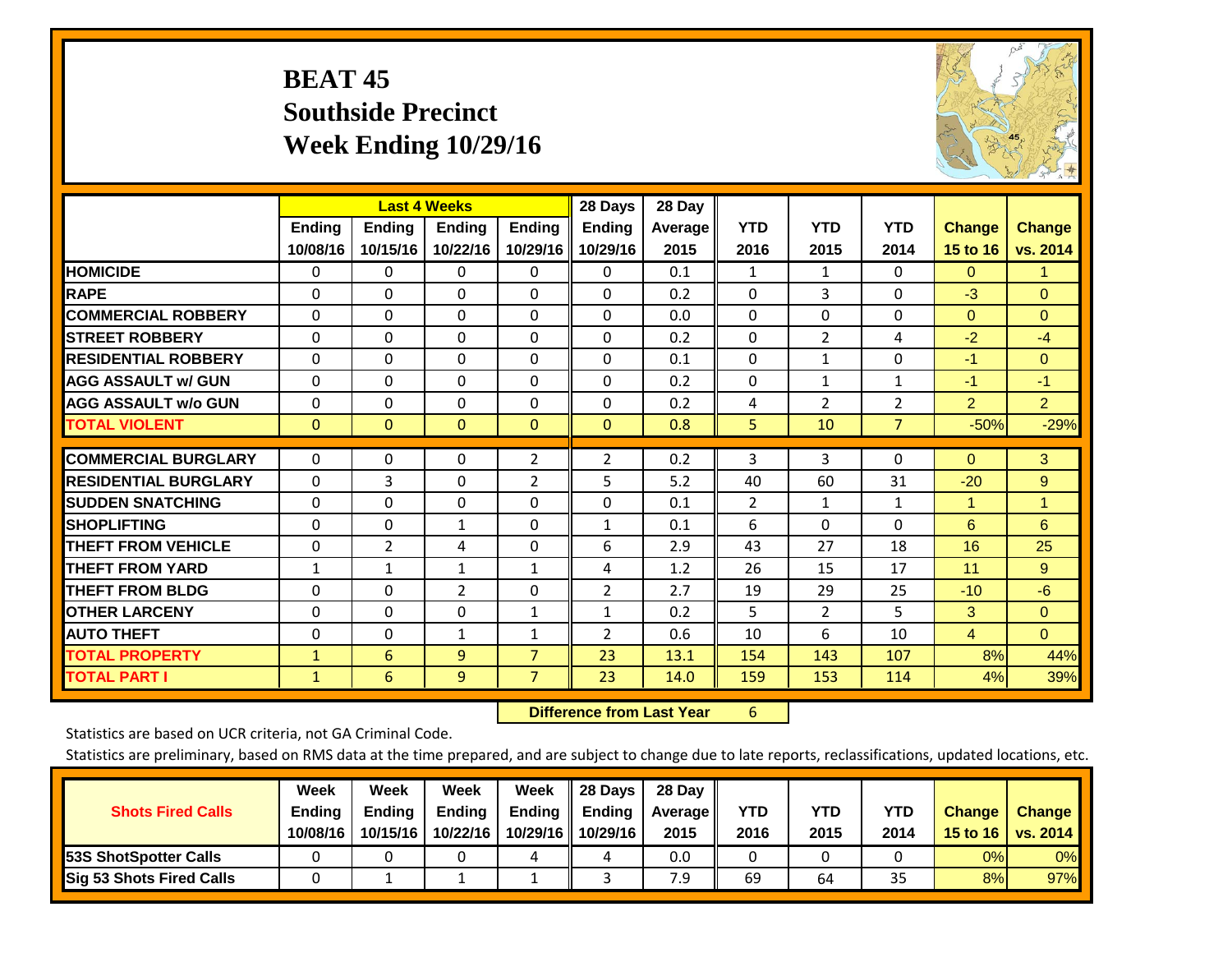# BEAT 45
## Southside Precinct
## Week Ending 10/29/16

| | Last 4 Weeks | | | | 28 Days | 28 Day | | | | | |
|---|---|---|---|---|---|---|---|---|---|---|---|
| | Ending 10/08/16 | Ending 10/15/16 | Ending 10/22/16 | Ending 10/29/16 | Ending 10/29/16 | Average 2015 | YTD 2016 | YTD 2015 | YTD 2014 | Change 15 to 16 | Change vs. 2014 |
| HOMICIDE | 0 | 0 | 0 | 0 | 0 | 0.1 | 1 | 1 | 0 | 0 | 1 |
| RAPE | 0 | 0 | 0 | 0 | 0 | 0.2 | 0 | 3 | 0 | -3 | 0 |
| COMMERCIAL ROBBERY | 0 | 0 | 0 | 0 | 0 | 0.0 | 0 | 0 | 0 | 0 | 0 |
| STREET ROBBERY | 0 | 0 | 0 | 0 | 0 | 0.2 | 0 | 2 | 4 | -2 | -4 |
| RESIDENTIAL ROBBERY | 0 | 0 | 0 | 0 | 0 | 0.1 | 0 | 1 | 0 | -1 | 0 |
| AGG ASSAULT w/ GUN | 0 | 0 | 0 | 0 | 0 | 0.2 | 0 | 1 | 1 | -1 | -1 |
| AGG ASSAULT w/o GUN | 0 | 0 | 0 | 0 | 0 | 0.2 | 4 | 2 | 2 | 2 | 2 |
| TOTAL VIOLENT | 0 | 0 | 0 | 0 | 0 | 0.8 | 5 | 10 | 7 | -50% | -29% |
| COMMERCIAL BURGLARY | 0 | 0 | 0 | 2 | 2 | 0.2 | 3 | 3 | 0 | 0 | 3 |
| RESIDENTIAL BURGLARY | 0 | 3 | 0 | 2 | 5 | 5.2 | 40 | 60 | 31 | -20 | 9 |
| SUDDEN SNATCHING | 0 | 0 | 0 | 0 | 0 | 0.1 | 2 | 1 | 1 | 1 | 1 |
| SHOPLIFTING | 0 | 0 | 1 | 0 | 1 | 0.1 | 6 | 0 | 0 | 6 | 6 |
| THEFT FROM VEHICLE | 0 | 2 | 4 | 0 | 6 | 2.9 | 43 | 27 | 18 | 16 | 25 |
| THEFT FROM YARD | 1 | 1 | 1 | 1 | 4 | 1.2 | 26 | 15 | 17 | 11 | 9 |
| THEFT FROM BLDG | 0 | 0 | 2 | 0 | 2 | 2.7 | 19 | 29 | 25 | -10 | -6 |
| OTHER LARCENY | 0 | 0 | 0 | 1 | 1 | 0.2 | 5 | 2 | 5 | 3 | 0 |
| AUTO THEFT | 0 | 0 | 1 | 1 | 2 | 0.6 | 10 | 6 | 10 | 4 | 0 |
| TOTAL PROPERTY | 1 | 6 | 9 | 7 | 23 | 13.1 | 154 | 143 | 107 | 8% | 44% |
| TOTAL PART I | 1 | 6 | 9 | 7 | 23 | 14.0 | 159 | 153 | 114 | 4% | 39% |

**Difference from Last Year** 6

Statistics are based on UCR criteria, not GA Criminal Code.

Statistics are preliminary, based on RMS data at the time prepared, and are subject to change due to late reports, reclassifications, updated locations, etc.

| Shots Fired Calls | Week Ending 10/08/16 | Week Ending 10/15/16 | Week Ending 10/22/16 | Week Ending 10/29/16 | 28 Days Ending 10/29/16 | 28 Day Average 2015 | YTD 2016 | YTD 2015 | YTD 2014 | Change 15 to 16 | Change vs. 2014 |
|---|---|---|---|---|---|---|---|---|---|---|---|
| 53S ShotSpotter Calls | 0 | 0 | 0 | 4 | 4 | 0.0 | 0 | 0 | 0 | 0% | 0% |
| Sig 53 Shots Fired Calls | 0 | 1 | 1 | 1 | 3 | 7.9 | 69 | 64 | 35 | 8% | 97% |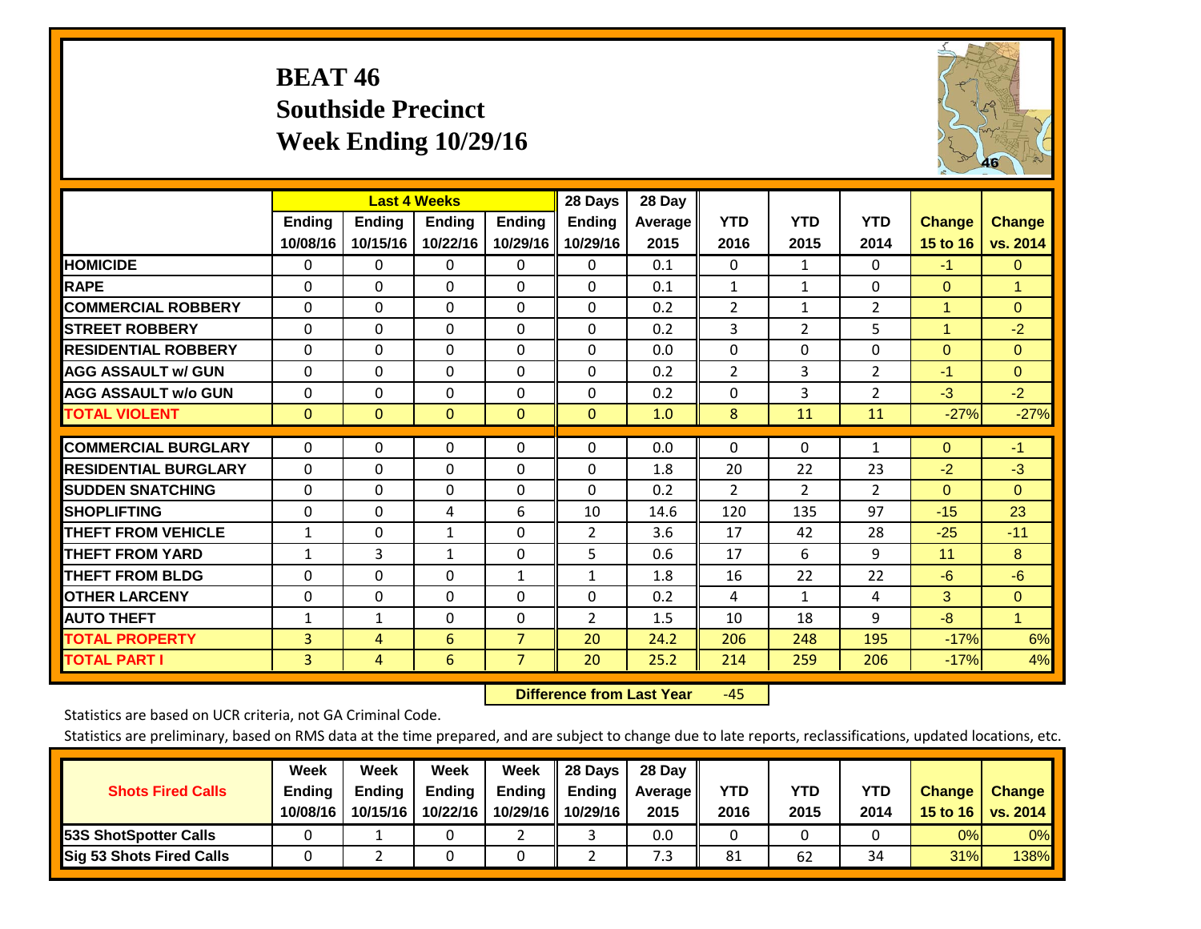# BEAT 46
## Southside Precinct
## Week Ending 10/29/16

| | Last 4 Weeks | | | | 28 Days | 28 Day | | | | | |
|---|---|---|---|---|---|---|---|---|---|---|---|
| | Ending 10/08/16 | Ending 10/15/16 | Ending 10/22/16 | Ending 10/29/16 | Ending 10/29/16 | Average 2015 | YTD 2016 | YTD 2015 | YTD 2014 | Change 15 to 16 | Change vs. 2014 |
| HOMICIDE | 0 | 0 | 0 | 0 | 0 | 0.1 | 0 | 1 | 0 | -1 | 0 |
| RAPE | 0 | 0 | 0 | 0 | 0 | 0.1 | 1 | 1 | 0 | 0 | 1 |
| COMMERCIAL ROBBERY | 0 | 0 | 0 | 0 | 0 | 0.2 | 2 | 1 | 2 | 1 | 0 |
| STREET ROBBERY | 0 | 0 | 0 | 0 | 0 | 0.2 | 3 | 2 | 5 | 1 | -2 |
| RESIDENTIAL ROBBERY | 0 | 0 | 0 | 0 | 0 | 0.0 | 0 | 0 | 0 | 0 | 0 |
| AGG ASSAULT w/ GUN | 0 | 0 | 0 | 0 | 0 | 0.2 | 2 | 3 | 2 | -1 | 0 |
| AGG ASSAULT w/o GUN | 0 | 0 | 0 | 0 | 0 | 0.2 | 0 | 3 | 2 | -3 | -2 |
| TOTAL VIOLENT | 0 | 0 | 0 | 0 | 0 | 1.0 | 8 | 11 | 11 | -27% | -27% |
| COMMERCIAL BURGLARY | 0 | 0 | 0 | 0 | 0 | 0.0 | 0 | 0 | 1 | 0 | -1 |
| RESIDENTIAL BURGLARY | 0 | 0 | 0 | 0 | 0 | 1.8 | 20 | 22 | 23 | -2 | -3 |
| SUDDEN SNATCHING | 0 | 0 | 0 | 0 | 0 | 0.2 | 2 | 2 | 2 | 0 | 0 |
| SHOPLIFTING | 0 | 0 | 4 | 6 | 10 | 14.6 | 120 | 135 | 97 | -15 | 23 |
| THEFT FROM VEHICLE | 1 | 0 | 1 | 0 | 2 | 3.6 | 17 | 42 | 28 | -25 | -11 |
| THEFT FROM YARD | 1 | 3 | 1 | 0 | 5 | 0.6 | 17 | 6 | 9 | 11 | 8 |
| THEFT FROM BLDG | 0 | 0 | 0 | 1 | 1 | 1.8 | 16 | 22 | 22 | -6 | -6 |
| OTHER LARCENY | 0 | 0 | 0 | 0 | 0 | 0.2 | 4 | 1 | 4 | 3 | 0 |
| AUTO THEFT | 1 | 1 | 0 | 0 | 2 | 1.5 | 10 | 18 | 9 | -8 | 1 |
| TOTAL PROPERTY | 3 | 4 | 6 | 7 | 20 | 24.2 | 206 | 248 | 195 | -17% | 6% |
| TOTAL PART I | 3 | 4 | 6 | 7 | 20 | 25.2 | 214 | 259 | 206 | -17% | 4% |

**Difference from Last Year** -45

Statistics are based on UCR criteria, not GA Criminal Code.

Statistics are preliminary, based on RMS data at the time prepared, and are subject to change due to late reports, reclassifications, updated locations, etc.

| Shots Fired Calls | Week Ending 10/08/16 | Week Ending 10/15/16 | Week Ending 10/22/16 | Week Ending 10/29/16 | 28 Days Ending 10/29/16 | 28 Day Average 2015 | YTD 2016 | YTD 2015 | YTD 2014 | Change 15 to 16 | Change vs. 2014 |
|---|---|---|---|---|---|---|---|---|---|---|---|
| 53S ShotSpotter Calls | 0 | 1 | 0 | 2 | 3 | 0.0 | 0 | 0 | 0 | 0% | 0% |
| Sig 53 Shots Fired Calls | 0 | 2 | 0 | 0 | 2 | 7.3 | 81 | 62 | 34 | 31% | 138% |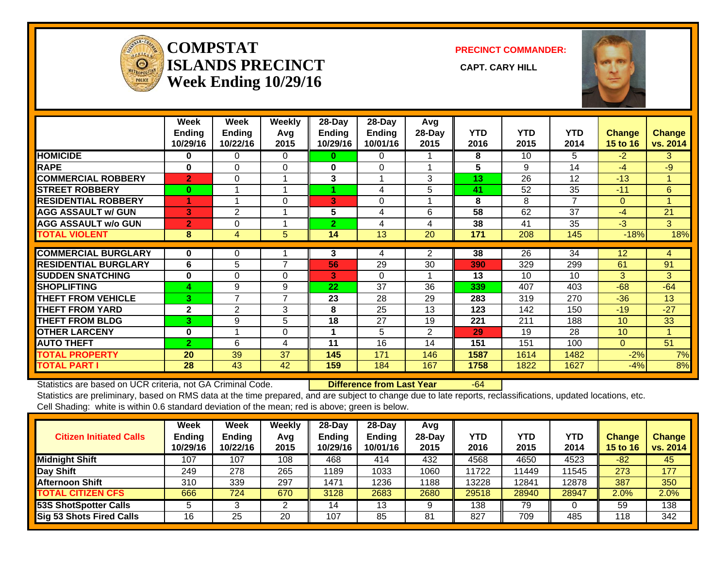# COMPSTAT ISLANDS PRECINCT
## Week Ending 10/29/16

**PRECINCT COMMANDER:**

**CAPT. CARY HILL**

| | Week Ending 10/29/16 | Week Ending 10/22/16 | Weekly Avg 2015 | 28-Day Ending 10/29/16 | 28-Day Ending 10/01/16 | Avg 28-Day 2015 | YTD 2016 | YTD 2015 | YTD 2014 | Change 15 to 16 | Change vs. 2014 |
|---|---|---|---|---|---|---|---|---|---|---|---|
| **HOMICIDE** | 0 | 0 | 0 | 0 | 0 | 1 | 8 | 10 | 5 | -2 | 3 |
| **RAPE** | 0 | 0 | 0 | 0 | 0 | 1 | 5 | 9 | 14 | -4 | -9 |
| **COMMERCIAL ROBBERY** | 2 | 0 | 1 | 3 | 1 | 3 | 13 | 26 | 12 | -13 | 1 |
| **STREET ROBBERY** | 0 | 1 | 1 | 1 | 4 | 5 | 41 | 52 | 35 | -11 | 6 |
| **RESIDENTIAL ROBBERY** | 1 | 1 | 0 | 3 | 0 | 1 | 8 | 8 | 7 | 0 | 1 |
| **AGG ASSAULT w/ GUN** | 3 | 2 | 1 | 5 | 4 | 6 | 58 | 62 | 37 | -4 | 21 |
| **AGG ASSAULT w/o GUN** | 2 | 0 | 1 | 2 | 4 | 4 | 38 | 41 | 35 | -3 | 3 |
| **TOTAL VIOLENT** | 8 | 4 | 5 | 14 | 13 | 20 | 171 | 208 | 145 | -18% | 18% |
| **COMMERCIAL BURGLARY** | 0 | 0 | 1 | 3 | 4 | 2 | 38 | 26 | 34 | 12 | 4 |
| **RESIDENTIAL BURGLARY** | 6 | 5 | 7 | 56 | 29 | 30 | 390 | 329 | 299 | 61 | 91 |
| **SUDDEN SNATCHING** | 0 | 0 | 0 | 3 | 0 | 1 | 13 | 10 | 10 | 3 | 3 |
| **SHOPLIFTING** | 4 | 9 | 9 | 22 | 37 | 36 | 339 | 407 | 403 | -68 | -64 |
| **THEFT FROM VEHICLE** | 3 | 7 | 7 | 23 | 28 | 29 | 283 | 319 | 270 | -36 | 13 |
| **THEFT FROM YARD** | 2 | 2 | 3 | 8 | 25 | 13 | 123 | 142 | 150 | -19 | -27 |
| **THEFT FROM BLDG** | 3 | 9 | 5 | 18 | 27 | 19 | 221 | 211 | 188 | 10 | 33 |
| **OTHER LARCENY** | 0 | 1 | 0 | 1 | 5 | 2 | 29 | 19 | 28 | 10 | 1 |
| **AUTO THEFT** | 2 | 6 | 4 | 11 | 16 | 14 | 151 | 151 | 100 | 0 | 51 |
| **TOTAL PROPERTY** | 20 | 39 | 37 | 145 | 171 | 146 | 1587 | 1614 | 1482 | -2% | 7% |
| **TOTAL PART I** | 28 | 43 | 42 | 159 | 184 | 167 | 1758 | 1822 | 1627 | -4% | 8% |

Statistics are based on UCR criteria, not GA Criminal Code. **Difference from Last Year** -64

Statistics are preliminary, based on RMS data at the time prepared, and are subject to change due to late reports, reclassifications, updated locations, etc.

Cell Shading: white is within 0.6 standard deviation of the mean; red is above; green is below.

| Citizen Initiated Calls | Week Ending 10/29/16 | Week Ending 10/22/16 | Weekly Avg 2015 | 28-Day Ending 10/29/16 | 28-Day Ending 10/01/16 | Avg 28-Day 2015 | YTD 2016 | YTD 2015 | YTD 2014 | Change 15 to 16 | Change vs. 2014 |
|---|---|---|---|---|---|---|---|---|---|---|---|
| **Midnight Shift** | 107 | 107 | 108 | 468 | 414 | 432 | 4568 | 4650 | 4523 | -82 | 45 |
| **Day Shift** | 249 | 278 | 265 | 1189 | 1033 | 1060 | 11722 | 11449 | 11545 | 273 | 177 |
| **Afternoon Shift** | 310 | 339 | 297 | 1471 | 1236 | 1188 | 13228 | 12841 | 12878 | 387 | 350 |
| **TOTAL CITIZEN CFS** | 666 | 724 | 670 | 3128 | 2683 | 2680 | 29518 | 28940 | 28947 | 2.0% | 2.0% |
| **53S ShotSpotter Calls** | 5 | 3 | 2 | 14 | 13 | 9 | 138 | 79 | 0 | 59 | 138 |
| **Sig 53 Shots Fired Calls** | 16 | 25 | 20 | 107 | 85 | 81 | 827 | 709 | 485 | 118 | 342 |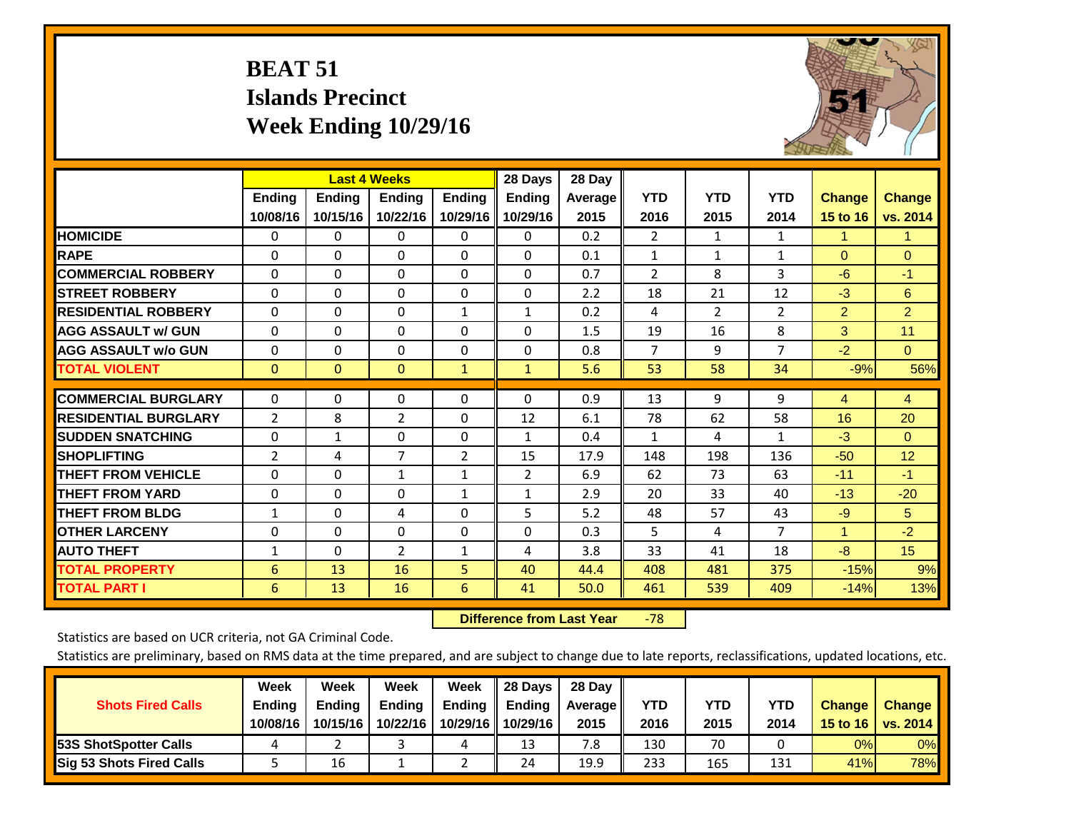# BEAT 51
## Islands Precinct
## Week Ending 10/29/16

| | Last 4 Weeks | | | | 28 Days | 28 Day | | | | | |
|---|---|---|---|---|---|---|---|---|---|---|---|
| | Ending 10/08/16 | Ending 10/15/16 | Ending 10/22/16 | Ending 10/29/16 | Ending 10/29/16 | Average 2015 | YTD 2016 | YTD 2015 | YTD 2014 | Change 15 to 16 | Change vs. 2014 |
| HOMICIDE | 0 | 0 | 0 | 0 | 0 | 0.2 | 2 | 1 | 1 | 1 | 1 |
| RAPE | 0 | 0 | 0 | 0 | 0 | 0.1 | 1 | 1 | 1 | 0 | 0 |
| COMMERCIAL ROBBERY | 0 | 0 | 0 | 0 | 0 | 0.7 | 2 | 8 | 3 | -6 | -1 |
| STREET ROBBERY | 0 | 0 | 0 | 0 | 0 | 2.2 | 18 | 21 | 12 | -3 | 6 |
| RESIDENTIAL ROBBERY | 0 | 0 | 0 | 1 | 1 | 0.2 | 4 | 2 | 2 | 2 | 2 |
| AGG ASSAULT w/ GUN | 0 | 0 | 0 | 0 | 0 | 1.5 | 19 | 16 | 8 | 3 | 11 |
| AGG ASSAULT w/o GUN | 0 | 0 | 0 | 0 | 0 | 0.8 | 7 | 9 | 7 | -2 | 0 |
| TOTAL VIOLENT | 0 | 0 | 0 | 1 | 1 | 5.6 | 53 | 58 | 34 | -9% | 56% |
| COMMERCIAL BURGLARY | 0 | 0 | 0 | 0 | 0 | 0.9 | 13 | 9 | 9 | 4 | 4 |
| RESIDENTIAL BURGLARY | 2 | 8 | 2 | 0 | 12 | 6.1 | 78 | 62 | 58 | 16 | 20 |
| SUDDEN SNATCHING | 0 | 1 | 0 | 0 | 1 | 0.4 | 1 | 4 | 1 | -3 | 0 |
| SHOPLIFTING | 2 | 4 | 7 | 2 | 15 | 17.9 | 148 | 198 | 136 | -50 | 12 |
| THEFT FROM VEHICLE | 0 | 0 | 1 | 1 | 2 | 6.9 | 62 | 73 | 63 | -11 | -1 |
| THEFT FROM YARD | 0 | 0 | 0 | 1 | 1 | 2.9 | 20 | 33 | 40 | -13 | -20 |
| THEFT FROM BLDG | 1 | 0 | 4 | 0 | 5 | 5.2 | 48 | 57 | 43 | -9 | 5 |
| OTHER LARCENY | 0 | 0 | 0 | 0 | 0 | 0.3 | 5 | 4 | 7 | 1 | -2 |
| AUTO THEFT | 1 | 0 | 2 | 1 | 4 | 3.8 | 33 | 41 | 18 | -8 | 15 |
| TOTAL PROPERTY | 6 | 13 | 16 | 5 | 40 | 44.4 | 408 | 481 | 375 | -15% | 9% |
| TOTAL PART I | 6 | 13 | 16 | 6 | 41 | 50.0 | 461 | 539 | 409 | -14% | 13% |

**Difference from Last Year** -78

Statistics are based on UCR criteria, not GA Criminal Code.

Statistics are preliminary, based on RMS data at the time prepared, and are subject to change due to late reports, reclassifications, updated locations, etc.

| Shots Fired Calls | Week Ending 10/08/16 | Week Ending 10/15/16 | Week Ending 10/22/16 | Week Ending 10/29/16 | 28 Days Ending 10/29/16 | 28 Day Average 2015 | YTD 2016 | YTD 2015 | YTD 2014 | Change 15 to 16 | Change vs. 2014 |
|---|---|---|---|---|---|---|---|---|---|---|---|
| 53S ShotSpotter Calls | 4 | 2 | 3 | 4 | 13 | 7.8 | 130 | 70 | 0 | 0% | 0% |
| Sig 53 Shots Fired Calls | 5 | 16 | 1 | 2 | 24 | 19.9 | 233 | 165 | 131 | 41% | 78% |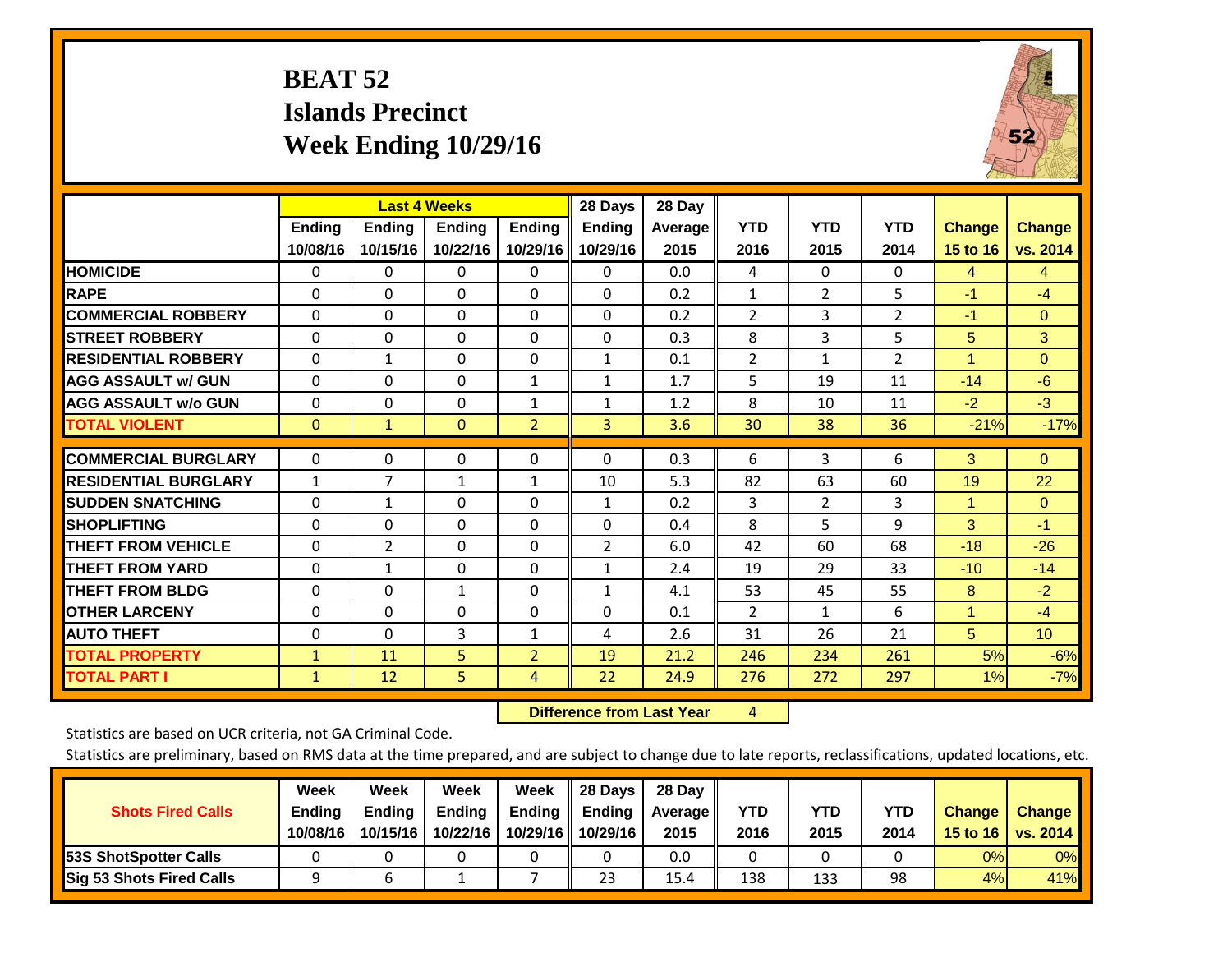# BEAT 52
# Islands Precinct
# Week Ending 10/29/16

| | Last 4 Weeks | | | | 28 Days | 28 Day | | | | | |
|---|---|---|---|---|---|---|---|---|---|---|---|
| | Ending 10/08/16 | Ending 10/15/16 | Ending 10/22/16 | Ending 10/29/16 | Ending 10/29/16 | Average 2015 | YTD 2016 | YTD 2015 | YTD 2014 | Change 15 to 16 | Change vs. 2014 |
| HOMICIDE | 0 | 0 | 0 | 0 | 0 | 0.0 | 4 | 0 | 0 | 4 | 4 |
| RAPE | 0 | 0 | 0 | 0 | 0 | 0.2 | 1 | 2 | 5 | -1 | -4 |
| COMMERCIAL ROBBERY | 0 | 0 | 0 | 0 | 0 | 0.2 | 2 | 3 | 2 | -1 | 0 |
| STREET ROBBERY | 0 | 0 | 0 | 0 | 0 | 0.3 | 8 | 3 | 5 | 5 | 3 |
| RESIDENTIAL ROBBERY | 0 | 1 | 0 | 0 | 1 | 0.1 | 2 | 1 | 2 | 1 | 0 |
| AGG ASSAULT w/ GUN | 0 | 0 | 0 | 1 | 1 | 1.7 | 5 | 19 | 11 | -14 | -6 |
| AGG ASSAULT w/o GUN | 0 | 0 | 0 | 1 | 1 | 1.2 | 8 | 10 | 11 | -2 | -3 |
| TOTAL VIOLENT | 0 | 1 | 0 | 2 | 3 | 3.6 | 30 | 38 | 36 | -21% | -17% |
| COMMERCIAL BURGLARY | 0 | 0 | 0 | 0 | 0 | 0.3 | 6 | 3 | 6 | 3 | 0 |
| RESIDENTIAL BURGLARY | 1 | 7 | 1 | 1 | 10 | 5.3 | 82 | 63 | 60 | 19 | 22 |
| SUDDEN SNATCHING | 0 | 1 | 0 | 0 | 1 | 0.2 | 3 | 2 | 3 | 1 | 0 |
| SHOPLIFTING | 0 | 0 | 0 | 0 | 0 | 0.4 | 8 | 5 | 9 | 3 | -1 |
| THEFT FROM VEHICLE | 0 | 2 | 0 | 0 | 2 | 6.0 | 42 | 60 | 68 | -18 | -26 |
| THEFT FROM YARD | 0 | 1 | 0 | 0 | 1 | 2.4 | 19 | 29 | 33 | -10 | -14 |
| THEFT FROM BLDG | 0 | 0 | 1 | 0 | 1 | 4.1 | 53 | 45 | 55 | 8 | -2 |
| OTHER LARCENY | 0 | 0 | 0 | 0 | 0 | 0.1 | 2 | 1 | 6 | 1 | -4 |
| AUTO THEFT | 0 | 0 | 3 | 1 | 4 | 2.6 | 31 | 26 | 21 | 5 | 10 |
| TOTAL PROPERTY | 1 | 11 | 5 | 2 | 19 | 21.2 | 246 | 234 | 261 | 5% | -6% |
| TOTAL PART I | 1 | 12 | 5 | 4 | 22 | 24.9 | 276 | 272 | 297 | 1% | -7% |

**Difference from Last Year** 4

Statistics are based on UCR criteria, not GA Criminal Code.

Statistics are preliminary, based on RMS data at the time prepared, and are subject to change due to late reports, reclassifications, updated locations, etc.

| Shots Fired Calls | Week Ending 10/08/16 | Week Ending 10/15/16 | Week Ending 10/22/16 | Week Ending 10/29/16 | 28 Days Ending 10/29/16 | 28 Day Average 2015 | YTD 2016 | YTD 2015 | YTD 2014 | Change 15 to 16 | Change vs. 2014 |
|---|---|---|---|---|---|---|---|---|---|---|---|
| 53S ShotSpotter Calls | 0 | 0 | 0 | 0 | 0 | 0.0 | 0 | 0 | 0 | 0% | 0% |
| Sig 53 Shots Fired Calls | 9 | 6 | 1 | 7 | 23 | 15.4 | 138 | 133 | 98 | 4% | 41% |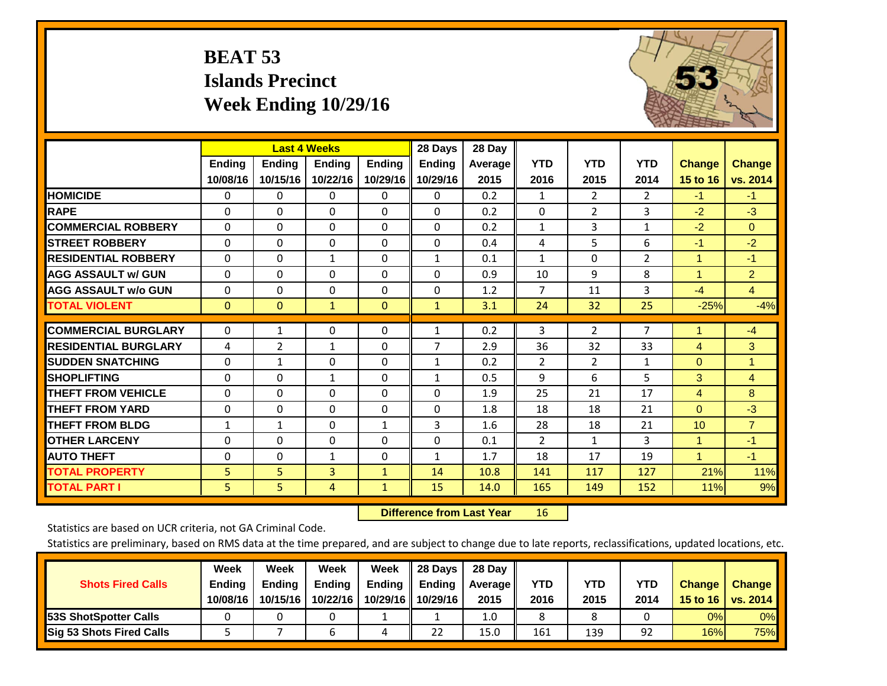# BEAT 53
## Islands Precinct
## Week Ending 10/29/16

| | Last 4 Weeks | | | | 28 Days | 28 Day | | | | | |
|---|---|---|---|---|---|---|---|---|---|---|---|
| | Ending 10/08/16 | Ending 10/15/16 | Ending 10/22/16 | Ending 10/29/16 | Ending 10/29/16 | Average 2015 | YTD 2016 | YTD 2015 | YTD 2014 | Change 15 to 16 | Change vs. 2014 |
| HOMICIDE | 0 | 0 | 0 | 0 | 0 | 0.2 | 1 | 2 | 2 | -1 | -1 |
| RAPE | 0 | 0 | 0 | 0 | 0 | 0.2 | 0 | 2 | 3 | -2 | -3 |
| COMMERCIAL ROBBERY | 0 | 0 | 0 | 0 | 0 | 0.2 | 1 | 3 | 1 | -2 | 0 |
| STREET ROBBERY | 0 | 0 | 0 | 0 | 0 | 0.4 | 4 | 5 | 6 | -1 | -2 |
| RESIDENTIAL ROBBERY | 0 | 0 | 1 | 0 | 1 | 0.1 | 1 | 0 | 2 | 1 | -1 |
| AGG ASSAULT w/ GUN | 0 | 0 | 0 | 0 | 0 | 0.9 | 10 | 9 | 8 | 1 | 2 |
| AGG ASSAULT w/o GUN | 0 | 0 | 0 | 0 | 0 | 1.2 | 7 | 11 | 3 | -4 | 4 |
| TOTAL VIOLENT | 0 | 0 | 1 | 0 | 1 | 3.1 | 24 | 32 | 25 | -25% | -4% |
| COMMERCIAL BURGLARY | 0 | 1 | 0 | 0 | 1 | 0.2 | 3 | 2 | 7 | 1 | -4 |
| RESIDENTIAL BURGLARY | 4 | 2 | 1 | 0 | 7 | 2.9 | 36 | 32 | 33 | 4 | 3 |
| SUDDEN SNATCHING | 0 | 1 | 0 | 0 | 1 | 0.2 | 2 | 2 | 1 | 0 | 1 |
| SHOPLIFTING | 0 | 0 | 1 | 0 | 1 | 0.5 | 9 | 6 | 5 | 3 | 4 |
| THEFT FROM VEHICLE | 0 | 0 | 0 | 0 | 0 | 1.9 | 25 | 21 | 17 | 4 | 8 |
| THEFT FROM YARD | 0 | 0 | 0 | 0 | 0 | 1.8 | 18 | 18 | 21 | 0 | -3 |
| THEFT FROM BLDG | 1 | 1 | 0 | 1 | 3 | 1.6 | 28 | 18 | 21 | 10 | 7 |
| OTHER LARCENY | 0 | 0 | 0 | 0 | 0 | 0.1 | 2 | 1 | 3 | 1 | -1 |
| AUTO THEFT | 0 | 0 | 1 | 0 | 1 | 1.7 | 18 | 17 | 19 | 1 | -1 |
| TOTAL PROPERTY | 5 | 5 | 3 | 1 | 14 | 10.8 | 141 | 117 | 127 | 21% | 11% |
| TOTAL PART I | 5 | 5 | 4 | 1 | 15 | 14.0 | 165 | 149 | 152 | 11% | 9% |

**Difference from Last Year** 16

Statistics are based on UCR criteria, not GA Criminal Code.

Statistics are preliminary, based on RMS data at the time prepared, and are subject to change due to late reports, reclassifications, updated locations, etc.

| Shots Fired Calls | Week Ending 10/08/16 | Week Ending 10/15/16 | Week Ending 10/22/16 | Week Ending 10/29/16 | 28 Days Ending 10/29/16 | 28 Day Average 2015 | YTD 2016 | YTD 2015 | YTD 2014 | Change 15 to 16 | Change vs. 2014 |
|---|---|---|---|---|---|---|---|---|---|---|---|
| 53S ShotSpotter Calls | 0 | 0 | 0 | 1 | 1 | 1.0 | 8 | 8 | 0 | 0% | 0% |
| Sig 53 Shots Fired Calls | 5 | 7 | 6 | 4 | 22 | 15.0 | 161 | 139 | 92 | 16% | 75% |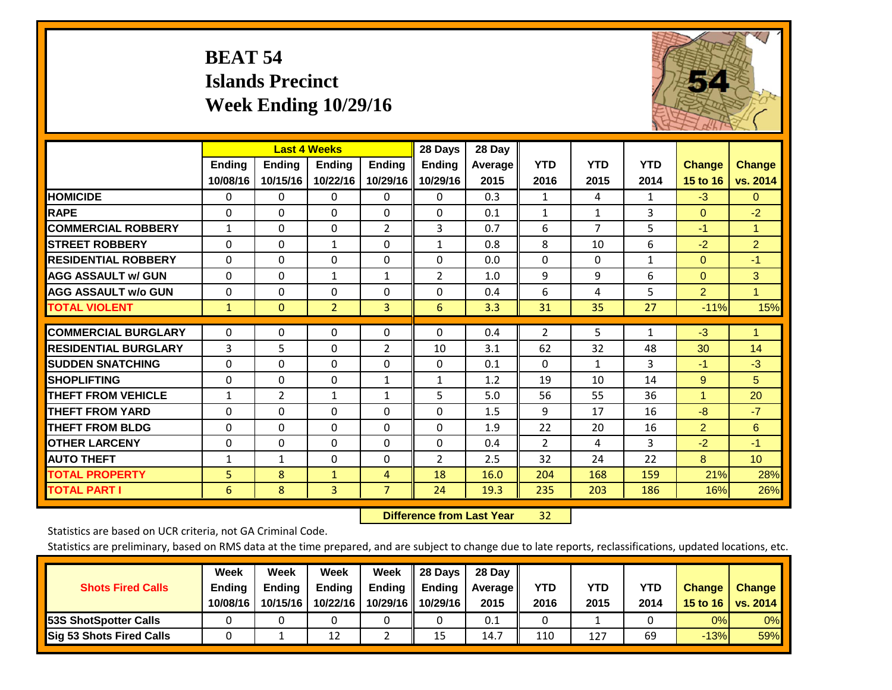# BEAT 54
## Islands Precinct
## Week Ending 10/29/16

| | Last 4 Weeks | | | | 28 Days | 28 Day | | | | | |
|---|---|---|---|---|---|---|---|---|---|---|---|
| | Ending 10/08/16 | Ending 10/15/16 | Ending 10/22/16 | Ending 10/29/16 | Ending 10/29/16 | Average 2015 | YTD 2016 | YTD 2015 | YTD 2014 | Change 15 to 16 | Change vs. 2014 |
| **HOMICIDE** | 0 | 0 | 0 | 0 | 0 | 0.3 | 1 | 4 | 1 | -3 | 0 |
| **RAPE** | 0 | 0 | 0 | 0 | 0 | 0.1 | 1 | 1 | 3 | 0 | -2 |
| **COMMERCIAL ROBBERY** | 1 | 0 | 0 | 2 | 3 | 0.7 | 6 | 7 | 5 | -1 | 1 |
| **STREET ROBBERY** | 0 | 0 | 1 | 0 | 1 | 0.8 | 8 | 10 | 6 | -2 | 2 |
| **RESIDENTIAL ROBBERY** | 0 | 0 | 0 | 0 | 0 | 0.0 | 0 | 0 | 1 | 0 | -1 |
| **AGG ASSAULT w/ GUN** | 0 | 0 | 1 | 1 | 2 | 1.0 | 9 | 9 | 6 | 0 | 3 |
| **AGG ASSAULT w/o GUN** | 0 | 0 | 0 | 0 | 0 | 0.4 | 6 | 4 | 5 | 2 | 1 |
| **TOTAL VIOLENT** | 1 | 0 | 2 | 3 | 6 | 3.3 | 31 | 35 | 27 | -11% | 15% |
| **COMMERCIAL BURGLARY** | 0 | 0 | 0 | 0 | 0 | 0.4 | 2 | 5 | 1 | -3 | 1 |
| **RESIDENTIAL BURGLARY** | 3 | 5 | 0 | 2 | 10 | 3.1 | 62 | 32 | 48 | 30 | 14 |
| **SUDDEN SNATCHING** | 0 | 0 | 0 | 0 | 0 | 0.1 | 0 | 1 | 3 | -1 | -3 |
| **SHOPLIFTING** | 0 | 0 | 0 | 1 | 1 | 1.2 | 19 | 10 | 14 | 9 | 5 |
| **THEFT FROM VEHICLE** | 1 | 2 | 1 | 1 | 5 | 5.0 | 56 | 55 | 36 | 1 | 20 |
| **THEFT FROM YARD** | 0 | 0 | 0 | 0 | 0 | 1.5 | 9 | 17 | 16 | -8 | -7 |
| **THEFT FROM BLDG** | 0 | 0 | 0 | 0 | 0 | 1.9 | 22 | 20 | 16 | 2 | 6 |
| **OTHER LARCENY** | 0 | 0 | 0 | 0 | 0 | 0.4 | 2 | 4 | 3 | -2 | -1 |
| **AUTO THEFT** | 1 | 1 | 0 | 0 | 2 | 2.5 | 32 | 24 | 22 | 8 | 10 |
| **TOTAL PROPERTY** | 5 | 8 | 1 | 4 | 18 | 16.0 | 204 | 168 | 159 | 21% | 28% |
| **TOTAL PART I** | 6 | 8 | 3 | 7 | 24 | 19.3 | 235 | 203 | 186 | 16% | 26% |

**Difference from Last Year** 32

Statistics are based on UCR criteria, not GA Criminal Code.

Statistics are preliminary, based on RMS data at the time prepared, and are subject to change due to late reports, reclassifications, updated locations, etc.

| Shots Fired Calls | Week Ending 10/08/16 | Week Ending 10/15/16 | Week Ending 10/22/16 | Week Ending 10/29/16 | 28 Days Ending 10/29/16 | 28 Day Average 2015 | YTD 2016 | YTD 2015 | YTD 2014 | Change 15 to 16 | Change vs. 2014 |
|---|---|---|---|---|---|---|---|---|---|---|---|
| **53S ShotSpotter Calls** | 0 | 0 | 0 | 0 | 0 | 0.1 | 0 | 1 | 0 | 0% | 0% |
| **Sig 53 Shots Fired Calls** | 0 | 1 | 12 | 2 | 15 | 14.7 | 110 | 127 | 69 | -13% | 59% |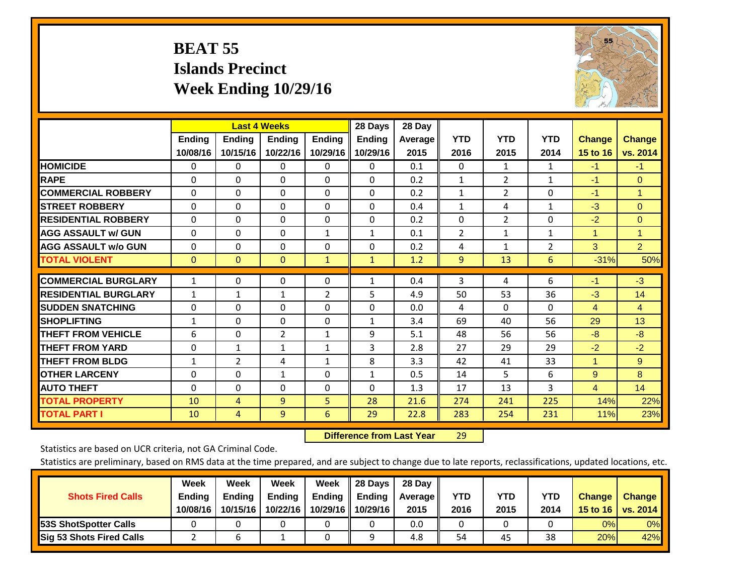# BEAT 55
## Islands Precinct
## Week Ending 10/29/16

| | Last 4 Weeks | | | | 28 Days | 28 Day | YTD | YTD | YTD | Change | Change |
|---|---|---|---|---|---|---|---|---|---|---|---|
| | Ending 10/08/16 | Ending 10/15/16 | Ending 10/22/16 | Ending 10/29/16 | Ending 10/29/16 | Average 2015 | 2016 | 2015 | 2014 | 15 to 16 | vs. 2014 |
| HOMICIDE | 0 | 0 | 0 | 0 | 0 | 0.1 | 0 | 1 | 1 | -1 | -1 |
| RAPE | 0 | 0 | 0 | 0 | 0 | 0.2 | 1 | 2 | 1 | -1 | 0 |
| COMMERCIAL ROBBERY | 0 | 0 | 0 | 0 | 0 | 0.2 | 1 | 2 | 0 | -1 | 1 |
| STREET ROBBERY | 0 | 0 | 0 | 0 | 0 | 0.4 | 1 | 4 | 1 | -3 | 0 |
| RESIDENTIAL ROBBERY | 0 | 0 | 0 | 0 | 0 | 0.2 | 0 | 2 | 0 | -2 | 0 |
| AGG ASSAULT w/ GUN | 0 | 0 | 0 | 1 | 1 | 0.1 | 2 | 1 | 1 | 1 | 1 |
| AGG ASSAULT w/o GUN | 0 | 0 | 0 | 0 | 0 | 0.2 | 4 | 1 | 2 | 3 | 2 |
| TOTAL VIOLENT | 0 | 0 | 0 | 1 | 1 | 1.2 | 9 | 13 | 6 | -31% | 50% |
| COMMERCIAL BURGLARY | 1 | 0 | 0 | 0 | 1 | 0.4 | 3 | 4 | 6 | -1 | -3 |
| RESIDENTIAL BURGLARY | 1 | 1 | 1 | 2 | 5 | 4.9 | 50 | 53 | 36 | -3 | 14 |
| SUDDEN SNATCHING | 0 | 0 | 0 | 0 | 0 | 0.0 | 4 | 0 | 0 | 4 | 4 |
| SHOPLIFTING | 1 | 0 | 0 | 0 | 1 | 3.4 | 69 | 40 | 56 | 29 | 13 |
| THEFT FROM VEHICLE | 6 | 0 | 2 | 1 | 9 | 5.1 | 48 | 56 | 56 | -8 | -8 |
| THEFT FROM YARD | 0 | 1 | 1 | 1 | 3 | 2.8 | 27 | 29 | 29 | -2 | -2 |
| THEFT FROM BLDG | 1 | 2 | 4 | 1 | 8 | 3.3 | 42 | 41 | 33 | 1 | 9 |
| OTHER LARCENY | 0 | 0 | 1 | 0 | 1 | 0.5 | 14 | 5 | 6 | 9 | 8 |
| AUTO THEFT | 0 | 0 | 0 | 0 | 0 | 1.3 | 17 | 13 | 3 | 4 | 14 |
| TOTAL PROPERTY | 10 | 4 | 9 | 5 | 28 | 21.6 | 274 | 241 | 225 | 14% | 22% |
| TOTAL PART I | 10 | 4 | 9 | 6 | 29 | 22.8 | 283 | 254 | 231 | 11% | 23% |

**Difference from Last Year** 29

Statistics are based on UCR criteria, not GA Criminal Code.

Statistics are preliminary, based on RMS data at the time prepared, and are subject to change due to late reports, reclassifications, updated locations, etc.

| Shots Fired Calls | Week Ending 10/08/16 | Week Ending 10/15/16 | Week Ending 10/22/16 | Week Ending 10/29/16 | 28 Days Ending 10/29/16 | 28 Day Average 2015 | YTD 2016 | YTD 2015 | YTD 2014 | Change 15 to 16 | Change vs. 2014 |
|---|---|---|---|---|---|---|---|---|---|---|---|
| 53S ShotSpotter Calls | 0 | 0 | 0 | 0 | 0 | 0.0 | 0 | 0 | 0 | 0% | 0% |
| Sig 53 Shots Fired Calls | 2 | 6 | 1 | 0 | 9 | 4.8 | 54 | 45 | 38 | 20% | 42% |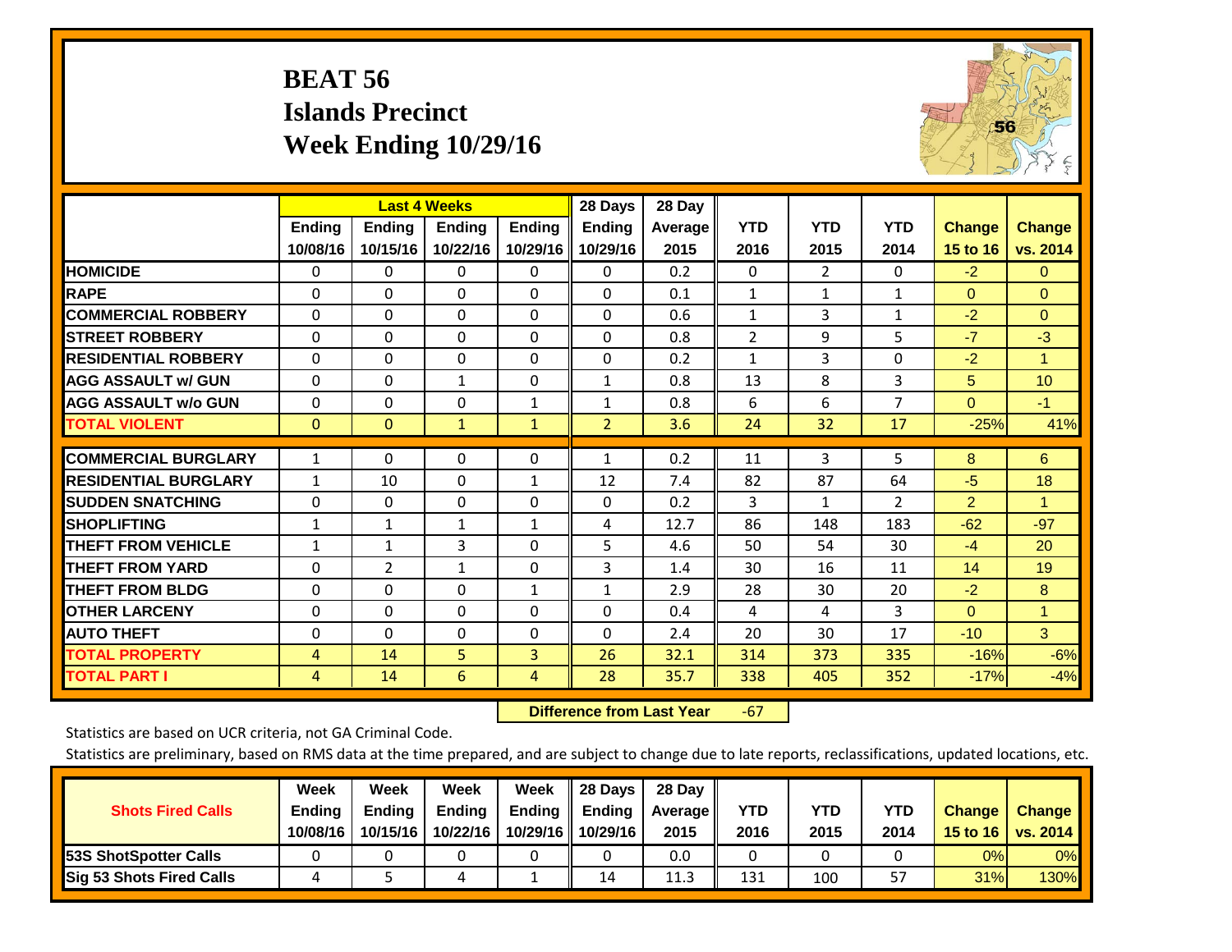# BEAT 56
## Islands Precinct
## Week Ending 10/29/16

| | Last 4 Weeks | | | | 28 Days | 28 Day | | | | | |
|---|---|---|---|---|---|---|---|---|---|---|---|
| | Ending 10/08/16 | Ending 10/15/16 | Ending 10/22/16 | Ending 10/29/16 | Ending 10/29/16 | Average 2015 | YTD 2016 | YTD 2015 | YTD 2014 | Change 15 to 16 | Change vs. 2014 |
| HOMICIDE | 0 | 0 | 0 | 0 | 0 | 0.2 | 0 | 2 | 0 | -2 | 0 |
| RAPE | 0 | 0 | 0 | 0 | 0 | 0.1 | 1 | 1 | 1 | 0 | 0 |
| COMMERCIAL ROBBERY | 0 | 0 | 0 | 0 | 0 | 0.6 | 1 | 3 | 1 | -2 | 0 |
| STREET ROBBERY | 0 | 0 | 0 | 0 | 0 | 0.8 | 2 | 9 | 5 | -7 | -3 |
| RESIDENTIAL ROBBERY | 0 | 0 | 0 | 0 | 0 | 0.2 | 1 | 3 | 0 | -2 | 1 |
| AGG ASSAULT w/ GUN | 0 | 0 | 1 | 0 | 1 | 0.8 | 13 | 8 | 3 | 5 | 10 |
| AGG ASSAULT w/o GUN | 0 | 0 | 0 | 1 | 1 | 0.8 | 6 | 6 | 7 | 0 | -1 |
| TOTAL VIOLENT | 0 | 0 | 1 | 1 | 2 | 3.6 | 24 | 32 | 17 | -25% | 41% |
| COMMERCIAL BURGLARY | 1 | 0 | 0 | 0 | 1 | 0.2 | 11 | 3 | 5 | 8 | 6 |
| RESIDENTIAL BURGLARY | 1 | 10 | 0 | 1 | 12 | 7.4 | 82 | 87 | 64 | -5 | 18 |
| SUDDEN SNATCHING | 0 | 0 | 0 | 0 | 0 | 0.2 | 3 | 1 | 2 | 2 | 1 |
| SHOPLIFTING | 1 | 1 | 1 | 1 | 4 | 12.7 | 86 | 148 | 183 | -62 | -97 |
| THEFT FROM VEHICLE | 1 | 1 | 3 | 0 | 5 | 4.6 | 50 | 54 | 30 | -4 | 20 |
| THEFT FROM YARD | 0 | 2 | 1 | 0 | 3 | 1.4 | 30 | 16 | 11 | 14 | 19 |
| THEFT FROM BLDG | 0 | 0 | 0 | 1 | 1 | 2.9 | 28 | 30 | 20 | -2 | 8 |
| OTHER LARCENY | 0 | 0 | 0 | 0 | 0 | 0.4 | 4 | 4 | 3 | 0 | 1 |
| AUTO THEFT | 0 | 0 | 0 | 0 | 0 | 2.4 | 20 | 30 | 17 | -10 | 3 |
| TOTAL PROPERTY | 4 | 14 | 5 | 3 | 26 | 32.1 | 314 | 373 | 335 | -16% | -6% |
| TOTAL PART I | 4 | 14 | 6 | 4 | 28 | 35.7 | 338 | 405 | 352 | -17% | -4% |

**Difference from Last Year** -67

Statistics are based on UCR criteria, not GA Criminal Code.

Statistics are preliminary, based on RMS data at the time prepared, and are subject to change due to late reports, reclassifications, updated locations, etc.

| Shots Fired Calls | Week Ending 10/08/16 | Week Ending 10/15/16 | Week Ending 10/22/16 | Week Ending 10/29/16 | 28 Days Ending 10/29/16 | 28 Day Average 2015 | YTD 2016 | YTD 2015 | YTD 2014 | Change 15 to 16 | Change vs. 2014 |
|---|---|---|---|---|---|---|---|---|---|---|---|
| 53S ShotSpotter Calls | 0 | 0 | 0 | 0 | 0 | 0.0 | 0 | 0 | 0 | 0% | 0% |
| Sig 53 Shots Fired Calls | 4 | 5 | 4 | 1 | 14 | 11.3 | 131 | 100 | 57 | 31% | 130% |